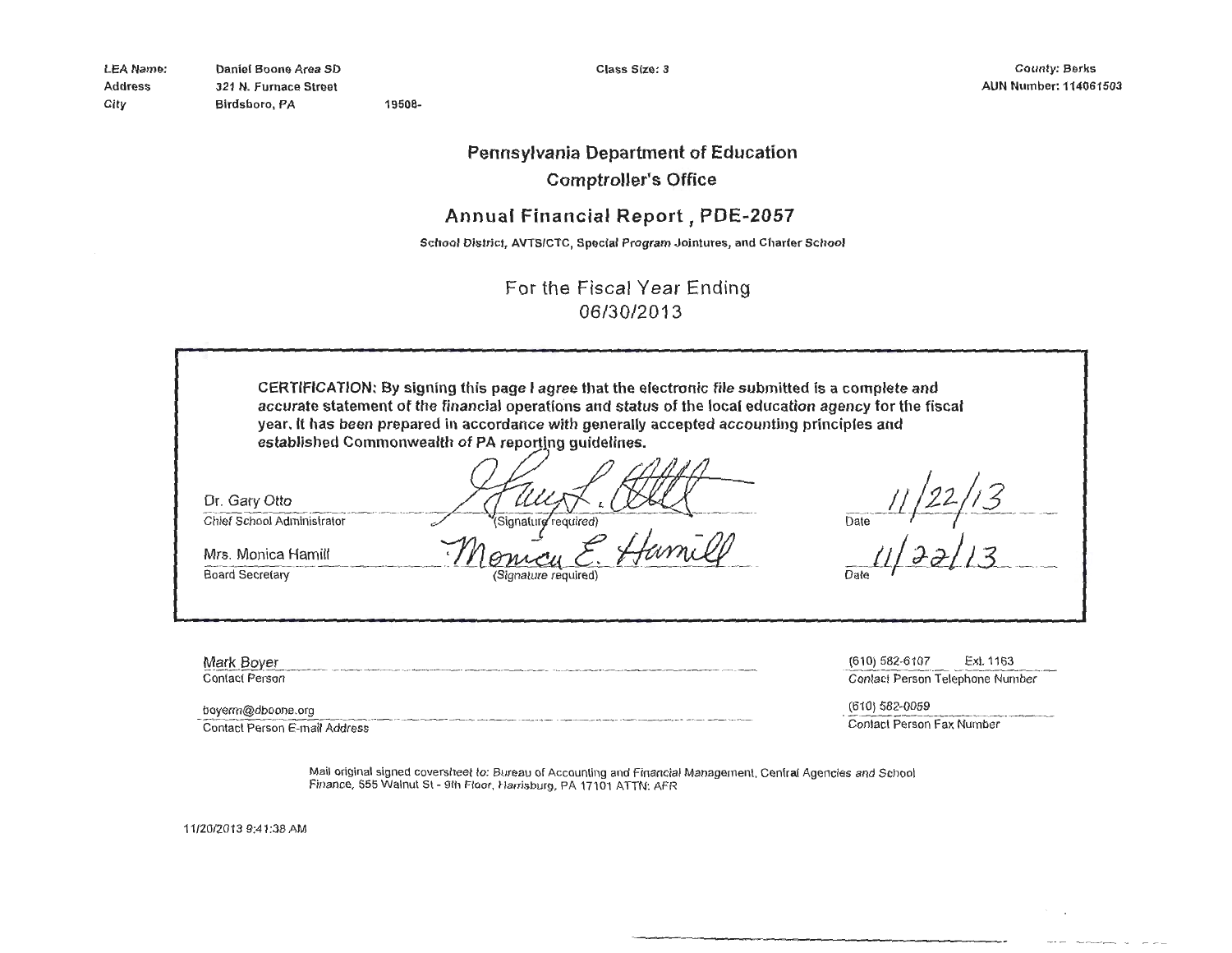| | | | |
|---|---|---|---|
| LEA Name: | Daniel Boone Area SD | Class Size: 3 | County: Berks |
| Address | 321 N. Furnace Street | | AUN Number: 114061503 |
| City | Birdsboro, PA 19508- | | |

## Pennsylvania Department of Education

## Comptroller's Office

# Annual Financial Report , PDE-2057

School District, AVTS/CTC, Special Program Jointures, and Charter School

For the Fiscal Year Ending

06/30/2013

**CERTIFICATION: By signing this page I agree that the electronic file submitted is a complete and accurate statement of the financial operations and status of the local education agency for the fiscal year. It has been prepared in accordance with generally accepted accounting principles and established Commonwealth of PA reporting guidelines.**

| | | |
|---|---|---|
| Dr. Gary Otto<br>Chief School Administrator | Gary L. Otto<br>(Signature required) | 11/22/13<br>Date |
| Mrs. Monica Hamill<br>Board Secretary | Monica E. Hamill<br>(Signature required) | 11/22/13<br>Date |

| | |
|---|---|
| Mark Boyer<br>Contact Person | (610) 582-6107 Ext. 1163<br>Contact Person Telephone Number |
| boyerm@dboone.org<br>Contact Person E-mail Address | (610) 582-0059<br>Contact Person Fax Number |

Mail original signed coversheet to: Bureau of Accounting and Financial Management, Central Agencies and School Finance, 555 Walnut St - 9th Floor, Harrisburg, PA 17101 ATTN: AFR

11/20/2013 9:41:38 AM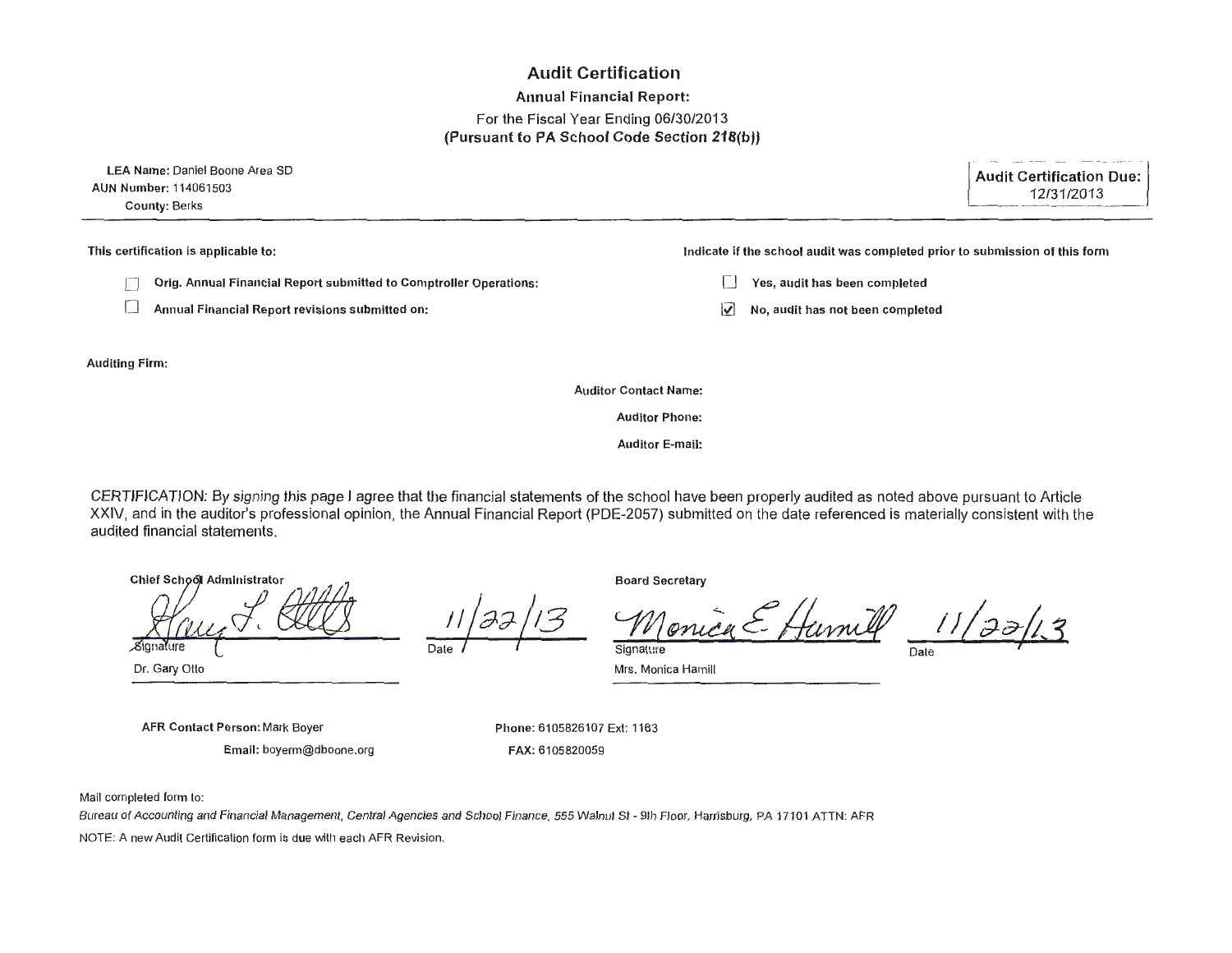# Audit Certification

**Annual Financial Report:**

For the Fiscal Year Ending 06/30/2013

**(Pursuant to PA School Code Section 218(b))**

**LEA Name:** Daniel Boone Area SD
**AUN Number:** 114061503
**County:** Berks

**Audit Certification Due:** 12/31/2013

**This certification is applicable to:**

- ☐ **Orig. Annual Financial Report submitted to Comptroller Operations:**
- ☐ **Annual Financial Report revisions submitted on:**

**Indicate if the school audit was completed prior to submission of this form**

- ☐ **Yes, audit has been completed**
- ☑ **No, audit has not been completed**

**Auditing Firm:**

**Auditor Contact Name:**

**Auditor Phone:**

**Auditor E-mail:**

CERTIFICATION: By signing this page I agree that the financial statements of the school have been properly audited as noted above pursuant to Article XXIV, and in the auditor's professional opinion, the Annual Financial Report (PDE-2057) submitted on the date referenced is materially consistent with the audited financial statements.

| Chief School Administrator | | Board Secretary | |
|---|---|---|---|
| Signature | Date: 11/22/13 | Signature | Date: 11/22/13 |
| Dr. Gary Otto | | Mrs. Monica Hamill | |

**AFR Contact Person:** Mark Boyer
**Email:** boyerm@dboone.org

**Phone:** 6105826107 Ext: 1163
**FAX:** 6105820059

Mail completed form to:

*Bureau of Accounting and Financial Management, Central Agencies and School Finance, 555 Walnut St - 9th Floor, Harrisburg, PA 17101 ATTN: AFR*

NOTE: A new Audit Certification form is due with each AFR Revision.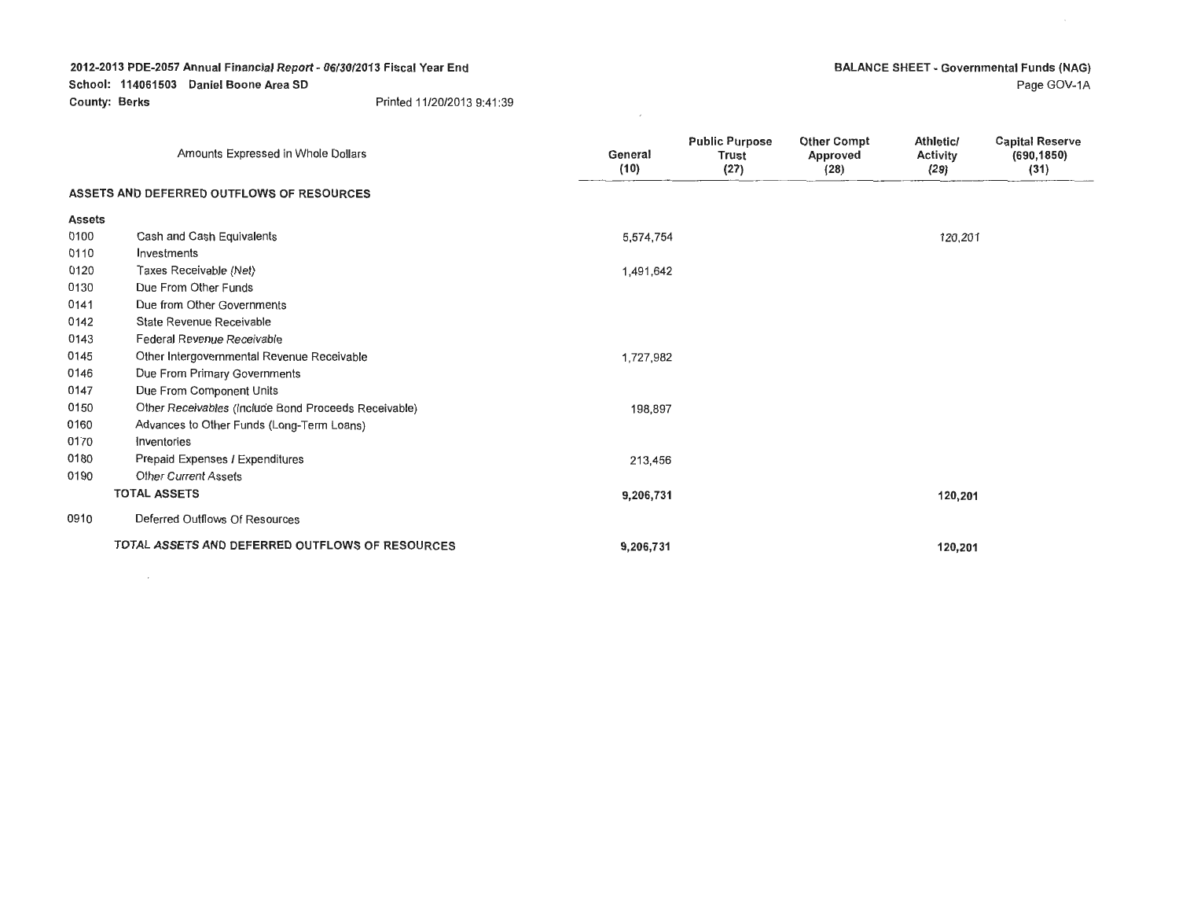2012-2013 PDE-2057 Annual Financial Report - 06/30/2013 Fiscal Year End
School: 114061503 Daniel Boone Area SD
County: Berks
Printed 11/20/2013 9:41:39

BALANCE SHEET - Governmental Funds (NAG)
Page GOV-1A

| | Amounts Expressed in Whole Dollars | General (10) | Public Purpose Trust (27) | Other Compt Approved (28) | Athletic/ Activity (29) | Capital Reserve (690,1850) (31) |
|---|---|---|---|---|---|---|
| | **ASSETS AND DEFERRED OUTFLOWS OF RESOURCES** | | | | | |
| **Assets** | | | | | | |
| 0100 | Cash and Cash Equivalents | 5,574,754 | | | 120,201 | |
| 0110 | Investments | | | | | |
| 0120 | Taxes Receivable (Net) | 1,491,642 | | | | |
| 0130 | Due From Other Funds | | | | | |
| 0141 | Due from Other Governments | | | | | |
| 0142 | State Revenue Receivable | | | | | |
| 0143 | Federal Revenue Receivable | | | | | |
| 0145 | Other Intergovernmental Revenue Receivable | 1,727,982 | | | | |
| 0146 | Due From Primary Governments | | | | | |
| 0147 | Due From Component Units | | | | | |
| 0150 | Other Receivables (Include Bond Proceeds Receivable) | 198,897 | | | | |
| 0160 | Advances to Other Funds (Long-Term Loans) | | | | | |
| 0170 | Inventories | | | | | |
| 0180 | Prepaid Expenses / Expenditures | 213,456 | | | | |
| 0190 | Other Current Assets | | | | | |
| | **TOTAL ASSETS** | **9,206,731** | | | **120,201** | |
| 0910 | Deferred Outflows Of Resources | | | | | |
| | **TOTAL ASSETS AND DEFERRED OUTFLOWS OF RESOURCES** | **9,206,731** | | | **120,201** | |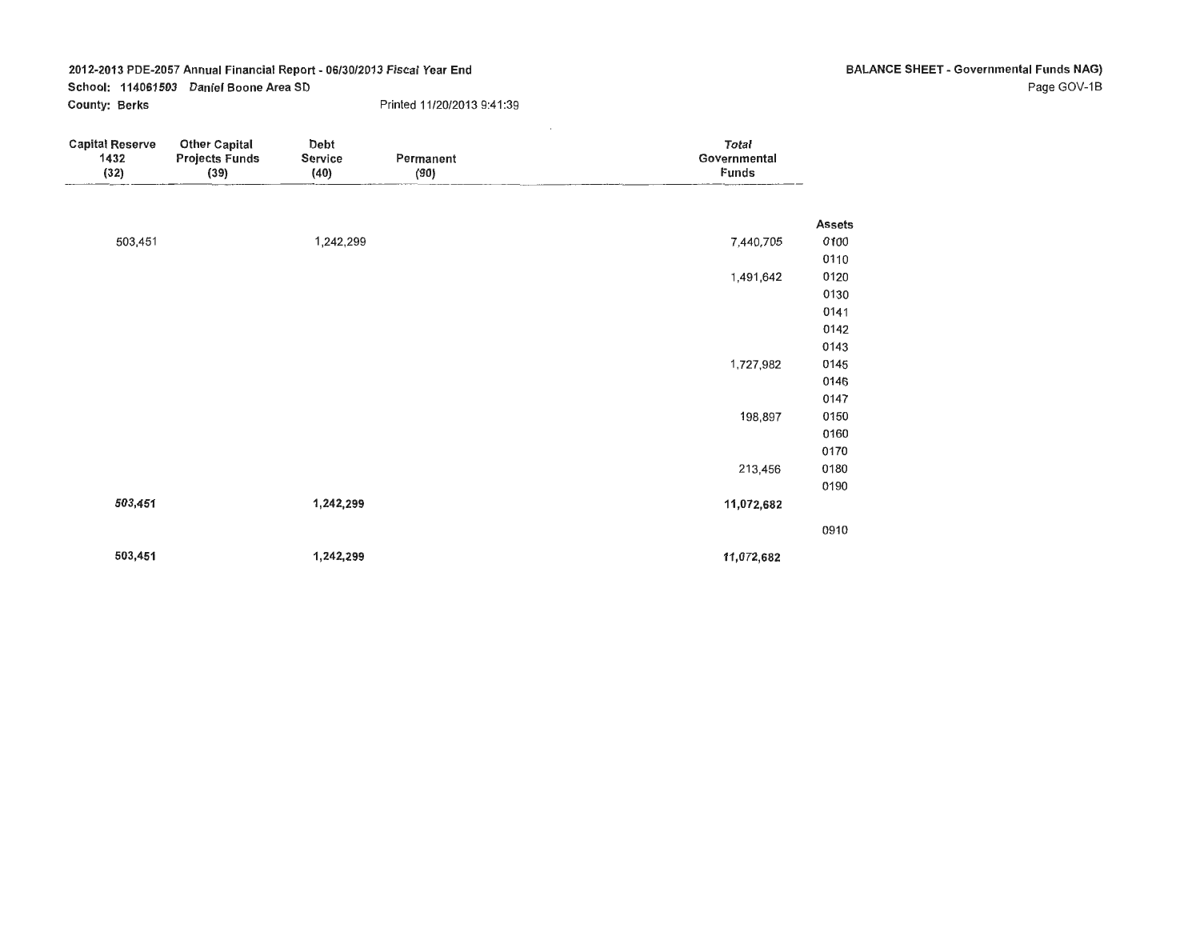2012-2013 PDE-2057 Annual Financial Report - 06/30/2013 Fiscal Year End
School: 114061503 Daniel Boone Area SD
County: Berks

Printed 11/20/2013 9:41:39

**BALANCE SHEET - Governmental Funds NAG)**
Page GOV-1B

| Capital Reserve 1432 (32) | Other Capital Projects Funds (39) | Debt Service (40) | Permanent (90) | Total Governmental Funds | |
|---|---|---|---|---|---|
| | | | | | **Assets** |
| 503,451 | | 1,242,299 | | 7,440,705 | 0100 |
| | | | | | 0110 |
| | | | | 1,491,642 | 0120 |
| | | | | | 0130 |
| | | | | | 0141 |
| | | | | | 0142 |
| | | | | | 0143 |
| | | | | 1,727,982 | 0145 |
| | | | | | 0146 |
| | | | | | 0147 |
| | | | | 198,897 | 0150 |
| | | | | | 0160 |
| | | | | | 0170 |
| | | | | 213,456 | 0180 |
| | | | | | 0190 |
| ***503,451*** | | **1,242,299** | | **11,072,682** | |
| | | | | | 0910 |
| **503,451** | | **1,242,299** | | **11,072,682** | |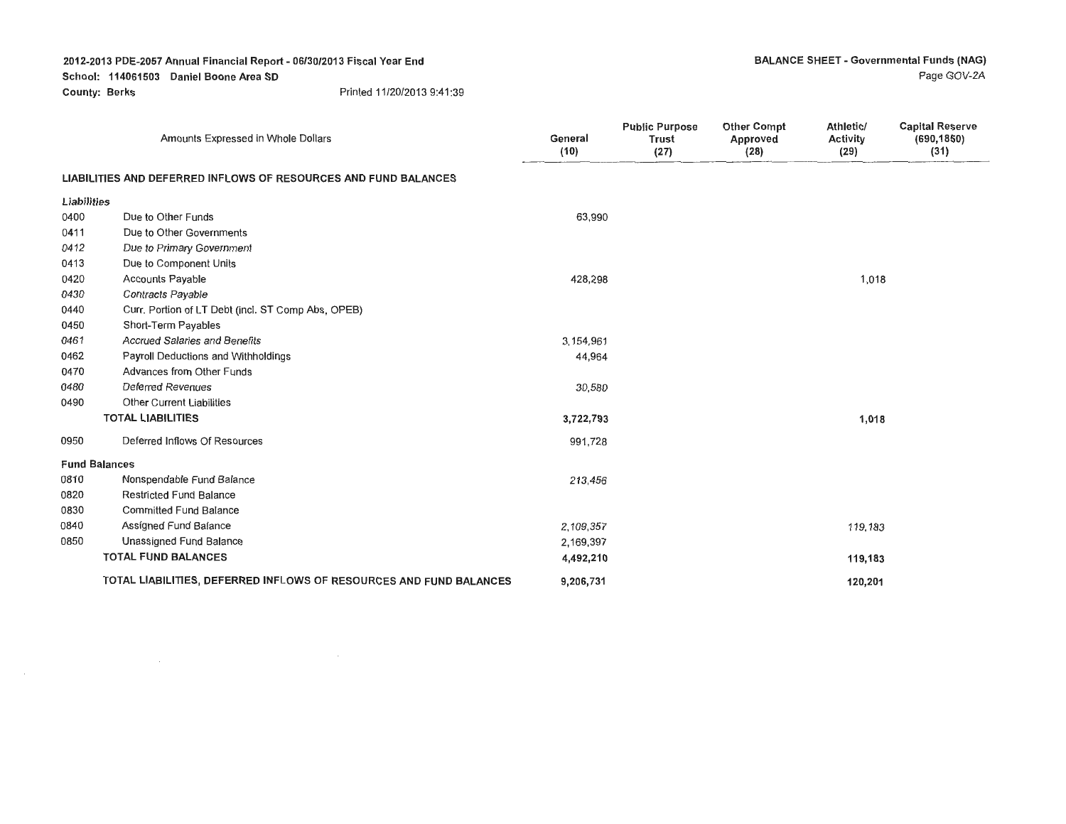2012-2013 PDE-2057 Annual Financial Report - 06/30/2013 Fiscal Year End

School: 114061503 Daniel Boone Area SD

County: Berks Printed 11/20/2013 9:41:39

BALANCE SHEET - Governmental Funds (NAG)

| | Amounts Expressed in Whole Dollars | General (10) | Public Purpose Trust (27) | Other Compt Approved (28) | Athletic/ Activity (29) | Capital Reserve (690,1850) (31) |
|---|---|---|---|---|---|---|
| | **LIABILITIES AND DEFERRED INFLOWS OF RESOURCES AND FUND BALANCES** | | | | | |
| *Liabilities* | | | | | | |
| 0400 | Due to Other Funds | 63,990 | | | | |
| 0411 | Due to Other Governments | | | | | |
| *0412* | *Due to Primary Government* | | | | | |
| 0413 | Due to Component Units | | | | | |
| 0420 | Accounts Payable | 428,298 | | | 1,018 | |
| *0430* | *Contracts Payable* | | | | | |
| 0440 | Curr. Portion of LT Debt (incl. ST Comp Abs, OPEB) | | | | | |
| 0450 | Short-Term Payables | | | | | |
| *0461* | *Accrued Salaries and Benefits* | 3,154,961 | | | | |
| 0462 | Payroll Deductions and Withholdings | 44,964 | | | | |
| 0470 | Advances from Other Funds | | | | | |
| *0480* | *Deferred Revenues* | 30,580 | | | | |
| 0490 | Other Current Liabilities | | | | | |
| | **TOTAL LIABILITIES** | **3,722,793** | | | **1,018** | |
| 0950 | Deferred Inflows Of Resources | 991,728 | | | | |
| **Fund Balances** | | | | | | |
| 0810 | Nonspendable Fund Balance | 213,456 | | | | |
| 0820 | Restricted Fund Balance | | | | | |
| 0830 | Committed Fund Balance | | | | | |
| 0840 | Assigned Fund Balance | 2,109,357 | | | 119,183 | |
| 0850 | Unassigned Fund Balance | 2,169,397 | | | | |
| | **TOTAL FUND BALANCES** | **4,492,210** | | | **119,183** | |
| | **TOTAL LIABILITIES, DEFERRED INFLOWS OF RESOURCES AND FUND BALANCES** | **9,206,731** | | | **120,201** | |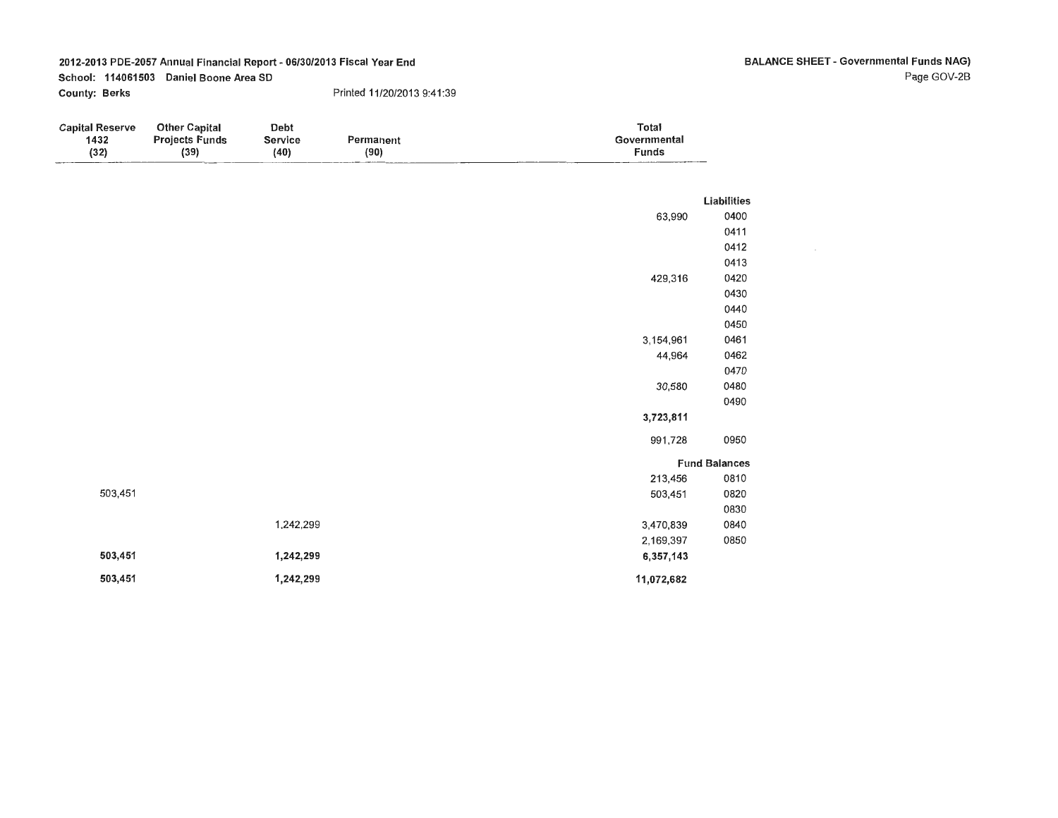**2012-2013 PDE-2057 Annual Financial Report - 06/30/2013 Fiscal Year End**

**School: 114061503 Daniel Boone Area SD**

**County: Berks**

Printed 11/20/2013 9:41:39

**BALANCE SHEET - Governmental Funds NAG)**

Page GOV-2B

| Capital Reserve 1432 (32) | Other Capital Projects Funds (39) | Debt Service (40) | Permanent (90) | Total Governmental Funds | |
|---|---|---|---|---|---|
| | | | | | **Liabilities** |
| | | | | 63,990 | 0400 |
| | | | | | 0411 |
| | | | | | 0412 |
| | | | | | 0413 |
| | | | | 429,316 | 0420 |
| | | | | | 0430 |
| | | | | | 0440 |
| | | | | | 0450 |
| | | | | 3,154,961 | 0461 |
| | | | | 44,964 | 0462 |
| | | | | | 0470 |
| | | | | 30,580 | 0480 |
| | | | | | 0490 |
| | | | | **3,723,811** | |
| | | | | 991,728 | 0950 |
| | | | | | **Fund Balances** |
| | | | | 213,456 | 0810 |
| 503,451 | | | | 503,451 | 0820 |
| | | | | | 0830 |
| | | 1,242,299 | | 3,470,839 | 0840 |
| | | | | 2,169,397 | 0850 |
| **503,451** | | **1,242,299** | | **6,357,143** | |
| **503,451** | | **1,242,299** | | **11,072,682** | |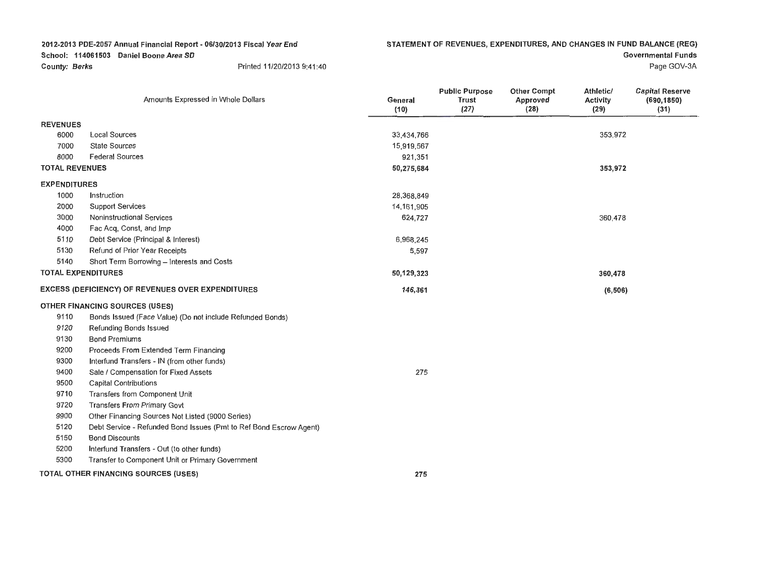2012-2013 PDE-2057 Annual Financial Report - 06/30/2013 Fiscal Year End
School: 114061503 Daniel Boone Area SD
County: Berks Printed 11/20/2013 9:41:40

STATEMENT OF REVENUES, EXPENDITURES, AND CHANGES IN FUND BALANCE (REG)
Governmental Funds
Page GOV-3A

| | Amounts Expressed in Whole Dollars | General (10) | Public Purpose Trust (27) | Other Compt Approved (28) | Athletic/ Activity (29) | Capital Reserve (690,1850) (31) |
|---|---|---|---|---|---|---|
| **REVENUES** | | | | | | |
| 6000 | Local Sources | 33,434,766 | | | 353,972 | |
| 7000 | State Sources | 15,919,567 | | | | |
| 8000 | Federal Sources | 921,351 | | | | |
| **TOTAL REVENUES** | | **50,275,684** | | | **353,972** | |
| **EXPENDITURES** | | | | | | |
| 1000 | Instruction | 28,368,849 | | | | |
| 2000 | Support Services | 14,161,905 | | | | |
| 3000 | Noninstructional Services | 624,727 | | | 360,478 | |
| 4000 | Fac Acq, Const, and Imp | | | | | |
| 5110 | Debt Service (Principal & Interest) | 6,968,245 | | | | |
| 5130 | Refund of Prior Year Receipts | 5,597 | | | | |
| 5140 | Short Term Borrowing – Interests and Costs | | | | | |
| **TOTAL EXPENDITURES** | | **50,129,323** | | | **360,478** | |
| **EXCESS (DEFICIENCY) OF REVENUES OVER EXPENDITURES** | | **146,361** | | | **(6,506)** | |
| **OTHER FINANCING SOURCES (USES)** | | | | | | |
| 9110 | Bonds Issued (Face Value) (Do not include Refunded Bonds) | | | | | |
| 9120 | Refunding Bonds Issued | | | | | |
| 9130 | Bond Premiums | | | | | |
| 9200 | Proceeds From Extended Term Financing | | | | | |
| 9300 | Interfund Transfers - IN (from other funds) | | | | | |
| 9400 | Sale / Compensation for Fixed Assets | 275 | | | | |
| 9500 | Capital Contributions | | | | | |
| 9710 | Transfers from Component Unit | | | | | |
| 9720 | Transfers From Primary Govt | | | | | |
| 9900 | Other Financing Sources Not Listed (9000 Series) | | | | | |
| 5120 | Debt Service - Refunded Bond Issues (Pmt to Ref Bond Escrow Agent) | | | | | |
| 5150 | Bond Discounts | | | | | |
| 5200 | Interfund Transfers - Out (to other funds) | | | | | |
| 5300 | Transfer to Component Unit or Primary Government | | | | | |
| **TOTAL OTHER FINANCING SOURCES (USES)** | | **275** | | | | |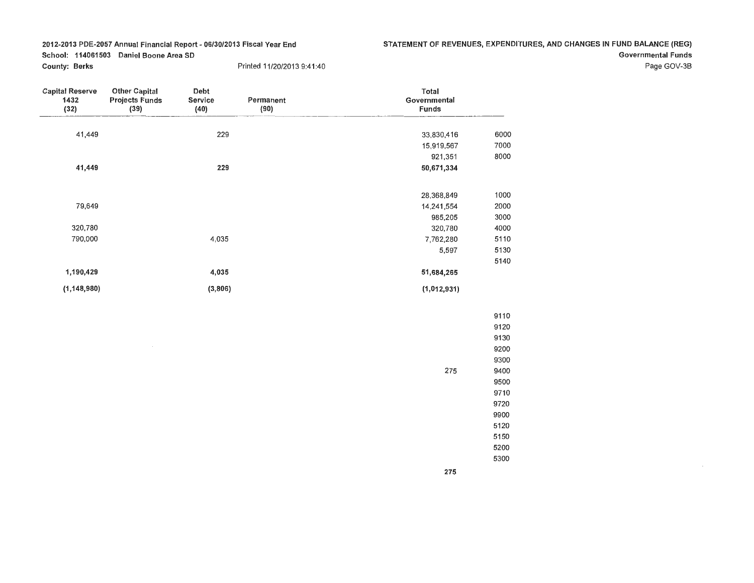2012-2013 PDE-2057 Annual Financial Report - 06/30/2013 Fiscal Year End

School: 114061503 Daniel Boone Area SD

County: Berks

Printed 11/20/2013 9:41:40

STATEMENT OF REVENUES, EXPENDITURES, AND CHANGES IN FUND BALANCE (REG)

Governmental Funds

| Capital Reserve 1432 (32) | Other Capital Projects Funds (39) | Debt Service (40) | Permanent (90) | Total Governmental Funds | |
|---|---|---|---|---|---|
| 41,449 | | 229 | | 33,830,416 | 6000 |
| | | | | 15,919,567 | 7000 |
| | | | | 921,351 | 8000 |
| **41,449** | | **229** | | **50,671,334** | |
| | | | | 28,368,849 | 1000 |
| 79,649 | | | | 14,241,554 | 2000 |
| | | | | 985,205 | 3000 |
| 320,780 | | | | 320,780 | 4000 |
| 790,000 | | 4,035 | | 7,762,280 | 5110 |
| | | | | 5,597 | 5130 |
| | | | | | 5140 |
| **1,190,429** | | **4,035** | | **51,684,265** | |
| **(1,148,980)** | | **(3,806)** | | **(1,012,931)** | |
| | | | | | 9110 |
| | | | | | 9120 |
| | | | | | 9130 |
| | | | | | 9200 |
| | | | | | 9300 |
| | | | | 275 | 9400 |
| | | | | | 9500 |
| | | | | | 9710 |
| | | | | | 9720 |
| | | | | | 9900 |
| | | | | | 5120 |
| | | | | | 5150 |
| | | | | | 5200 |
| | | | | | 5300 |
| | | | | **275** | |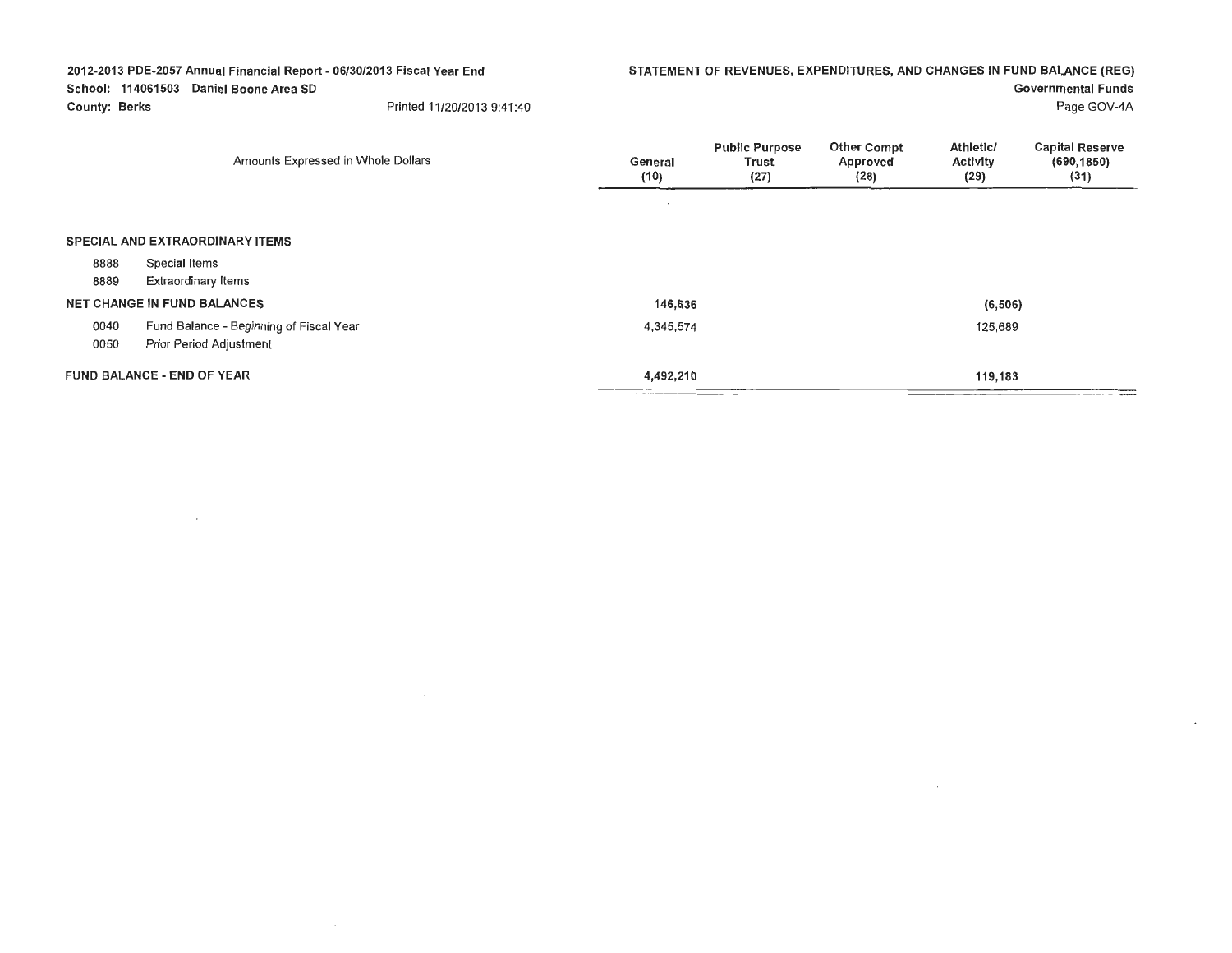**2012-2013 PDE-2057 Annual Financial Report - 06/30/2013 Fiscal Year End**
**School: 114061503 Daniel Boone Area SD**
**County: Berks** Printed 11/20/2013 9:41:40

**STATEMENT OF REVENUES, EXPENDITURES, AND CHANGES IN FUND BALANCE (REG)**
**Governmental Funds**
Page GOV-4A

| Amounts Expressed in Whole Dollars | | General (10) | Public Purpose Trust (27) | Other Compt Approved (28) | Athletic/ Activity (29) | Capital Reserve (690,1850) (31) |
|---|---|---|---|---|---|---|
| **SPECIAL AND EXTRAORDINARY ITEMS** | | | | | | |
| 8888 | Special Items | | | | | |
| 8889 | Extraordinary Items | | | | | |
| **NET CHANGE IN FUND BALANCES** | | 146,636 | | | (6,506) | |
| 0040 | Fund Balance - Beginning of Fiscal Year | 4,345,574 | | | 125,689 | |
| 0050 | Prior Period Adjustment | | | | | |
| **FUND BALANCE - END OF YEAR** | | 4,492,210 | | | 119,183 | |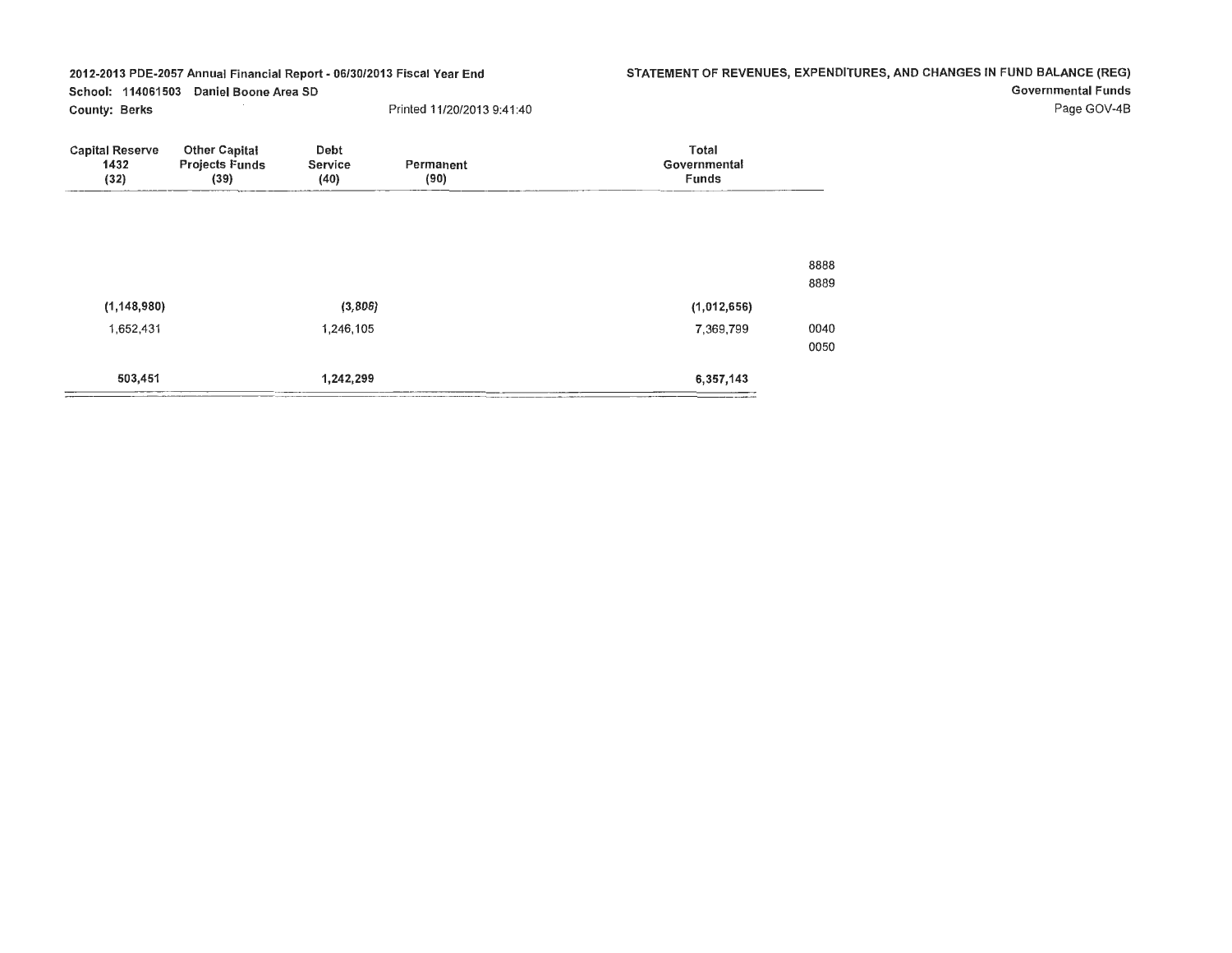**2012-2013 PDE-2057 Annual Financial Report - 06/30/2013 Fiscal Year End**

**School: 114061503 Daniel Boone Area SD**

**County: Berks**

Printed 11/20/2013 9:41:40

**STATEMENT OF REVENUES, EXPENDITURES, AND CHANGES IN FUND BALANCE (REG)**

**Governmental Funds**

Page GOV-4B

| Capital Reserve 1432 (32) | Other Capital Projects Funds (39) | Debt Service (40) | Permanent (90) | Total Governmental Funds | |
|---|---|---|---|---|---|
| | | | | | 8888 |
| | | | | | 8889 |
| (1,148,980) | | (3,806) | | (1,012,656) | |
| 1,652,431 | | 1,246,105 | | 7,369,799 | 0040 |
| | | | | | 0050 |
| **503,451** | | **1,242,299** | | **6,357,143** | |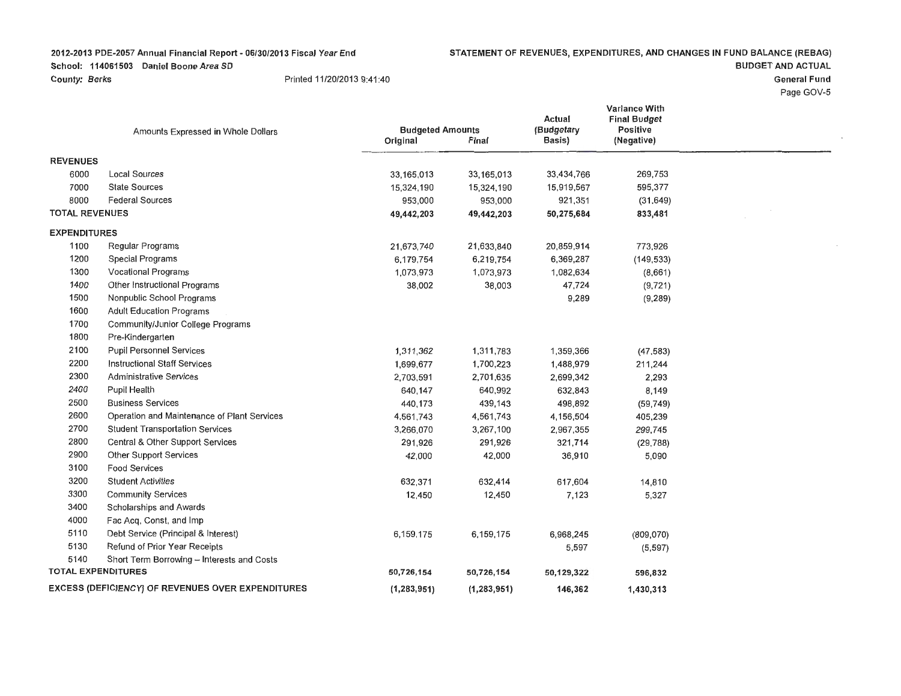2012-2013 PDE-2057 Annual Financial Report - 06/30/2013 Fiscal Year End
School: 114061503 Daniel Boone Area SD
County: Berks
Printed 11/20/2013 9:41:40

STATEMENT OF REVENUES, EXPENDITURES, AND CHANGES IN FUND BALANCE (REBAG)
BUDGET AND ACTUAL
General Fund
Page GOV-5

| | Amounts Expressed in Whole Dollars | Budgeted Amounts Original | Budgeted Amounts Final | Actual (Budgetary Basis) | Variance With Final Budget Positive (Negative) |
|---|---|---|---|---|---|
| **REVENUES** | | | | | |
| 6000 | Local Sources | 33,165,013 | 33,165,013 | 33,434,766 | 269,753 |
| 7000 | State Sources | 15,324,190 | 15,324,190 | 15,919,567 | 595,377 |
| 8000 | Federal Sources | 953,000 | 953,000 | 921,351 | (31,649) |
| **TOTAL REVENUES** | | **49,442,203** | **49,442,203** | **50,275,684** | **833,481** |
| **EXPENDITURES** | | | | | |
| 1100 | Regular Programs | 21,673,740 | 21,633,840 | 20,859,914 | 773,926 |
| 1200 | Special Programs | 6,179,754 | 6,219,754 | 6,369,287 | (149,533) |
| 1300 | Vocational Programs | 1,073,973 | 1,073,973 | 1,082,634 | (8,661) |
| 1400 | Other Instructional Programs | 38,002 | 38,003 | 47,724 | (9,721) |
| 1500 | Nonpublic School Programs | | | 9,289 | (9,289) |
| 1600 | Adult Education Programs | | | | |
| 1700 | Community/Junior College Programs | | | | |
| 1800 | Pre-Kindergarten | | | | |
| 2100 | Pupil Personnel Services | 1,311,362 | 1,311,783 | 1,359,366 | (47,583) |
| 2200 | Instructional Staff Services | 1,699,677 | 1,700,223 | 1,488,979 | 211,244 |
| 2300 | Administrative Services | 2,703,591 | 2,701,635 | 2,699,342 | 2,293 |
| 2400 | Pupil Health | 640,147 | 640,992 | 632,843 | 8,149 |
| 2500 | Business Services | 440,173 | 439,143 | 498,892 | (59,749) |
| 2600 | Operation and Maintenance of Plant Services | 4,561,743 | 4,561,743 | 4,156,504 | 405,239 |
| 2700 | Student Transportation Services | 3,266,070 | 3,267,100 | 2,967,355 | 299,745 |
| 2800 | Central & Other Support Services | 291,926 | 291,926 | 321,714 | (29,788) |
| 2900 | Other Support Services | 42,000 | 42,000 | 36,910 | 5,090 |
| 3100 | Food Services | | | | |
| 3200 | Student Activities | 632,371 | 632,414 | 617,604 | 14,810 |
| 3300 | Community Services | 12,450 | 12,450 | 7,123 | 5,327 |
| 3400 | Scholarships and Awards | | | | |
| 4000 | Fac Acq, Const, and Imp | | | | |
| 5110 | Debt Service (Principal & Interest) | 6,159,175 | 6,159,175 | 6,968,245 | (809,070) |
| 5130 | Refund of Prior Year Receipts | | | 5,597 | (5,597) |
| 5140 | Short Term Borrowing – Interests and Costs | | | | |
| **TOTAL EXPENDITURES** | | **50,726,154** | **50,726,154** | **50,129,322** | **596,832** |
| **EXCESS (DEFICIENCY) OF REVENUES OVER EXPENDITURES** | | **(1,283,951)** | **(1,283,951)** | **146,362** | **1,430,313** |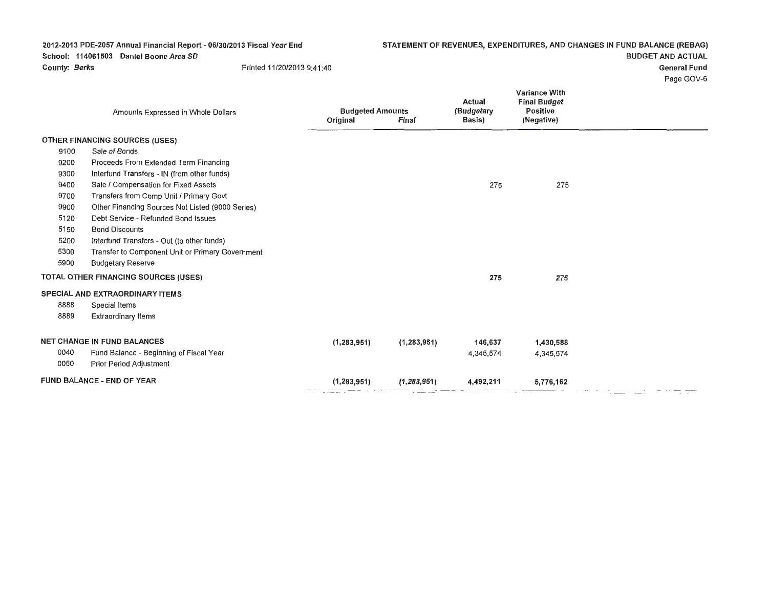2012-2013 PDE-2057 Annual Financial Report - 06/30/2013 Fiscal Year End
School: 114061503 Daniel Boone Area SD
County: Berks
Printed 11/20/2013 9:41:40

STATEMENT OF REVENUES, EXPENDITURES, AND CHANGES IN FUND BALANCE (REBAG)
BUDGET AND ACTUAL
General Fund
Page GOV-6

| | Amounts Expressed in Whole Dollars | Budgeted Amounts Original | Budgeted Amounts Final | Actual (Budgetary Basis) | Variance With Final Budget Positive (Negative) |
|---|---|---|---|---|---|
| **OTHER FINANCING SOURCES (USES)** | | | | | |
| 9100 | Sale of Bonds | | | | |
| 9200 | Proceeds From Extended Term Financing | | | | |
| 9300 | Interfund Transfers - IN (from other funds) | | | | |
| 9400 | Sale / Compensation for Fixed Assets | | | 275 | 275 |
| 9700 | Transfers from Comp Unit / Primary Govt | | | | |
| 9900 | Other Financing Sources Not Listed (9000 Series) | | | | |
| 5120 | Debt Service - Refunded Bond Issues | | | | |
| 5150 | Bond Discounts | | | | |
| 5200 | Interfund Transfers - Out (to other funds) | | | | |
| 5300 | Transfer to Component Unit or Primary Government | | | | |
| 5900 | Budgetary Reserve | | | | |
| **TOTAL OTHER FINANCING SOURCES (USES)** | | | | **275** | **275** |
| **SPECIAL AND EXTRAORDINARY ITEMS** | | | | | |
| 8888 | Special Items | | | | |
| 8889 | Extraordinary Items | | | | |
| **NET CHANGE IN FUND BALANCES** | | **(1,283,951)** | **(1,283,951)** | **146,637** | **1,430,588** |
| 0040 | Fund Balance - Beginning of Fiscal Year | | | 4,345,574 | 4,345,574 |
| 0050 | Prior Period Adjustment | | | | |
| **FUND BALANCE - END OF YEAR** | | **(1,283,951)** | **(1,283,951)** | **4,492,211** | **5,776,162** |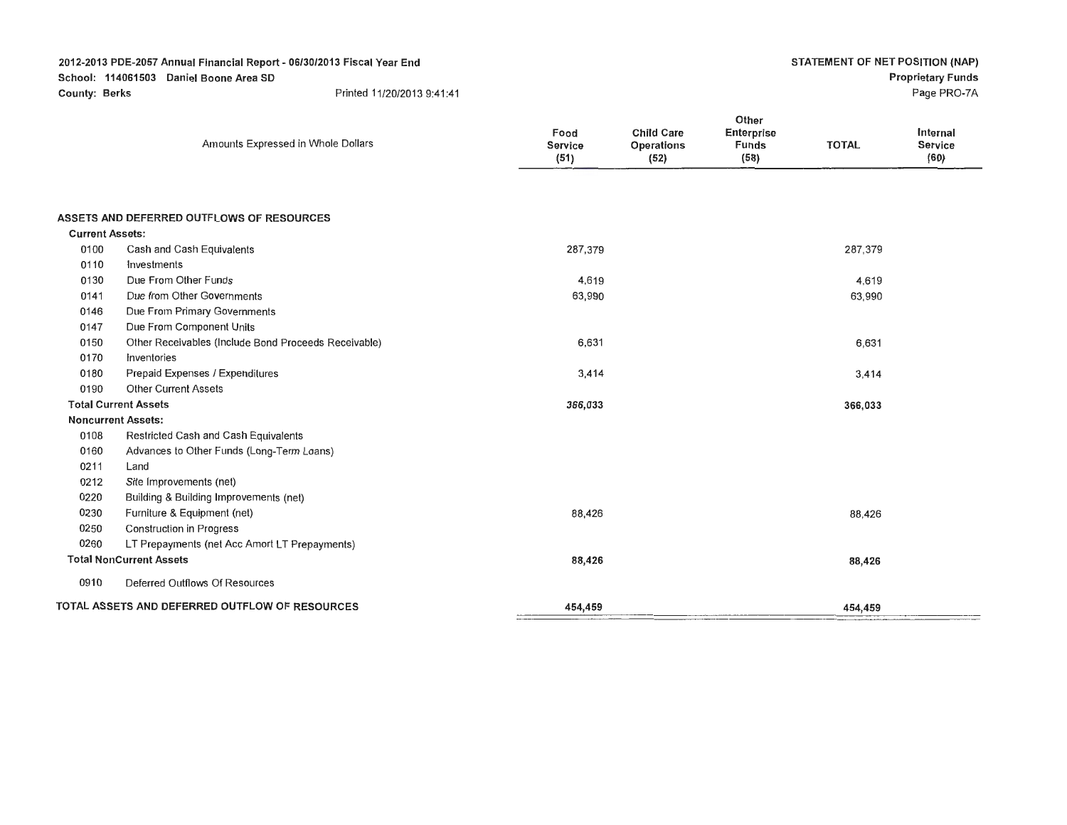2012-2013 PDE-2057 Annual Financial Report - 06/30/2013 Fiscal Year End
School: 114061503 Daniel Boone Area SD
County: Berks Printed 11/20/2013 9:41:41

STATEMENT OF NET POSITION (NAP)
Proprietary Funds
Page PRO-7A

| Amounts Expressed in Whole Dollars | | Food Service (51) | Child Care Operations (52) | Other Enterprise Funds (58) | TOTAL | Internal Service (60) |
|---|---|---|---|---|---|---|
| **ASSETS AND DEFERRED OUTFLOWS OF RESOURCES** | | | | | | |
| **Current Assets:** | | | | | | |
| 0100 | Cash and Cash Equivalents | 287,379 | | | 287,379 | |
| 0110 | Investments | | | | | |
| 0130 | Due From Other Funds | 4,619 | | | 4,619 | |
| 0141 | Due from Other Governments | 63,990 | | | 63,990 | |
| 0146 | Due From Primary Governments | | | | | |
| 0147 | Due From Component Units | | | | | |
| 0150 | Other Receivables (Include Bond Proceeds Receivable) | 6,631 | | | 6,631 | |
| 0170 | Inventories | | | | | |
| 0180 | Prepaid Expenses / Expenditures | 3,414 | | | 3,414 | |
| 0190 | Other Current Assets | | | | | |
| **Total Current Assets** | | *366,033* | | | **366,033** | |
| **Noncurrent Assets:** | | | | | | |
| 0108 | Restricted Cash and Cash Equivalents | | | | | |
| 0160 | Advances to Other Funds (Long-Term Loans) | | | | | |
| 0211 | Land | | | | | |
| 0212 | Site Improvements (net) | | | | | |
| 0220 | Building & Building Improvements (net) | | | | | |
| 0230 | Furniture & Equipment (net) | 88,426 | | | 88,426 | |
| 0250 | Construction in Progress | | | | | |
| 0260 | LT Prepayments (net Acc Amort LT Prepayments) | | | | | |
| **Total NonCurrent Assets** | | **88,426** | | | **88,426** | |
| 0910 | Deferred Outflows Of Resources | | | | | |
| **TOTAL ASSETS AND DEFERRED OUTFLOW OF RESOURCES** | | **454,459** | | | **454,459** | |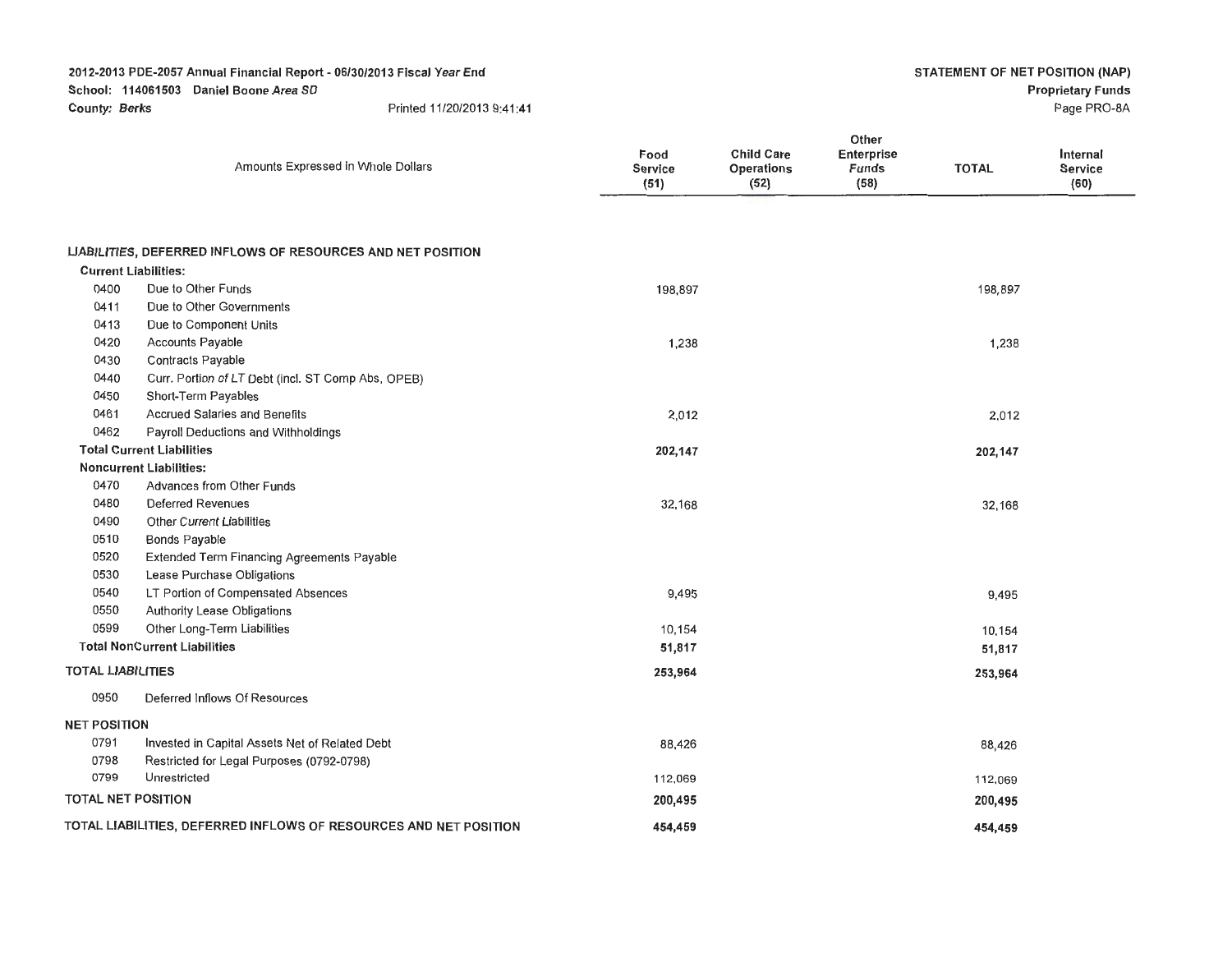2012-2013 PDE-2057 Annual Financial Report - 06/30/2013 Fiscal Year End
School: 114061503 Daniel Boone Area SD
County: Berks
Printed 11/20/2013 9:41:41

STATEMENT OF NET POSITION (NAP)
Proprietary Funds
Page PRO-8A

| Amounts Expressed in Whole Dollars | | Food Service (51) | Child Care Operations (52) | Other Enterprise Funds (58) | TOTAL | Internal Service (60) |
|---|---|---|---|---|---|---|
| **LIABILITIES, DEFERRED INFLOWS OF RESOURCES AND NET POSITION** | | | | | | |
| **Current Liabilities:** | | | | | | |
| 0400 | Due to Other Funds | 198,897 | | | 198,897 | |
| 0411 | Due to Other Governments | | | | | |
| 0413 | Due to Component Units | | | | | |
| 0420 | Accounts Payable | 1,238 | | | 1,238 | |
| 0430 | Contracts Payable | | | | | |
| 0440 | Curr. Portion of LT Debt (incl. ST Comp Abs, OPEB) | | | | | |
| 0450 | Short-Term Payables | | | | | |
| 0461 | Accrued Salaries and Benefits | 2,012 | | | 2,012 | |
| 0462 | Payroll Deductions and Withholdings | | | | | |
| **Total Current Liabilities** | | **202,147** | | | **202,147** | |
| **Noncurrent Liabilities:** | | | | | | |
| 0470 | Advances from Other Funds | | | | | |
| 0480 | Deferred Revenues | 32,168 | | | 32,168 | |
| 0490 | Other Current Liabilities | | | | | |
| 0510 | Bonds Payable | | | | | |
| 0520 | Extended Term Financing Agreements Payable | | | | | |
| 0530 | Lease Purchase Obligations | | | | | |
| 0540 | LT Portion of Compensated Absences | 9,495 | | | 9,495 | |
| 0550 | Authority Lease Obligations | | | | | |
| 0599 | Other Long-Term Liabilities | 10,154 | | | 10,154 | |
| **Total NonCurrent Liabilities** | | **51,817** | | | **51,817** | |
| **TOTAL LIABILITIES** | | **253,964** | | | **253,964** | |
| 0950 | Deferred Inflows Of Resources | | | | | |
| **NET POSITION** | | | | | | |
| 0791 | Invested in Capital Assets Net of Related Debt | 88,426 | | | 88,426 | |
| 0798 | Restricted for Legal Purposes (0792-0798) | | | | | |
| 0799 | Unrestricted | 112,069 | | | 112,069 | |
| **TOTAL NET POSITION** | | **200,495** | | | **200,495** | |
| **TOTAL LIABILITIES, DEFERRED INFLOWS OF RESOURCES AND NET POSITION** | | **454,459** | | | **454,459** | |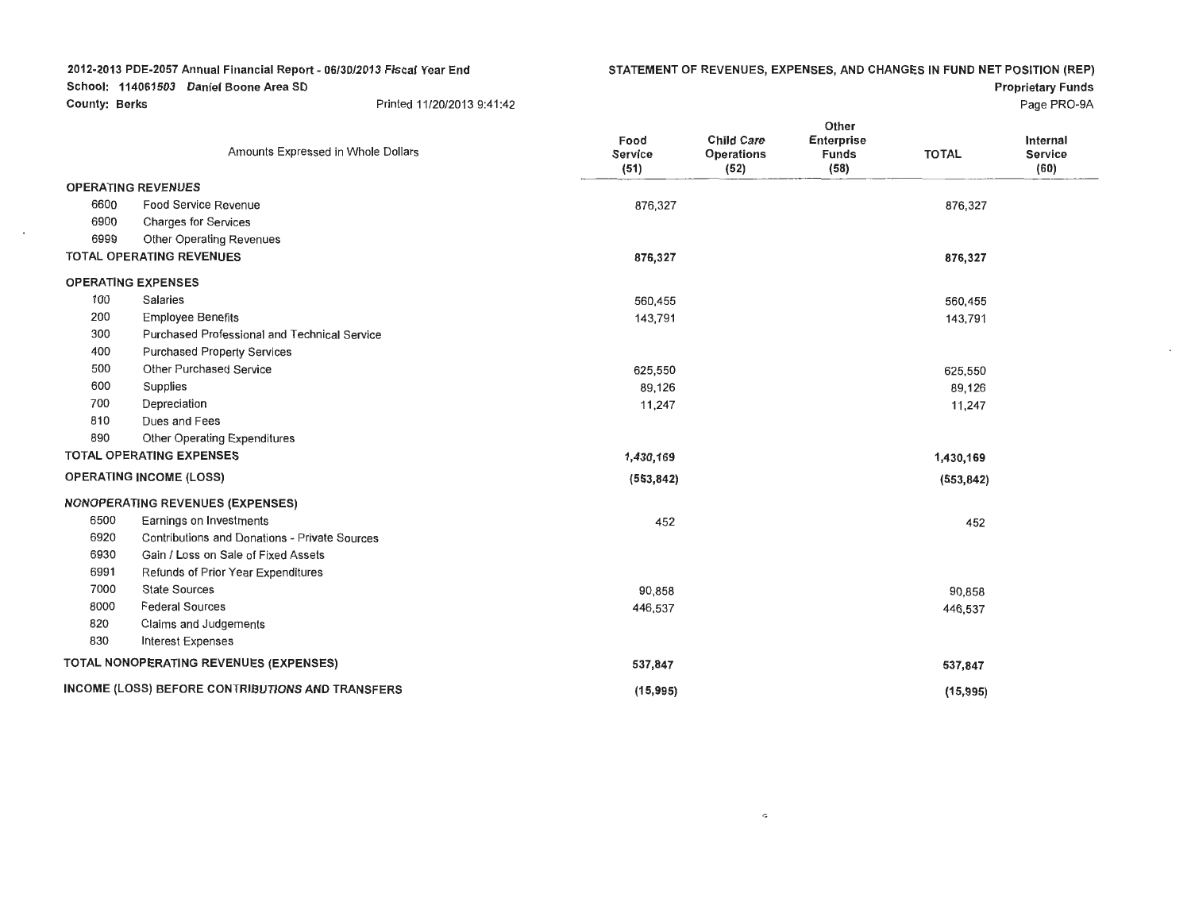**2012-2013 PDE-2057 Annual Financial Report - 06/30/2013 Fiscal Year End**
**School: 114061503 Daniel Boone Area SD**
**County: Berks** Printed 11/20/2013 9:41:42

**STATEMENT OF REVENUES, EXPENSES, AND CHANGES IN FUND NET POSITION (REP)**
**Proprietary Funds**
Page PRO-9A

| | Amounts Expressed in Whole Dollars | Food Service (51) | Child Care Operations (52) | Other Enterprise Funds (58) | TOTAL | Internal Service (60) |
|---|---|---|---|---|---|---|
| **OPERATING REVENUES** | | | | | | |
| 6600 | Food Service Revenue | 876,327 | | | 876,327 | |
| 6900 | Charges for Services | | | | | |
| 6999 | Other Operating Revenues | | | | | |
| **TOTAL OPERATING REVENUES** | | **876,327** | | | **876,327** | |
| **OPERATING EXPENSES** | | | | | | |
| 100 | Salaries | 560,455 | | | 560,455 | |
| 200 | Employee Benefits | 143,791 | | | 143,791 | |
| 300 | Purchased Professional and Technical Service | | | | | |
| 400 | Purchased Property Services | | | | | |
| 500 | Other Purchased Service | 625,550 | | | 625,550 | |
| 600 | Supplies | 89,126 | | | 89,126 | |
| 700 | Depreciation | 11,247 | | | 11,247 | |
| 810 | Dues and Fees | | | | | |
| 890 | Other Operating Expenditures | | | | | |
| **TOTAL OPERATING EXPENSES** | | **1,430,169** | | | **1,430,169** | |
| **OPERATING INCOME (LOSS)** | | **(553,842)** | | | **(553,842)** | |
| **NONOPERATING REVENUES (EXPENSES)** | | | | | | |
| 6500 | Earnings on Investments | 452 | | | 452 | |
| 6920 | Contributions and Donations - Private Sources | | | | | |
| 6930 | Gain / Loss on Sale of Fixed Assets | | | | | |
| 6991 | Refunds of Prior Year Expenditures | | | | | |
| 7000 | State Sources | 90,858 | | | 90,858 | |
| 8000 | Federal Sources | 446,537 | | | 446,537 | |
| 820 | Claims and Judgements | | | | | |
| 830 | Interest Expenses | | | | | |
| **TOTAL NONOPERATING REVENUES (EXPENSES)** | | **537,847** | | | **537,847** | |
| **INCOME (LOSS) BEFORE CONTRIBUTIONS AND TRANSFERS** | | **(15,995)** | | | **(15,995)** | |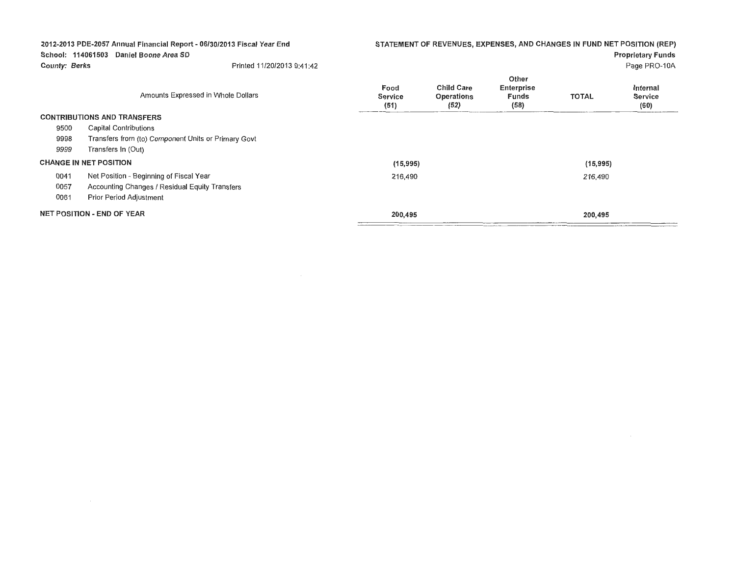2012-2013 PDE-2057 Annual Financial Report - 06/30/2013 Fiscal Year End
School: 114061503 Daniel Boone Area SD
County: Berks Printed 11/20/2013 9:41:42

## STATEMENT OF REVENUES, EXPENSES, AND CHANGES IN FUND NET POSITION (REP)

**Proprietary Funds**

Page PRO-10A

| | Amounts Expressed in Whole Dollars | Food Service (51) | Child Care Operations (52) | Other Enterprise Funds (58) | TOTAL | Internal Service (60) |
|---|---|---|---|---|---|---|
| **CONTRIBUTIONS AND TRANSFERS** | | | | | | |
| 9500 | Capital Contributions | | | | | |
| 9998 | Transfers from (to) Component Units or Primary Govt | | | | | |
| 9999 | Transfers In (Out) | | | | | |
| **CHANGE IN NET POSITION** | | (15,995) | | | (15,995) | |
| 0041 | Net Position - Beginning of Fiscal Year | 216,490 | | | 216,490 | |
| 0057 | Accounting Changes / Residual Equity Transfers | | | | | |
| 0061 | Prior Period Adjustment | | | | | |
| **NET POSITION - END OF YEAR** | | 200,495 | | | 200,495 | |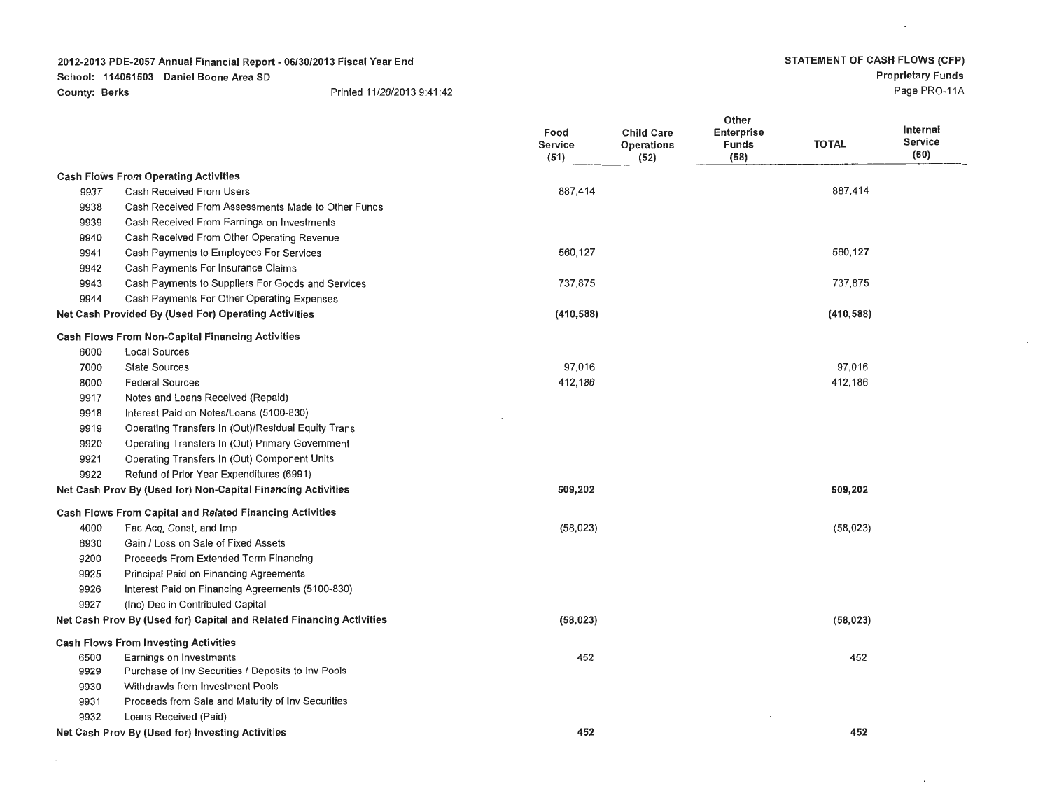2012-2013 PDE-2057 Annual Financial Report - 06/30/2013 Fiscal Year End

School: 114061503 Daniel Boone Area SD

County: Berks

Printed 11/20/2013 9:41:42

STATEMENT OF CASH FLOWS (CFP)

Proprietary Funds

Page PRO-11A

| | | Food Service (51) | Child Care Operations (52) | Other Enterprise Funds (58) | TOTAL | Internal Service (60) |
|---|---|---|---|---|---|---|
| **Cash Flows From Operating Activities** | | | | | | |
| 9937 | Cash Received From Users | 887,414 | | | 887,414 | |
| 9938 | Cash Received From Assessments Made to Other Funds | | | | | |
| 9939 | Cash Received From Earnings on Investments | | | | | |
| 9940 | Cash Received From Other Operating Revenue | | | | | |
| 9941 | Cash Payments to Employees For Services | 560,127 | | | 560,127 | |
| 9942 | Cash Payments For Insurance Claims | | | | | |
| 9943 | Cash Payments to Suppliers For Goods and Services | 737,875 | | | 737,875 | |
| 9944 | Cash Payments For Other Operating Expenses | | | | | |
| **Net Cash Provided By (Used For) Operating Activities** | | **(410,588)** | | | **(410,588)** | |
| **Cash Flows From Non-Capital Financing Activities** | | | | | | |
| 6000 | Local Sources | | | | | |
| 7000 | State Sources | 97,016 | | | 97,016 | |
| 8000 | Federal Sources | 412,186 | | | 412,186 | |
| 9917 | Notes and Loans Received (Repaid) | | | | | |
| 9918 | Interest Paid on Notes/Loans (5100-830) | | | | | |
| 9919 | Operating Transfers In (Out)/Residual Equity Trans | | | | | |
| 9920 | Operating Transfers In (Out) Primary Government | | | | | |
| 9921 | Operating Transfers In (Out) Component Units | | | | | |
| 9922 | Refund of Prior Year Expenditures (6991) | | | | | |
| **Net Cash Prov By (Used for) Non-Capital Financing Activities** | | **509,202** | | | **509,202** | |
| **Cash Flows From Capital and Related Financing Activities** | | | | | | |
| 4000 | Fac Acq, Const, and Imp | (58,023) | | | (58,023) | |
| 6930 | Gain / Loss on Sale of Fixed Assets | | | | | |
| 9200 | Proceeds From Extended Term Financing | | | | | |
| 9925 | Principal Paid on Financing Agreements | | | | | |
| 9926 | Interest Paid on Financing Agreements (5100-830) | | | | | |
| 9927 | (Inc) Dec in Contributed Capital | | | | | |
| **Net Cash Prov By (Used for) Capital and Related Financing Activities** | | **(58,023)** | | | **(58,023)** | |
| **Cash Flows From Investing Activities** | | | | | | |
| 6500 | Earnings on Investments | 452 | | | 452 | |
| 9929 | Purchase of Inv Securities / Deposits to Inv Pools | | | | | |
| 9930 | Withdrawls from Investment Pools | | | | | |
| 9931 | Proceeds from Sale and Maturity of Inv Securities | | | | | |
| 9932 | Loans Received (Paid) | | | | | |
| **Net Cash Prov By (Used for) Investing Activities** | | **452** | | | **452** | |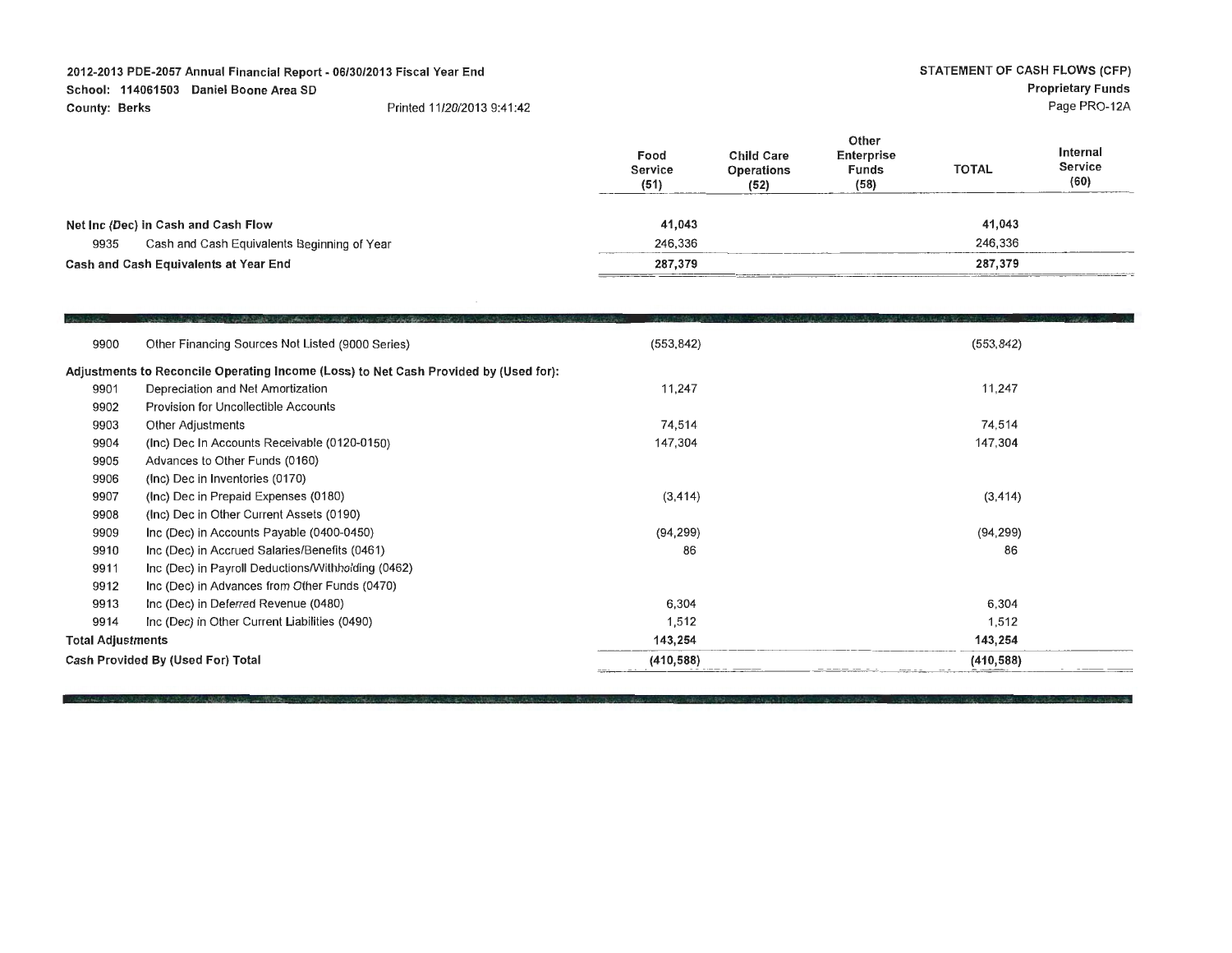2012-2013 PDE-2057 Annual Financial Report - 06/30/2013 Fiscal Year End

School: 114061503 Daniel Boone Area SD

County: Berks

Printed 11/20/2013 9:41:42

## STATEMENT OF CASH FLOWS (CFP)

### Proprietary Funds

| | | Food Service (51) | Child Care Operations (52) | Other Enterprise Funds (58) | TOTAL | Internal Service (60) |
|---|---|---|---|---|---|---|
| **Net Inc (Dec) in Cash and Cash Flow** | | **41,043** | | | **41,043** | |
| 9935 | Cash and Cash Equivalents Beginning of Year | 246,336 | | | 246,336 | |
| **Cash and Cash Equivalents at Year End** | | **287,379** | | | **287,379** | |

| | | Food Service (51) | Child Care Operations (52) | Other Enterprise Funds (58) | TOTAL | Internal Service (60) |
|---|---|---|---|---|---|---|
| 9900 | Other Financing Sources Not Listed (9000 Series) | (553,842) | | | (553,842) | |
| **Adjustments to Reconcile Operating Income (Loss) to Net Cash Provided by (Used for):** | | | | | | |
| 9901 | Depreciation and Net Amortization | 11,247 | | | 11,247 | |
| 9902 | Provision for Uncollectible Accounts | | | | | |
| 9903 | Other Adjustments | 74,514 | | | 74,514 | |
| 9904 | (Inc) Dec In Accounts Receivable (0120-0150) | 147,304 | | | 147,304 | |
| 9905 | Advances to Other Funds (0160) | | | | | |
| 9906 | (Inc) Dec in Inventories (0170) | | | | | |
| 9907 | (Inc) Dec in Prepaid Expenses (0180) | (3,414) | | | (3,414) | |
| 9908 | (Inc) Dec in Other Current Assets (0190) | | | | | |
| 9909 | Inc (Dec) in Accounts Payable (0400-0450) | (94,299) | | | (94,299) | |
| 9910 | Inc (Dec) in Accrued Salaries/Benefits (0461) | 86 | | | 86 | |
| 9911 | Inc (Dec) in Payroll Deductions/Withholding (0462) | | | | | |
| 9912 | Inc (Dec) in Advances from Other Funds (0470) | | | | | |
| 9913 | Inc (Dec) in Deferred Revenue (0480) | 6,304 | | | 6,304 | |
| 9914 | Inc (Dec) in Other Current Liabilities (0490) | 1,512 | | | 1,512 | |
| **Total Adjustments** | | **143,254** | | | **143,254** | |
| **Cash Provided By (Used For) Total** | | **(410,588)** | | | **(410,588)** | |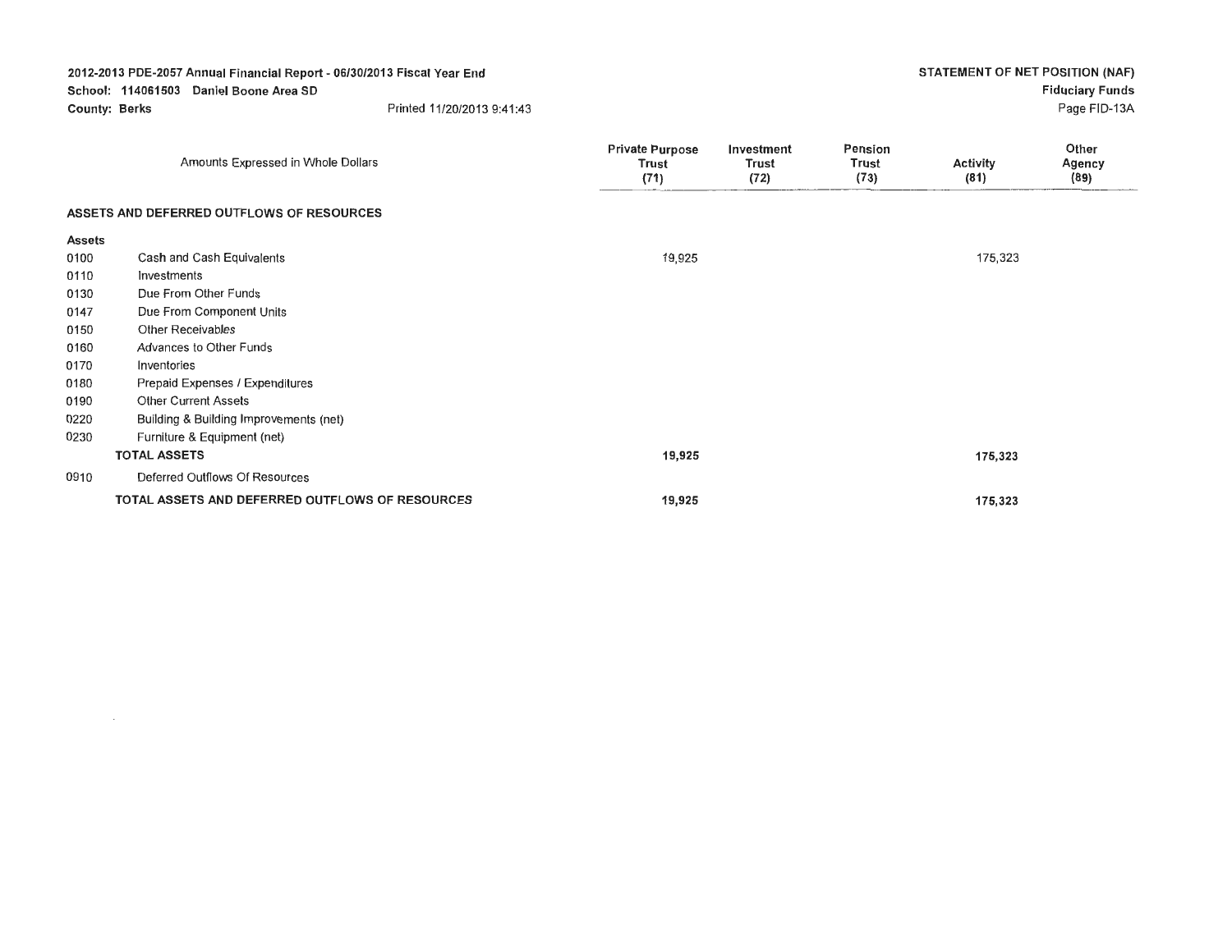**2012-2013 PDE-2057 Annual Financial Report - 06/30/2013 Fiscal Year End**
**School: 114061503 Daniel Boone Area SD**
**County: Berks** Printed 11/20/2013 9:41:43

**STATEMENT OF NET POSITION (NAF)**
**Fiduciary Funds**
Page FID-13A

| | Amounts Expressed in Whole Dollars | Private Purpose Trust (71) | Investment Trust (72) | Pension Trust (73) | Activity (81) | Other Agency (89) |
|---|---|---|---|---|---|---|
| | **ASSETS AND DEFERRED OUTFLOWS OF RESOURCES** | | | | | |
| **Assets** | | | | | | |
| 0100 | Cash and Cash Equivalents | 19,925 | | | 175,323 | |
| 0110 | Investments | | | | | |
| 0130 | Due From Other Funds | | | | | |
| 0147 | Due From Component Units | | | | | |
| 0150 | Other Receivables | | | | | |
| 0160 | Advances to Other Funds | | | | | |
| 0170 | Inventories | | | | | |
| 0180 | Prepaid Expenses / Expenditures | | | | | |
| 0190 | Other Current Assets | | | | | |
| 0220 | Building & Building Improvements (net) | | | | | |
| 0230 | Furniture & Equipment (net) | | | | | |
| | **TOTAL ASSETS** | **19,925** | | | **175,323** | |
| 0910 | Deferred Outflows Of Resources | | | | | |
| | **TOTAL ASSETS AND DEFERRED OUTFLOWS OF RESOURCES** | **19,925** | | | **175,323** | |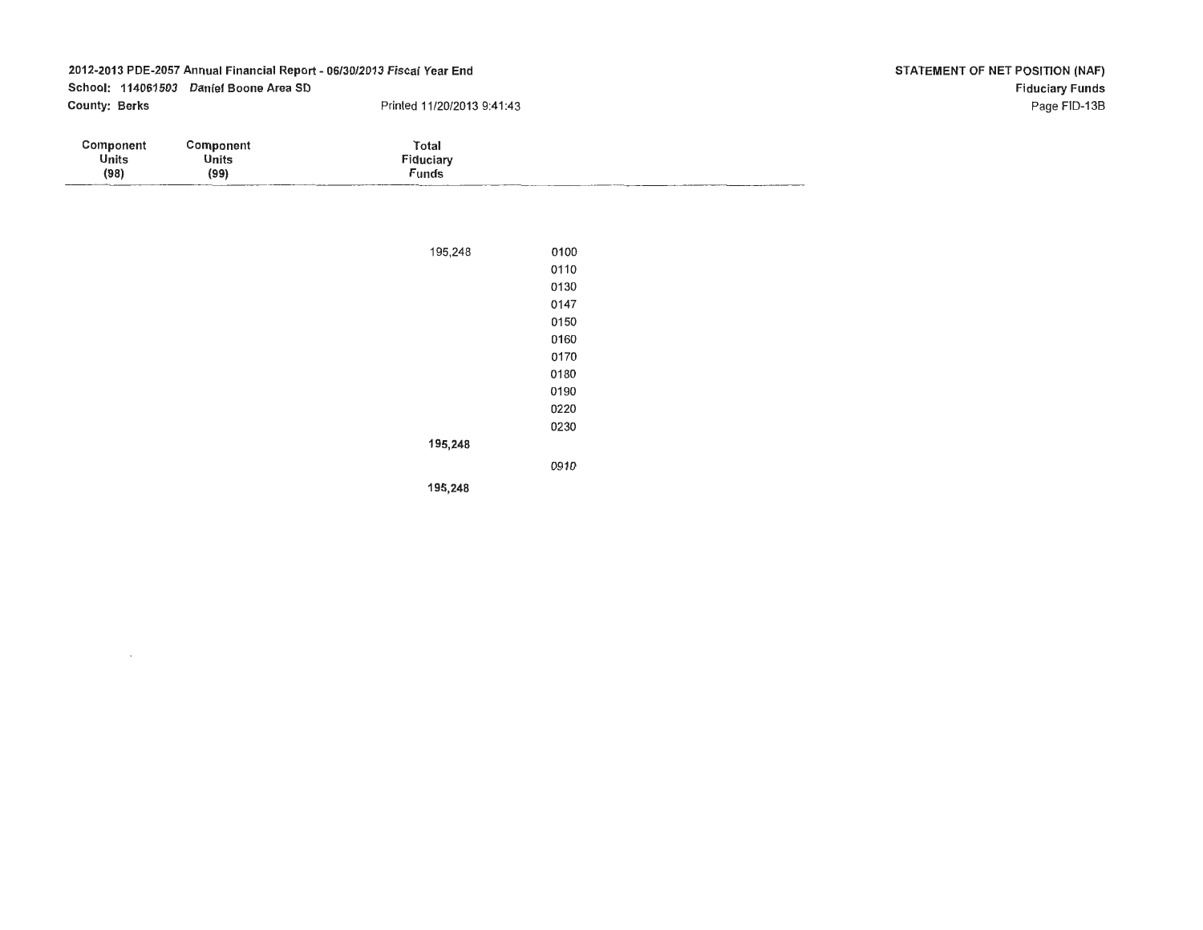2012-2013 PDE-2057 Annual Financial Report - 06/30/2013 Fiscal Year End

School: 114061503 Daniel Boone Area SD

County: Berks

Printed 11/20/2013 9:41:43

**STATEMENT OF NET POSITION (NAF)**

**Fiduciary Funds**

| Component Units (98) | Component Units (99) | Total Fiduciary Funds | |
|---|---|---|---|
| | | 195,248 | 0100 |
| | | | 0110 |
| | | | 0130 |
| | | | 0147 |
| | | | 0150 |
| | | | 0160 |
| | | | 0170 |
| | | | 0180 |
| | | | 0190 |
| | | | 0220 |
| | | | 0230 |
| | | **195,248** | |
| | | | *0910* |
| | | **195,248** | |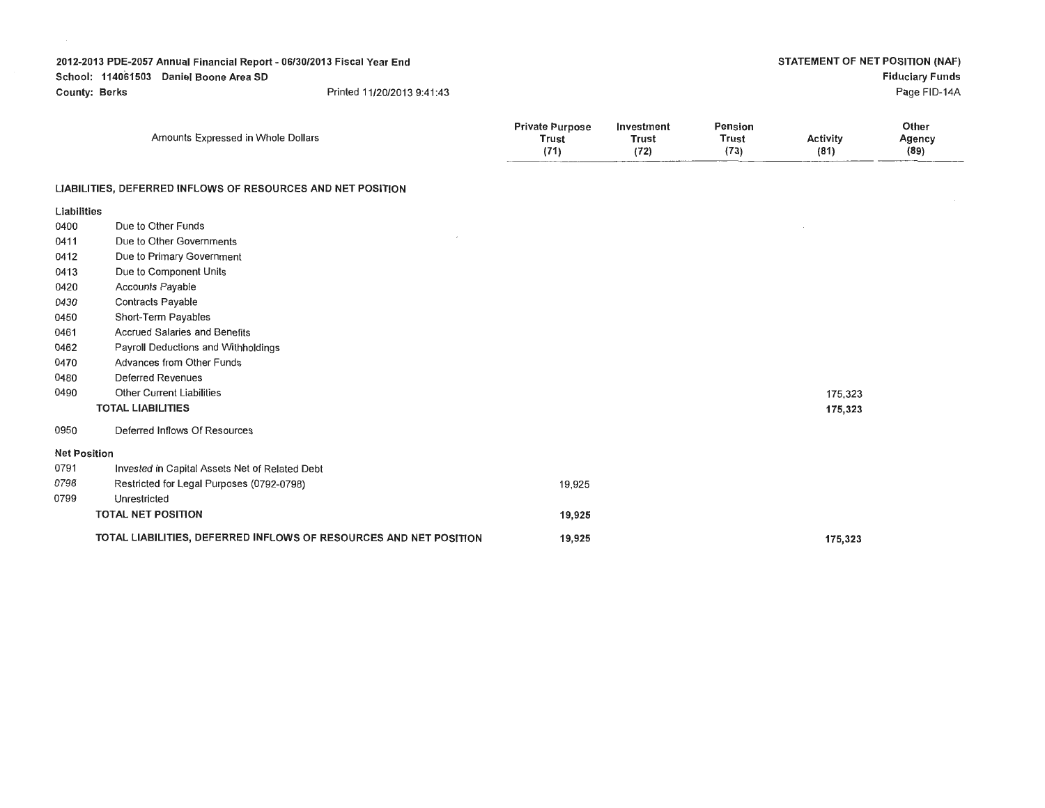2012-2013 PDE-2057 Annual Financial Report - 06/30/2013 Fiscal Year End
School: 114061503 Daniel Boone Area SD
County: Berks Printed 11/20/2013 9:41:43

STATEMENT OF NET POSITION (NAF)
Fiduciary Funds
Page FID-14A

| Amounts Expressed in Whole Dollars | | Private Purpose Trust (71) | Investment Trust (72) | Pension Trust (73) | Activity (81) | Other Agency (89) |
|---|---|---|---|---|---|---|
| **LIABILITIES, DEFERRED INFLOWS OF RESOURCES AND NET POSITION** | | | | | | |
| **Liabilities** | | | | | | |
| 0400 | Due to Other Funds | | | | | |
| 0411 | Due to Other Governments | | | | | |
| 0412 | Due to Primary Government | | | | | |
| 0413 | Due to Component Units | | | | | |
| 0420 | Accounts Payable | | | | | |
| 0430 | Contracts Payable | | | | | |
| 0450 | Short-Term Payables | | | | | |
| 0461 | Accrued Salaries and Benefits | | | | | |
| 0462 | Payroll Deductions and Withholdings | | | | | |
| 0470 | Advances from Other Funds | | | | | |
| 0480 | Deferred Revenues | | | | | |
| 0490 | Other Current Liabilities | | | | 175,323 | |
| | **TOTAL LIABILITIES** | | | | **175,323** | |
| 0950 | Deferred Inflows Of Resources | | | | | |
| **Net Position** | | | | | | |
| 0791 | Invested in Capital Assets Net of Related Debt | | | | | |
| 0798 | Restricted for Legal Purposes (0792-0798) | 19,925 | | | | |
| 0799 | Unrestricted | | | | | |
| | **TOTAL NET POSITION** | **19,925** | | | | |
| | **TOTAL LIABILITIES, DEFERRED INFLOWS OF RESOURCES AND NET POSITION** | **19,925** | | | **175,323** | |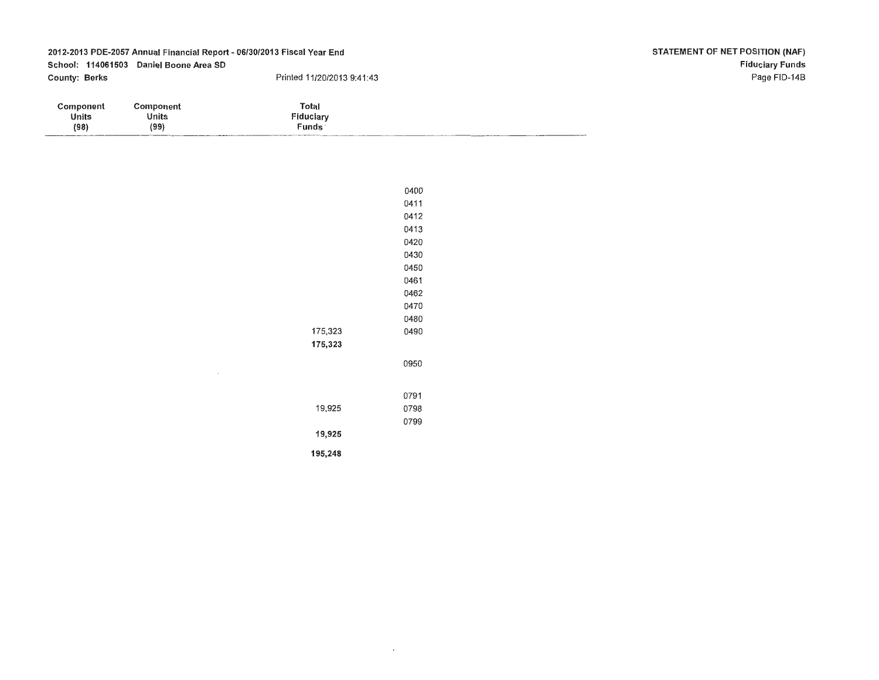2012-2013 PDE-2057 Annual Financial Report - 06/30/2013 Fiscal Year End

School: 114061503 Daniel Boone Area SD

County: Berks

Printed 11/20/2013 9:41:43

**STATEMENT OF NET POSITION (NAF)**

**Fiduciary Funds**

Page FID-14B

| Component Units (98) | Component Units (99) | Total Fiduciary Funds | |
|---|---|---|---|
| | | | 0400 |
| | | | 0411 |
| | | | 0412 |
| | | | 0413 |
| | | | 0420 |
| | | | 0430 |
| | | | 0450 |
| | | | 0461 |
| | | | 0462 |
| | | | 0470 |
| | | | 0480 |
| | | 175,323 | 0490 |
| | | **175,323** | |
| | | | 0950 |
| | | | 0791 |
| | | 19,925 | 0798 |
| | | | 0799 |
| | | **19,925** | |
| | | **195,248** | |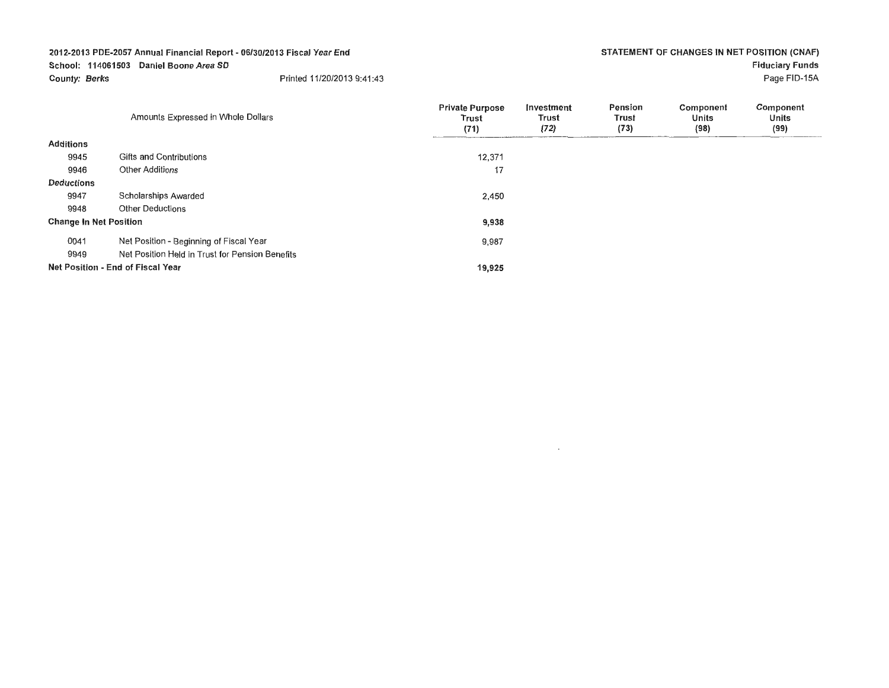2012-2013 PDE-2057 Annual Financial Report - 06/30/2013 Fiscal Year End

School: 114061503 Daniel Boone Area SD

County: Berks

Printed 11/20/2013 9:41:43

# STATEMENT OF CHANGES IN NET POSITION (CNAF)

## Fiduciary Funds

Page FID-15A

| Amounts Expressed in Whole Dollars | | Private Purpose Trust (71) | Investment Trust (72) | Pension Trust (73) | Component Units (98) | Component Units (99) |
|---|---|---|---|---|---|---|
| **Additions** | | | | | | |
| 9945 | Gifts and Contributions | 12,371 | | | | |
| 9946 | Other Additions | 17 | | | | |
| **Deductions** | | | | | | |
| 9947 | Scholarships Awarded | 2,450 | | | | |
| 9948 | Other Deductions | | | | | |
| **Change In Net Position** | | **9,938** | | | | |
| 0041 | Net Position - Beginning of Fiscal Year | 9,987 | | | | |
| 9949 | Net Position Held in Trust for Pension Benefits | | | | | |
| **Net Position - End of Fiscal Year** | | **19,925** | | | | |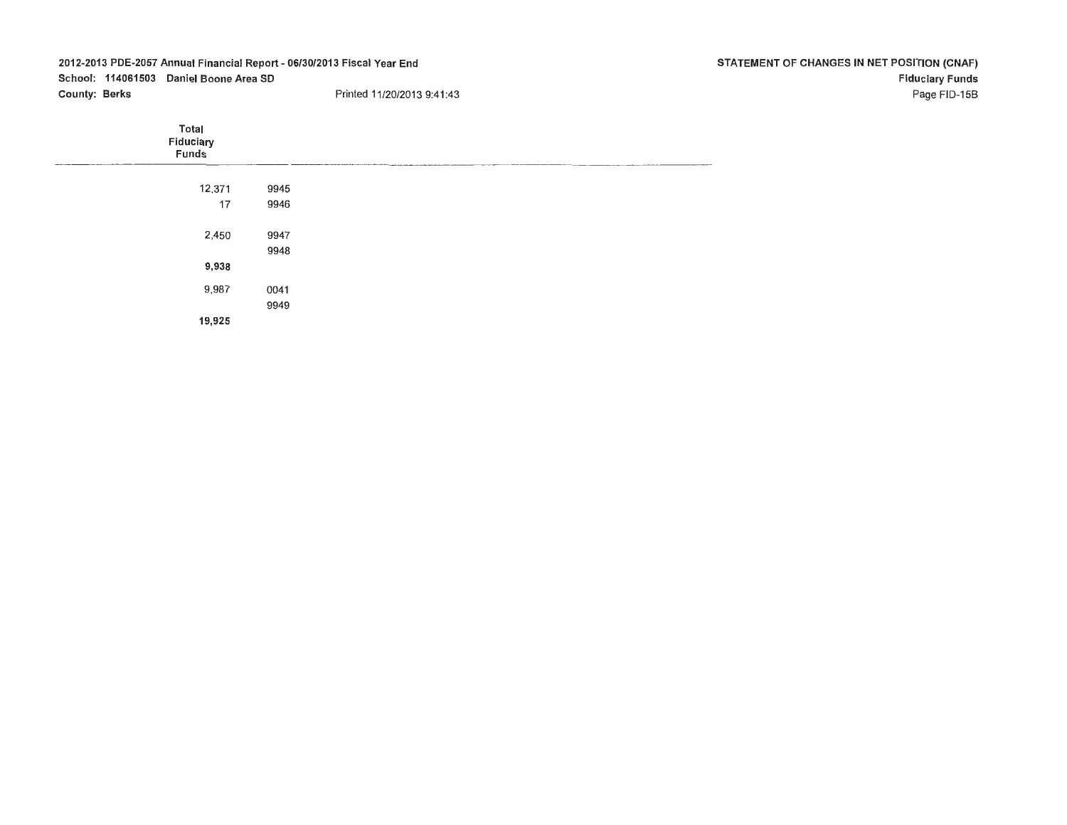2012-2013 PDE-2057 Annual Financial Report - 06/30/2013 Fiscal Year End
School: 114061503 Daniel Boone Area SD
County: Berks

Printed 11/20/2013 9:41:43

STATEMENT OF CHANGES IN NET POSITION (CNAF)
Fiduciary Funds
Page FID-15B

| Total Fiduciary Funds | |
|---|---|
| 12,371 | 9945 |
| 17 | 9946 |
| 2,450 | 9947 |
| | 9948 |
| **9,938** | |
| 9,987 | 0041 |
| | 9949 |
| **19,925** | |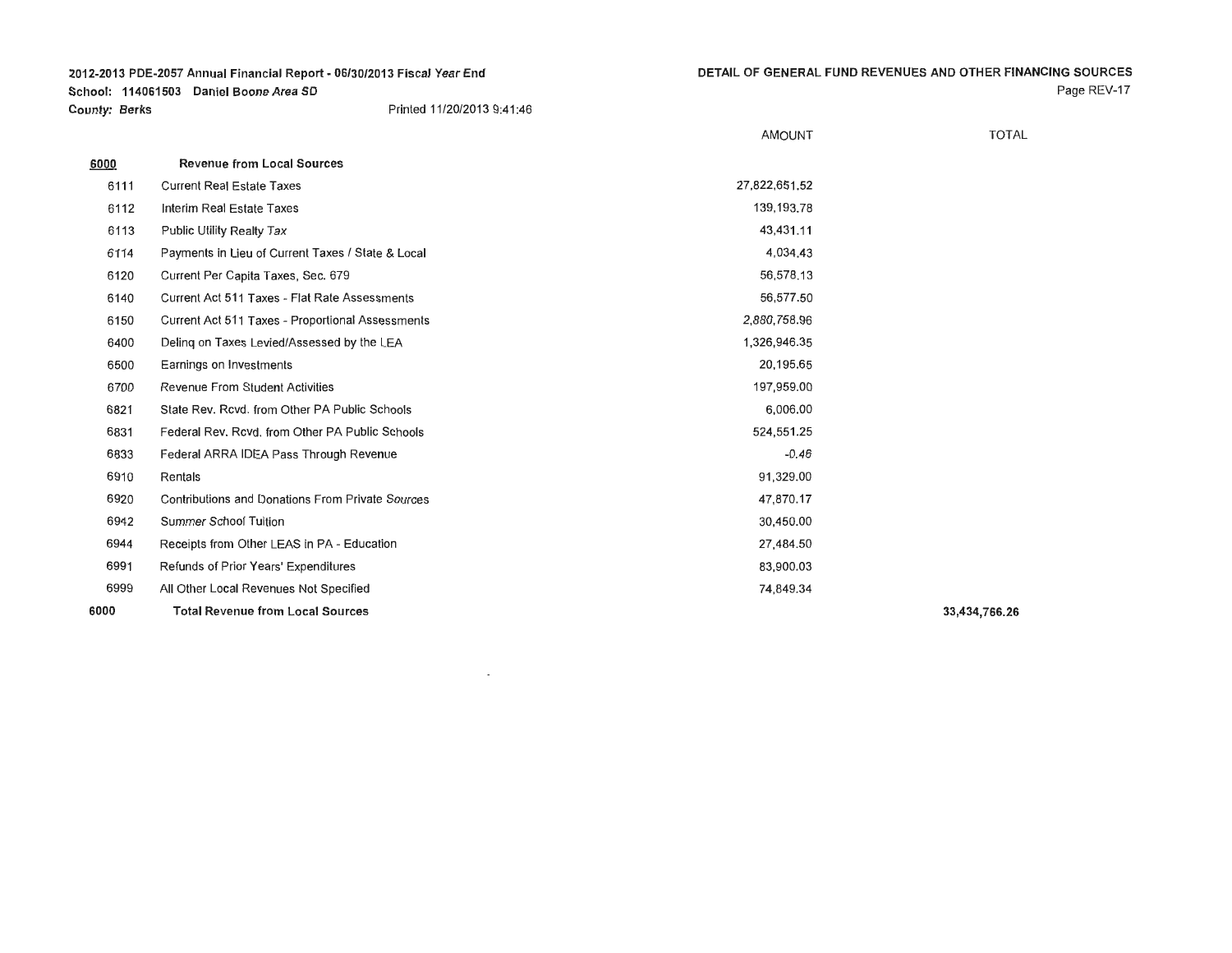2012-2013 PDE-2057 Annual Financial Report - 06/30/2013 Fiscal Year End
School: 114061503 Daniel Boone Area SD
County: Berks
Printed 11/20/2013 9:41:46

DETAIL OF GENERAL FUND REVENUES AND OTHER FINANCING SOURCES
Page REV-17

| | | AMOUNT | TOTAL |
|---|---|---|---|
| 6000 | **Revenue from Local Sources** | | |
| 6111 | Current Real Estate Taxes | 27,822,651.52 | |
| 6112 | Interim Real Estate Taxes | 139,193.78 | |
| 6113 | Public Utility Realty Tax | 43,431.11 | |
| 6114 | Payments in Lieu of Current Taxes / State & Local | 4,034.43 | |
| 6120 | Current Per Capita Taxes, Sec. 679 | 56,578.13 | |
| 6140 | Current Act 511 Taxes - Flat Rate Assessments | 56,577.50 | |
| 6150 | Current Act 511 Taxes - Proportional Assessments | 2,880,758.96 | |
| 6400 | Delinq on Taxes Levied/Assessed by the LEA | 1,326,946.35 | |
| 6500 | Earnings on Investments | 20,195.65 | |
| 6700 | Revenue From Student Activities | 197,959.00 | |
| 6821 | State Rev. Rcvd. from Other PA Public Schools | 6,006.00 | |
| 6831 | Federal Rev. Rcvd. from Other PA Public Schools | 524,551.25 | |
| 6833 | Federal ARRA IDEA Pass Through Revenue | -0.46 | |
| 6910 | Rentals | 91,329.00 | |
| 6920 | Contributions and Donations From Private Sources | 47,870.17 | |
| 6942 | Summer School Tuition | 30,450.00 | |
| 6944 | Receipts from Other LEAS in PA - Education | 27,484.50 | |
| 6991 | Refunds of Prior Years' Expenditures | 83,900.03 | |
| 6999 | All Other Local Revenues Not Specified | 74,849.34 | |
| 6000 | **Total Revenue from Local Sources** | | **33,434,766.26** |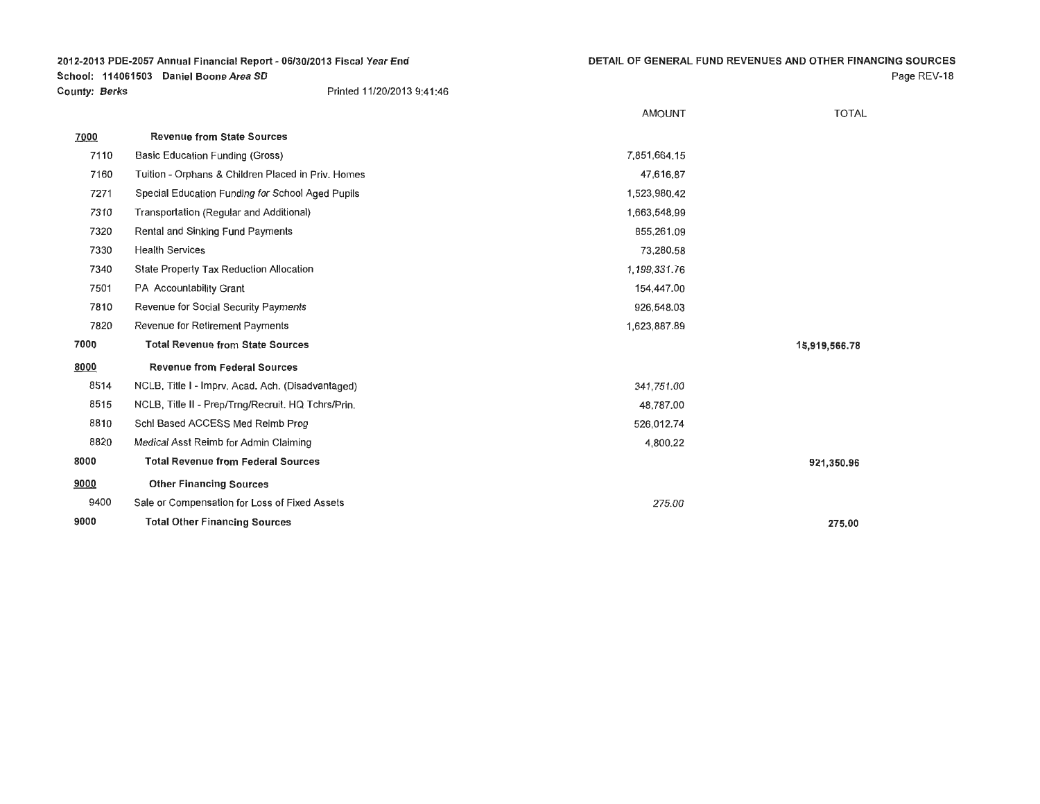2012-2013 PDE-2057 Annual Financial Report - 06/30/2013 Fiscal Year End
School: 114061503 Daniel Boone Area SD
County: Berks
Printed 11/20/2013 9:41:46

DETAIL OF GENERAL FUND REVENUES AND OTHER FINANCING SOURCES

| | | AMOUNT | TOTAL |
|---|---|---|---|
| 7000 | **Revenue from State Sources** | | |
| 7110 | Basic Education Funding (Gross) | 7,851,664.15 | |
| 7160 | Tuition - Orphans & Children Placed in Priv. Homes | 47,616.87 | |
| 7271 | Special Education Funding for School Aged Pupils | 1,523,980.42 | |
| 7310 | Transportation (Regular and Additional) | 1,663,548.99 | |
| 7320 | Rental and Sinking Fund Payments | 855,261.09 | |
| 7330 | Health Services | 73,280.58 | |
| 7340 | State Property Tax Reduction Allocation | 1,199,331.76 | |
| 7501 | PA Accountability Grant | 154,447.00 | |
| 7810 | Revenue for Social Security Payments | 926,548.03 | |
| 7820 | Revenue for Retirement Payments | 1,623,887.89 | |
| 7000 | **Total Revenue from State Sources** | | 15,919,566.78 |
| 8000 | **Revenue from Federal Sources** | | |
| 8514 | NCLB, Title I - Imprv. Acad. Ach. (Disadvantaged) | 341,751.00 | |
| 8515 | NCLB, Title II - Prep/Trng/Recruit. HQ Tchrs/Prin. | 48,787.00 | |
| 8810 | Schl Based ACCESS Med Reimb Prog | 526,012.74 | |
| 8820 | Medical Asst Reimb for Admin Claiming | 4,800.22 | |
| 8000 | **Total Revenue from Federal Sources** | | 921,350.96 |
| 9000 | **Other Financing Sources** | | |
| 9400 | Sale or Compensation for Loss of Fixed Assets | 275.00 | |
| 9000 | **Total Other Financing Sources** | | 275.00 |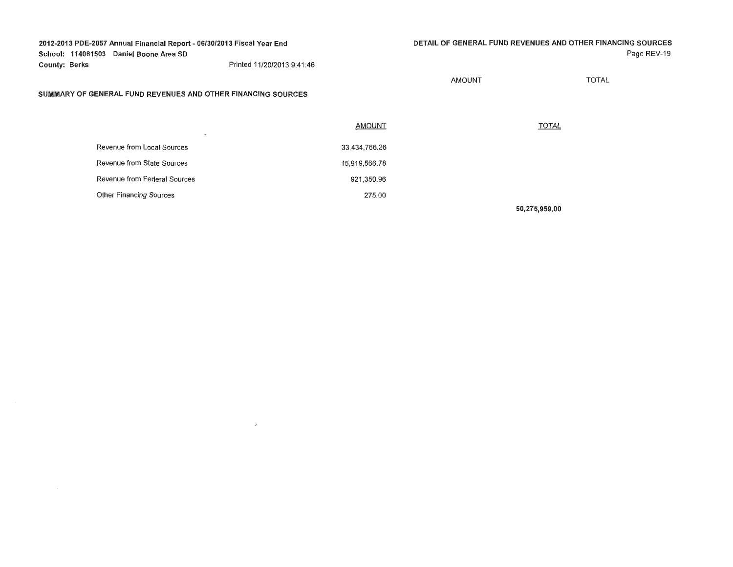## SUMMARY OF GENERAL FUND REVENUES AND OTHER FINANCING SOURCES

| | AMOUNT | TOTAL |
|---|---|---|
| Revenue from Local Sources | 33,434,766.26 | |
| Revenue from State Sources | 15,919,566.78 | |
| Revenue from Federal Sources | 921,350.96 | |
| Other Financing Sources | 275.00 | |
| | | **50,275,959.00** |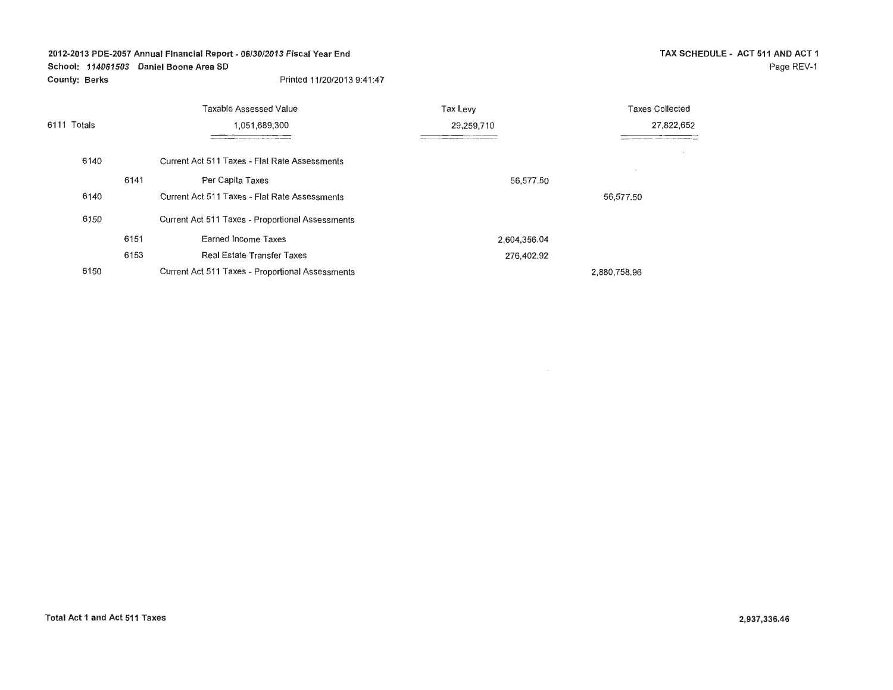2012-2013 PDE-2057 Annual Financial Report - 06/30/2013 Fiscal Year End
School: 114061503 Daniel Boone Area SD
County: Berks
Printed 11/20/2013 9:41:47

TAX SCHEDULE - ACT 511 AND ACT 1
Page REV-1

| | | Taxable Assessed Value | Tax Levy | Taxes Collected |
|---|---|---|---|---|
| 6111 Totals | | 1,051,689,300 | 29,259,710 | 27,822,652 |

| | | | | |
|---|---|---|---|---|
| 6140 | | Current Act 511 Taxes - Flat Rate Assessments | | |
| | 6141 | Per Capita Taxes | 56,577.50 | |
| 6140 | | Current Act 511 Taxes - Flat Rate Assessments | | 56,577.50 |
| 6150 | | Current Act 511 Taxes - Proportional Assessments | | |
| | 6151 | Earned Income Taxes | 2,604,356.04 | |
| | 6153 | Real Estate Transfer Taxes | 276,402.92 | |
| 6150 | | Current Act 511 Taxes - Proportional Assessments | | 2,880,758.96 |

**Total Act 1 and Act 511 Taxes** **2,937,336.46**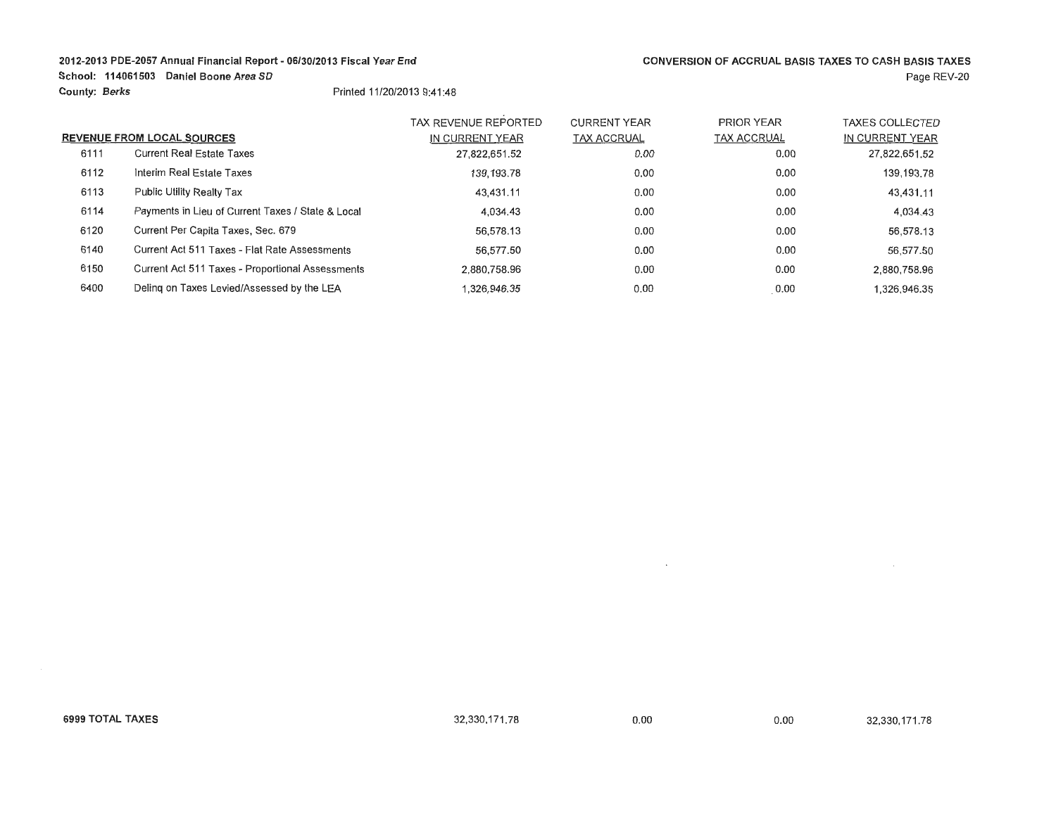**2012-2013 PDE-2057 Annual Financial Report - 06/30/2013 Fiscal Year End**
**School: 114061503 Daniel Boone Area SD**
**County: Berks**
Printed 11/20/2013 9:41:48

**CONVERSION OF ACCRUAL BASIS TAXES TO CASH BASIS TAXES**
Page REV-20

| **REVENUE FROM LOCAL SOURCES** | | TAX REVENUE REPORTED IN CURRENT YEAR | CURRENT YEAR TAX ACCRUAL | PRIOR YEAR TAX ACCRUAL | TAXES COLLECTED IN CURRENT YEAR |
|---|---|---|---|---|---|
| 6111 | Current Real Estate Taxes | 27,822,651.52 | 0.00 | 0.00 | 27,822,651.52 |
| 6112 | Interim Real Estate Taxes | 139,193.78 | 0.00 | 0.00 | 139,193.78 |
| 6113 | Public Utility Realty Tax | 43,431.11 | 0.00 | 0.00 | 43,431.11 |
| 6114 | Payments in Lieu of Current Taxes / State & Local | 4,034.43 | 0.00 | 0.00 | 4,034.43 |
| 6120 | Current Per Capita Taxes, Sec. 679 | 56,578.13 | 0.00 | 0.00 | 56,578.13 |
| 6140 | Current Act 511 Taxes - Flat Rate Assessments | 56,577.50 | 0.00 | 0.00 | 56,577.50 |
| 6150 | Current Act 511 Taxes - Proportional Assessments | 2,880,758.96 | 0.00 | 0.00 | 2,880,758.96 |
| 6400 | Delinq on Taxes Levied/Assessed by the LEA | 1,326,946.35 | 0.00 | 0.00 | 1,326,946.35 |
| **6999 TOTAL TAXES** | | 32,330,171.78 | 0.00 | 0.00 | 32,330,171.78 |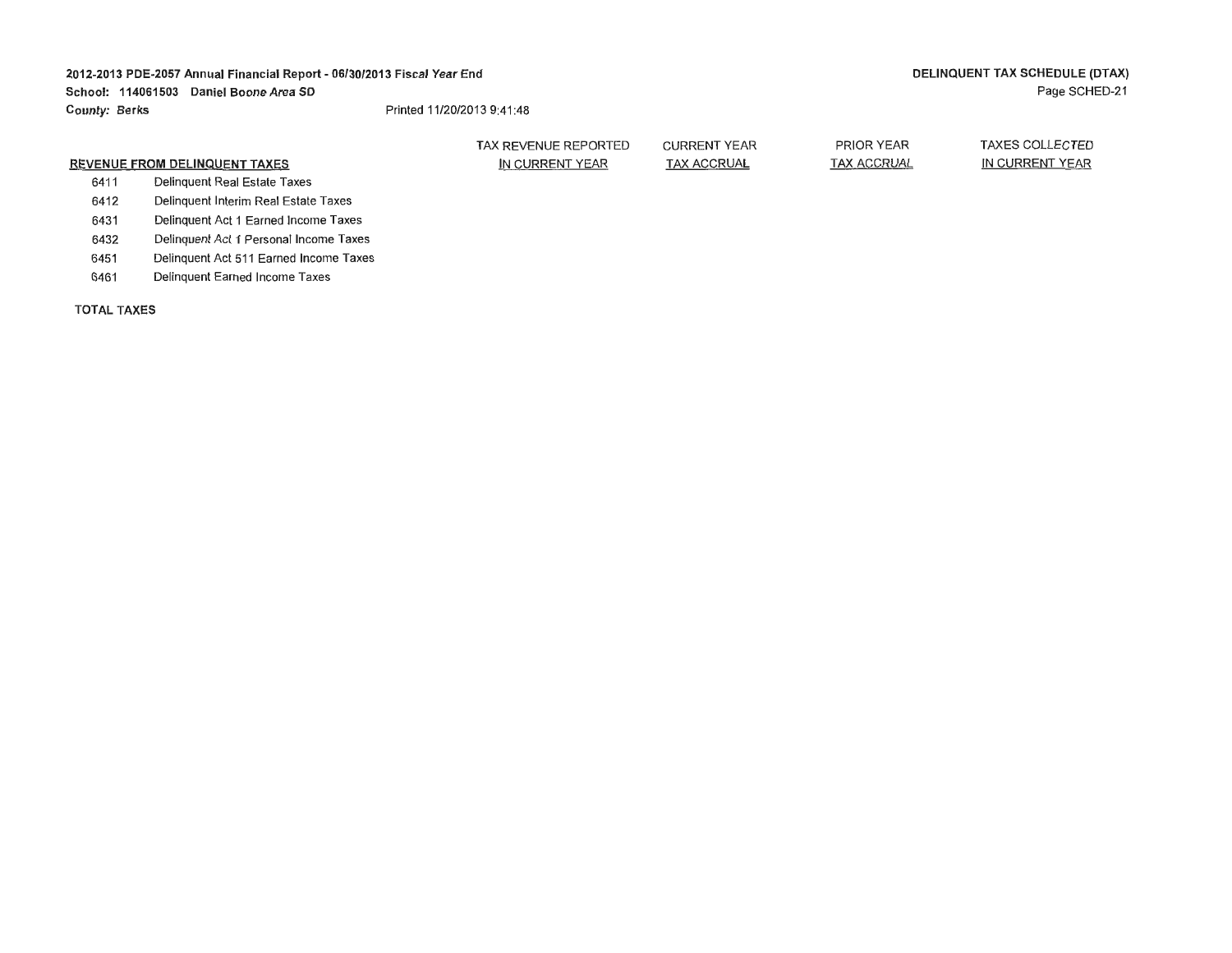2012-2013 PDE-2057 Annual Financial Report - 06/30/2013 Fiscal Year End

School: 114061503 Daniel Boone Area SD

County: Berks

Printed 11/20/2013 9:41:48

## DELINQUENT TAX SCHEDULE (DTAX)

| REVENUE FROM DELINQUENT TAXES | | TAX REVENUE REPORTED IN CURRENT YEAR | CURRENT YEAR TAX ACCRUAL | PRIOR YEAR TAX ACCRUAL | TAXES COLLECTED IN CURRENT YEAR |
|---|---|---|---|---|---|
| 6411 | Delinquent Real Estate Taxes | | | | |
| 6412 | Delinquent Interim Real Estate Taxes | | | | |
| 6431 | Delinquent Act 1 Earned Income Taxes | | | | |
| 6432 | Delinquent Act 1 Personal Income Taxes | | | | |
| 6451 | Delinquent Act 511 Earned Income Taxes | | | | |
| 6461 | Delinquent Earned Income Taxes | | | | |
| TOTAL TAXES | | | | | |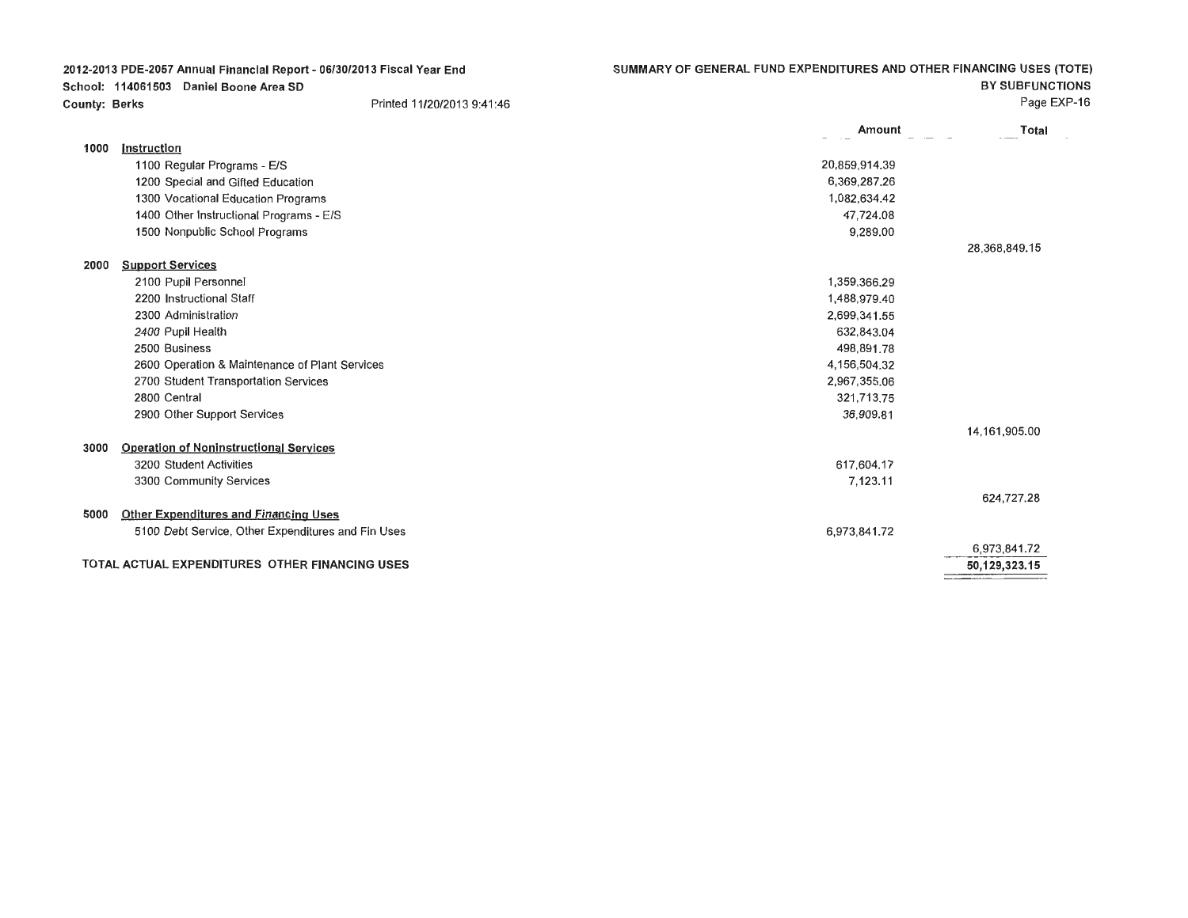2012-2013 PDE-2057 Annual Financial Report - 06/30/2013 Fiscal Year End
School: 114061503 Daniel Boone Area SD
County: Berks Printed 11/20/2013 9:41:46

SUMMARY OF GENERAL FUND EXPENDITURES AND OTHER FINANCING USES (TOTE)
BY SUBFUNCTIONS
Page EXP-16

| | | Amount | Total |
|---|---|---|---|
| 1000 | **Instruction** | | |
| | 1100 Regular Programs - E/S | 20,859,914.39 | |
| | 1200 Special and Gifted Education | 6,369,287.26 | |
| | 1300 Vocational Education Programs | 1,082,634.42 | |
| | 1400 Other Instructional Programs - E/S | 47,724.08 | |
| | 1500 Nonpublic School Programs | 9,289.00 | |
| | | | 28,368,849.15 |
| 2000 | **Support Services** | | |
| | 2100 Pupil Personnel | 1,359,366.29 | |
| | 2200 Instructional Staff | 1,488,979.40 | |
| | 2300 Administration | 2,699,341.55 | |
| | 2400 Pupil Health | 632,843.04 | |
| | 2500 Business | 498,891.78 | |
| | 2600 Operation & Maintenance of Plant Services | 4,156,504.32 | |
| | 2700 Student Transportation Services | 2,967,355.06 | |
| | 2800 Central | 321,713.75 | |
| | 2900 Other Support Services | 36,909.81 | |
| | | | 14,161,905.00 |
| 3000 | **Operation of Noninstructional Services** | | |
| | 3200 Student Activities | 617,604.17 | |
| | 3300 Community Services | 7,123.11 | |
| | | | 624,727.28 |
| 5000 | **Other Expenditures and Financing Uses** | | |
| | 5100 Debt Service, Other Expenditures and Fin Uses | 6,973,841.72 | |
| | | | 6,973,841.72 |
| | **TOTAL ACTUAL EXPENDITURES OTHER FINANCING USES** | | **50,129,323.15** |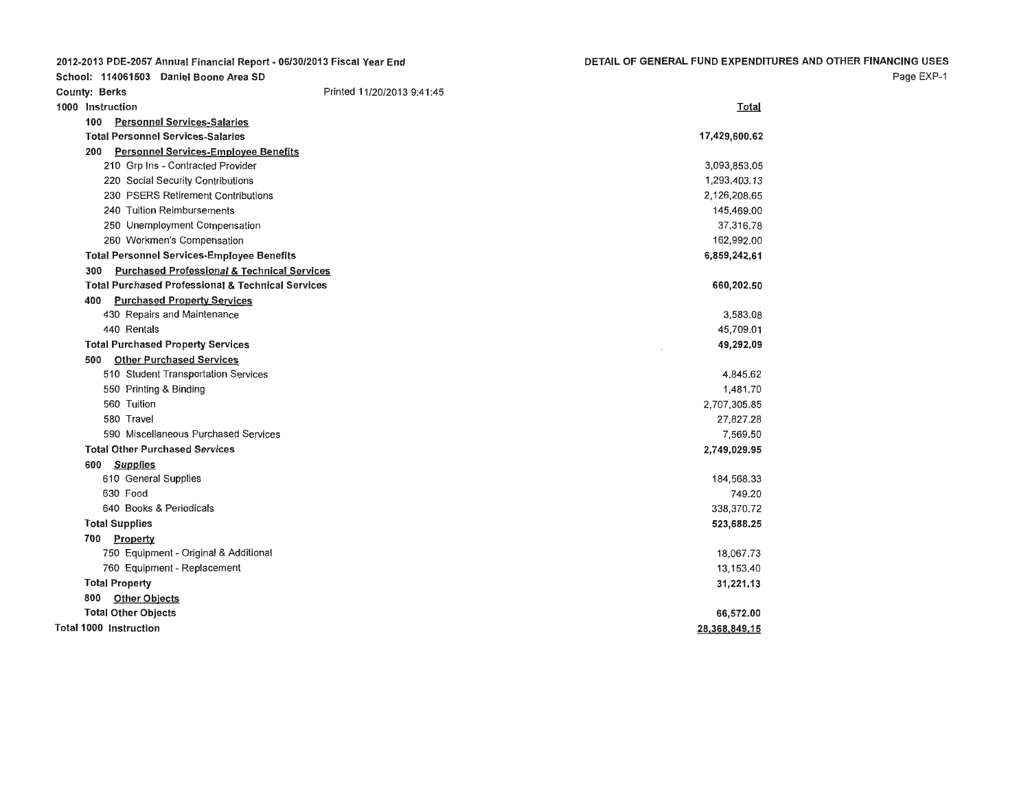2012-2013 PDE-2057 Annual Financial Report - 06/30/2013 Fiscal Year End

School: 114061503 Daniel Boone Area SD

County: Berks

Printed 11/20/2013 9:41:45

**DETAIL OF GENERAL FUND EXPENDITURES AND OTHER FINANCING USES**

Page EXP-1

| | Total |
|---|---|
| **1000 Instruction** | |
| **100 Personnel Services-Salaries** | |
| **Total Personnel Services-Salaries** | **17,429,600.62** |
| **200 Personnel Services-Employee Benefits** | |
| 210 Grp Ins - Contracted Provider | 3,093,853.05 |
| 220 Social Security Contributions | 1,293,403.13 |
| 230 PSERS Retirement Contributions | 2,126,208.65 |
| 240 Tuition Reimbursements | 145,469.00 |
| 250 Unemployment Compensation | 37,316.78 |
| 260 Workmen's Compensation | 162,992.00 |
| **Total Personnel Services-Employee Benefits** | **6,859,242.61** |
| **300 Purchased Professional & Technical Services** | |
| **Total Purchased Professional & Technical Services** | **660,202.50** |
| **400 Purchased Property Services** | |
| 430 Repairs and Maintenance | 3,583.08 |
| 440 Rentals | 45,709.01 |
| **Total Purchased Property Services** | **49,292.09** |
| **500 Other Purchased Services** | |
| 510 Student Transportation Services | 4,845.62 |
| 550 Printing & Binding | 1,481.70 |
| 560 Tuition | 2,707,305.85 |
| 580 Travel | 27,827.28 |
| 590 Miscellaneous Purchased Services | 7,569.50 |
| **Total Other Purchased Services** | **2,749,029.95** |
| **600 Supplies** | |
| 610 General Supplies | 184,568.33 |
| 630 Food | 749.20 |
| 640 Books & Periodicals | 338,370.72 |
| **Total Supplies** | **523,688.25** |
| **700 Property** | |
| 750 Equipment - Original & Additional | 18,067.73 |
| 760 Equipment - Replacement | 13,153.40 |
| **Total Property** | **31,221.13** |
| **800 Other Objects** | |
| **Total Other Objects** | **66,572.00** |
| **Total 1000 Instruction** | **28,368,849.15** |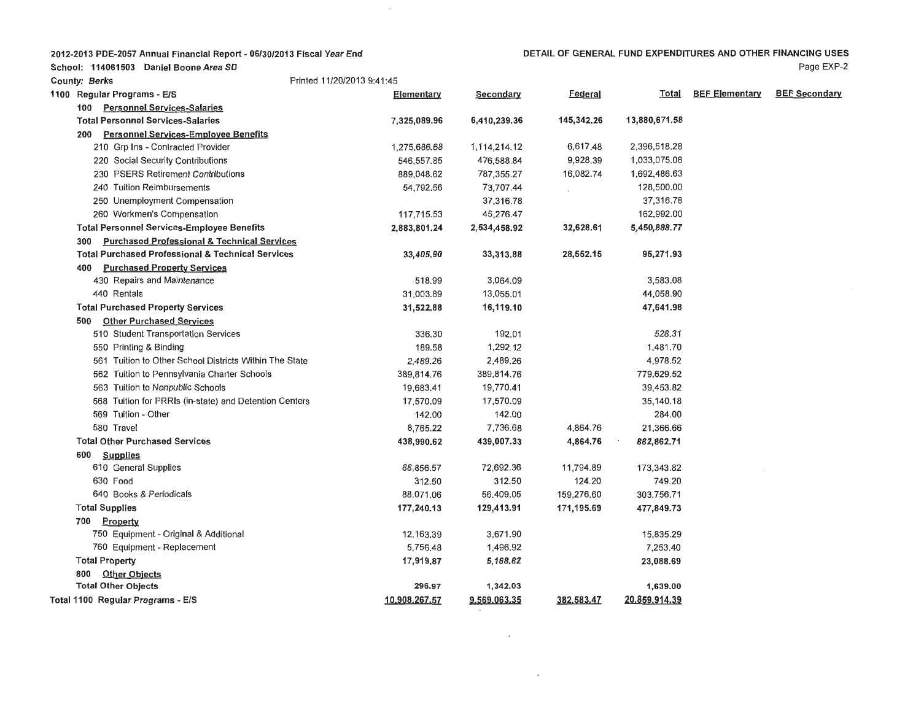2012-2013 PDE-2057 Annual Financial Report - 06/30/2013 Fiscal Year End

School: 114061503 Daniel Boone Area SD

County: Berks

Printed 11/20/2013 9:41:45

DETAIL OF GENERAL FUND EXPENDITURES AND OTHER FINANCING USES

Page EXP-2

| 1100 Regular Programs - E/S | Elementary | Secondary | Federal | Total | BEF Elementary | BEF Secondary |
|---|---|---|---|---|---|---|
| 100 Personnel Services-Salaries | | | | | | |
| Total Personnel Services-Salaries | 7,325,089.96 | 6,410,239.36 | 145,342.26 | 13,880,671.58 | | |
| 200 Personnel Services-Employee Benefits | | | | | | |
| 210 Grp Ins - Contracted Provider | 1,275,686.68 | 1,114,214.12 | 6,617.48 | 2,396,518.28 | | |
| 220 Social Security Contributions | 546,557.85 | 476,588.84 | 9,928.39 | 1,033,075.08 | | |
| 230 PSERS Retirement Contributions | 889,048.62 | 787,355.27 | 16,082.74 | 1,692,486.63 | | |
| 240 Tuition Reimbursements | 54,792.56 | 73,707.44 | | 128,500.00 | | |
| 250 Unemployment Compensation | | 37,316.78 | | 37,316.78 | | |
| 260 Workmen's Compensation | 117,715.53 | 45,276.47 | | 162,992.00 | | |
| Total Personnel Services-Employee Benefits | 2,883,801.24 | 2,534,458.92 | 32,628.61 | 5,450,888.77 | | |
| 300 Purchased Professional & Technical Services | | | | | | |
| Total Purchased Professional & Technical Services | 33,405.90 | 33,313.88 | 28,552.15 | 95,271.93 | | |
| 400 Purchased Property Services | | | | | | |
| 430 Repairs and Maintenance | 518.99 | 3,064.09 | | 3,583.08 | | |
| 440 Rentals | 31,003.89 | 13,055.01 | | 44,058.90 | | |
| Total Purchased Property Services | 31,522.88 | 16,119.10 | | 47,641.98 | | |
| 500 Other Purchased Services | | | | | | |
| 510 Student Transportation Services | 336.30 | 192.01 | | 528.31 | | |
| 550 Printing & Binding | 189.58 | 1,292.12 | | 1,481.70 | | |
| 561 Tuition to Other School Districts Within The State | 2,489.26 | 2,489.26 | | 4,978.52 | | |
| 562 Tuition to Pennsylvania Charter Schools | 389,814.76 | 389,814.76 | | 779,629.52 | | |
| 563 Tuition to Nonpublic Schools | 19,683.41 | 19,770.41 | | 39,453.82 | | |
| 568 Tuition for PRRIs (in-state) and Detention Centers | 17,570.09 | 17,570.09 | | 35,140.18 | | |
| 569 Tuition - Other | 142.00 | 142.00 | | 284.00 | | |
| 580 Travel | 8,765.22 | 7,736.68 | 4,864.76 | 21,366.66 | | |
| Total Other Purchased Services | 438,990.62 | 439,007.33 | 4,864.76 | 882,862.71 | | |
| 600 Supplies | | | | | | |
| 610 General Supplies | 88,856.57 | 72,692.36 | 11,794.89 | 173,343.82 | | |
| 630 Food | 312.50 | 312.50 | 124.20 | 749.20 | | |
| 640 Books & Periodicals | 88,071.06 | 56,409.05 | 159,276.60 | 303,756.71 | | |
| Total Supplies | 177,240.13 | 129,413.91 | 171,195.69 | 477,849.73 | | |
| 700 Property | | | | | | |
| 750 Equipment - Original & Additional | 12,163.39 | 3,671.90 | | 15,835.29 | | |
| 760 Equipment - Replacement | 5,756.48 | 1,496.92 | | 7,253.40 | | |
| Total Property | 17,919.87 | 5,168.82 | | 23,088.69 | | |
| 800 Other Objects | | | | | | |
| Total Other Objects | 296.97 | 1,342.03 | | 1,639.00 | | |
| Total 1100 Regular Programs - E/S | 10,908,267.57 | 9,569,063.35 | 382,583.47 | 20,859,914.39 | | |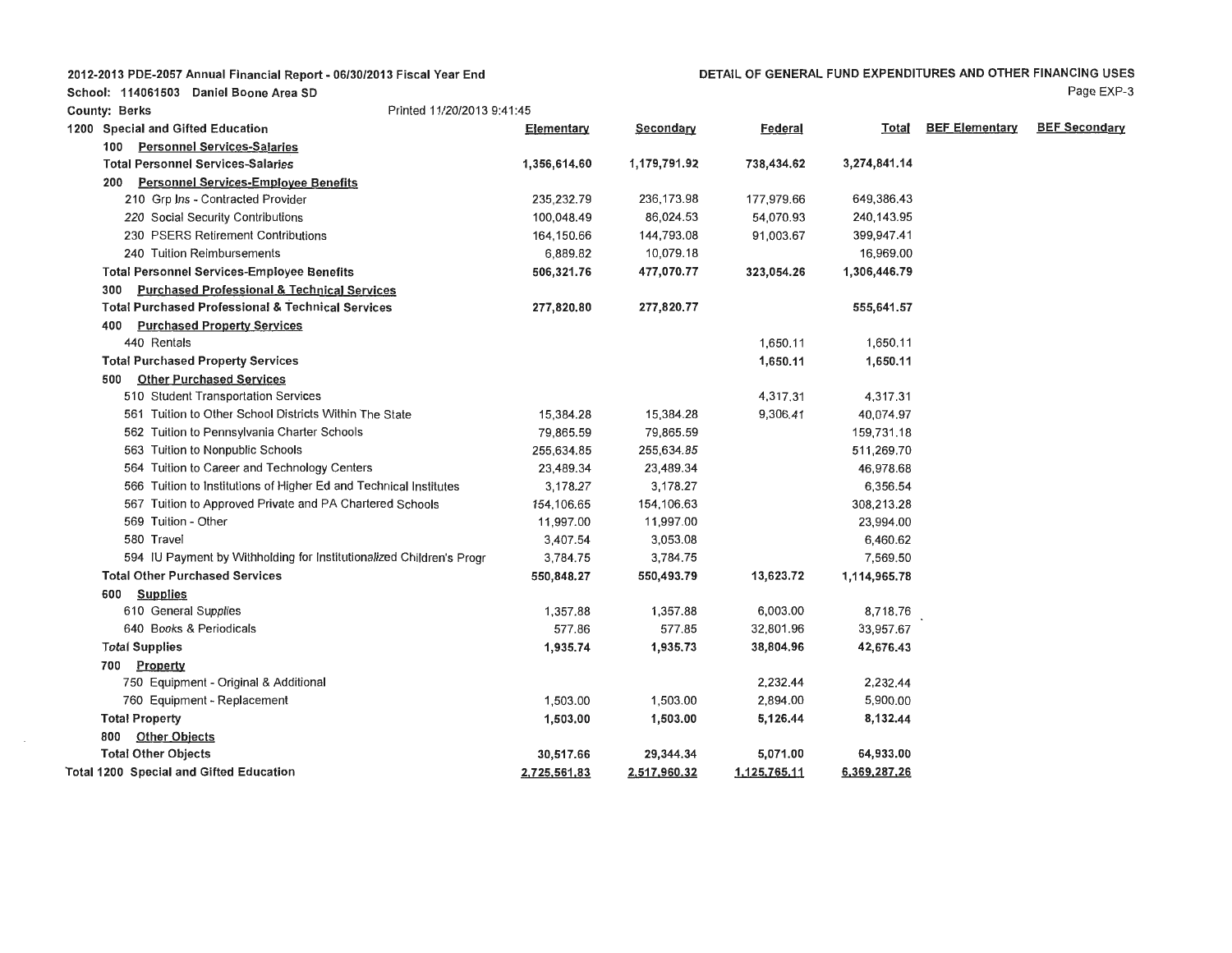2012-2013 PDE-2057 Annual Financial Report - 06/30/2013 Fiscal Year End

School: 114061503 Daniel Boone Area SD

County: Berks  Printed 11/20/2013 9:41:45

DETAIL OF GENERAL FUND EXPENDITURES AND OTHER FINANCING USES

| 1200 Special and Gifted Education | Elementary | Secondary | Federal | Total | BEF Elementary | BEF Secondary |
|---|---|---|---|---|---|---|
| 100 **Personnel Services-Salaries** | | | | | | |
| **Total Personnel Services-Salaries** | **1,356,614.60** | **1,179,791.92** | **738,434.62** | **3,274,841.14** | | |
| 200 **Personnel Services-Employee Benefits** | | | | | | |
| 210 Grp Ins - Contracted Provider | 235,232.79 | 236,173.98 | 177,979.66 | 649,386.43 | | |
| 220 Social Security Contributions | 100,048.49 | 86,024.53 | 54,070.93 | 240,143.95 | | |
| 230 PSERS Retirement Contributions | 164,150.66 | 144,793.08 | 91,003.67 | 399,947.41 | | |
| 240 Tuition Reimbursements | 6,889.82 | 10,079.18 | | 16,969.00 | | |
| **Total Personnel Services-Employee Benefits** | **506,321.76** | **477,070.77** | **323,054.26** | **1,306,446.79** | | |
| 300 **Purchased Professional & Technical Services** | | | | | | |
| **Total Purchased Professional & Technical Services** | **277,820.80** | **277,820.77** | | **555,641.57** | | |
| 400 **Purchased Property Services** | | | | | | |
| 440 Rentals | | | 1,650.11 | 1,650.11 | | |
| **Total Purchased Property Services** | | | **1,650.11** | **1,650.11** | | |
| 500 **Other Purchased Services** | | | | | | |
| 510 Student Transportation Services | | | 4,317.31 | 4,317.31 | | |
| 561 Tuition to Other School Districts Within The State | 15,384.28 | 15,384.28 | 9,306.41 | 40,074.97 | | |
| 562 Tuition to Pennsylvania Charter Schools | 79,865.59 | 79,865.59 | | 159,731.18 | | |
| 563 Tuition to Nonpublic Schools | 255,634.85 | 255,634.85 | | 511,269.70 | | |
| 564 Tuition to Career and Technology Centers | 23,489.34 | 23,489.34 | | 46,978.68 | | |
| 566 Tuition to Institutions of Higher Ed and Technical Institutes | 3,178.27 | 3,178.27 | | 6,356.54 | | |
| 567 Tuition to Approved Private and PA Chartered Schools | 154,106.65 | 154,106.63 | | 308,213.28 | | |
| 569 Tuition - Other | 11,997.00 | 11,997.00 | | 23,994.00 | | |
| 580 Travel | 3,407.54 | 3,053.08 | | 6,460.62 | | |
| 594 IU Payment by Withholding for Institutionalized Children's Progr | 3,784.75 | 3,784.75 | | 7,569.50 | | |
| **Total Other Purchased Services** | **550,848.27** | **550,493.79** | **13,623.72** | **1,114,965.78** | | |
| 600 **Supplies** | | | | | | |
| 610 General Supplies | 1,357.88 | 1,357.88 | 6,003.00 | 8,718.76 | | |
| 640 Books & Periodicals | 577.86 | 577.85 | 32,801.96 | 33,957.67 | | |
| **Total Supplies** | **1,935.74** | **1,935.73** | **38,804.96** | **42,676.43** | | |
| 700 **Property** | | | | | | |
| 750 Equipment - Original & Additional | | | 2,232.44 | 2,232.44 | | |
| 760 Equipment - Replacement | 1,503.00 | 1,503.00 | 2,894.00 | 5,900.00 | | |
| **Total Property** | **1,503.00** | **1,503.00** | **5,126.44** | **8,132.44** | | |
| 800 **Other Objects** | | | | | | |
| **Total Other Objects** | **30,517.66** | **29,344.34** | **5,071.00** | **64,933.00** | | |
| **Total 1200 Special and Gifted Education** | **2,725,561.83** | **2,517,960.32** | **1,125,765.11** | **6,369,287.26** | | |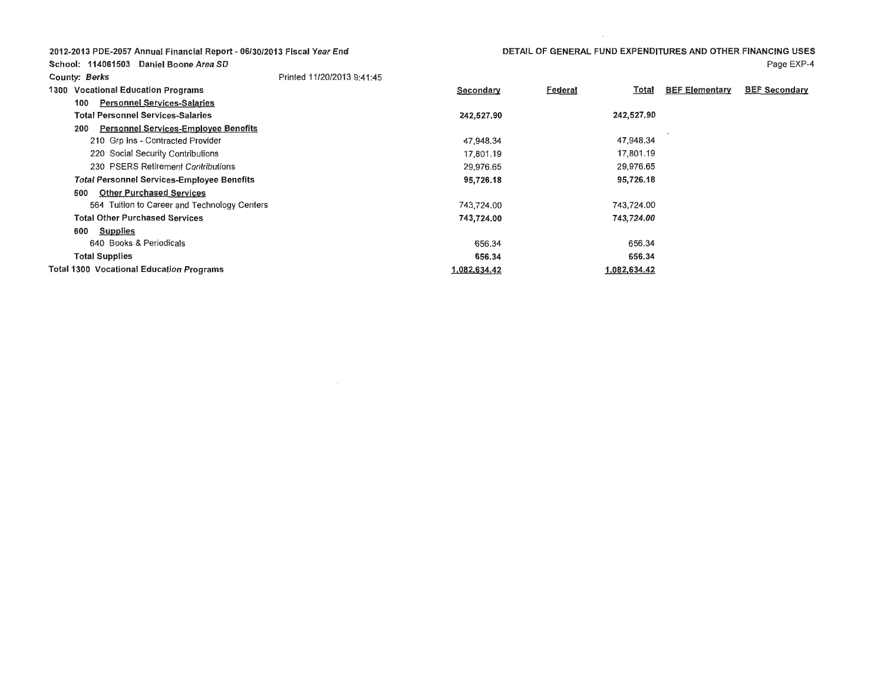2012-2013 PDE-2057 Annual Financial Report - 06/30/2013 Fiscal Year End

School: 114061503 Daniel Boone Area SD

County: Berks

Printed 11/20/2013 9:41:45

DETAIL OF GENERAL FUND EXPENDITURES AND OTHER FINANCING USES

Page EXP-4

| | Secondary | Federal | Total | BEF Elementary | BEF Secondary |
|---|---|---|---|---|---|
| **1300 Vocational Education Programs** | | | | | |
| **100 Personnel Services-Salaries** | | | | | |
| **Total Personnel Services-Salaries** | **242,527.90** | | **242,527.90** | | |
| **200 Personnel Services-Employee Benefits** | | | | | |
| 210 Grp Ins - Contracted Provider | 47,948.34 | | 47,948.34 | | |
| 220 Social Security Contributions | 17,801.19 | | 17,801.19 | | |
| 230 PSERS Retirement Contributions | 29,976.65 | | 29,976.65 | | |
| **Total Personnel Services-Employee Benefits** | **95,726.18** | | **95,726.18** | | |
| **500 Other Purchased Services** | | | | | |
| 564 Tuition to Career and Technology Centers | 743,724.00 | | 743,724.00 | | |
| **Total Other Purchased Services** | **743,724.00** | | **743,724.00** | | |
| **600 Supplies** | | | | | |
| 640 Books & Periodicals | 656.34 | | 656.34 | | |
| **Total Supplies** | **656.34** | | **656.34** | | |
| **Total 1300 Vocational Education Programs** | **1,082,634.42** | | **1,082,634.42** | | |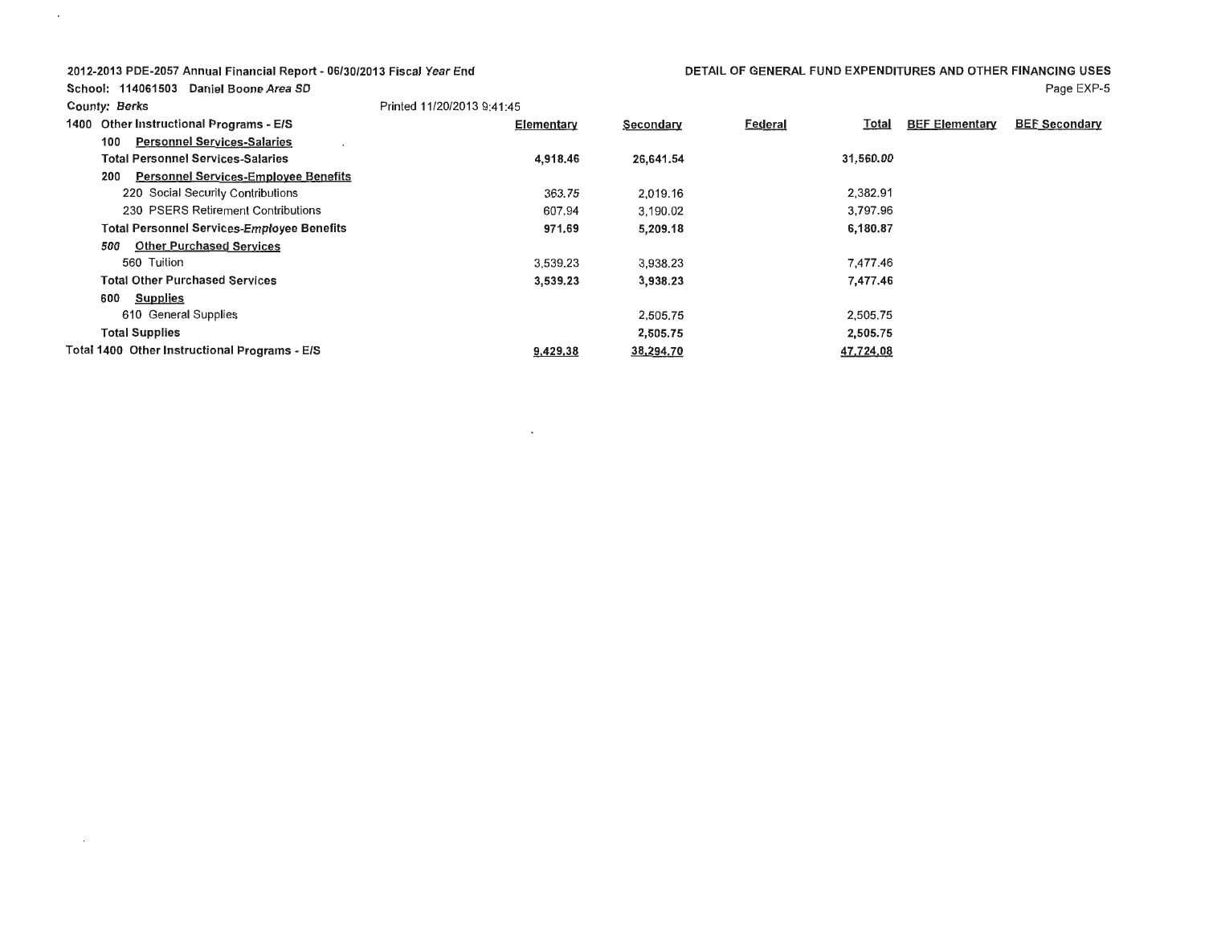2012-2013 PDE-2057 Annual Financial Report - 06/30/2013 Fiscal Year End

DETAIL OF GENERAL FUND EXPENDITURES AND OTHER FINANCING USES

School: 114061503 Daniel Boone Area SD

County: Berks

Printed 11/20/2013 9:41:45

Page EXP-5

| 1400 Other Instructional Programs - E/S | Elementary | Secondary | Federal | Total | BEF Elementary | BEF Secondary |
|---|---|---|---|---|---|---|
| 100 Personnel Services-Salaries | | | | | | |
| **Total Personnel Services-Salaries** | **4,918.46** | **26,641.54** | | **31,560.00** | | |
| 200 Personnel Services-Employee Benefits | | | | | | |
| 220 Social Security Contributions | 363.75 | 2,019.16 | | 2,382.91 | | |
| 230 PSERS Retirement Contributions | 607.94 | 3,190.02 | | 3,797.96 | | |
| **Total Personnel Services-Employee Benefits** | **971.69** | **5,209.18** | | **6,180.87** | | |
| 500 Other Purchased Services | | | | | | |
| 560 Tuition | 3,539.23 | 3,938.23 | | 7,477.46 | | |
| **Total Other Purchased Services** | **3,539.23** | **3,938.23** | | **7,477.46** | | |
| 600 Supplies | | | | | | |
| 610 General Supplies | | 2,505.75 | | 2,505.75 | | |
| **Total Supplies** | | **2,505.75** | | **2,505.75** | | |
| **Total 1400 Other Instructional Programs - E/S** | **9,429.38** | **38,294.70** | | **47,724.08** | | |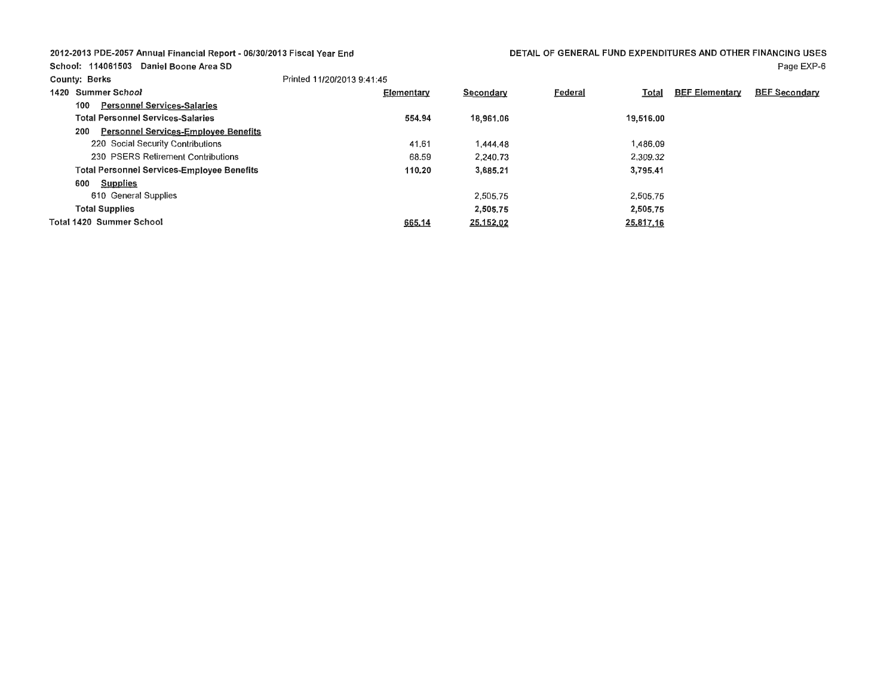2012-2013 PDE-2057 Annual Financial Report - 06/30/2013 Fiscal Year End

School: 114061503 Daniel Boone Area SD

County: Berks

Printed 11/20/2013 9:41:45

DETAIL OF GENERAL FUND EXPENDITURES AND OTHER FINANCING USES

| 1420 Summer School | Elementary | Secondary | Federal | Total | BEF Elementary | BEF Secondary |
|---|---|---|---|---|---|---|
| 100 Personnel Services-Salaries | | | | | | |
| **Total Personnel Services-Salaries** | **554.94** | **18,961.06** | | **19,516.00** | | |
| 200 Personnel Services-Employee Benefits | | | | | | |
| 220 Social Security Contributions | 41.61 | 1,444.48 | | 1,486.09 | | |
| 230 PSERS Retirement Contributions | 68.59 | 2,240.73 | | 2,309.32 | | |
| **Total Personnel Services-Employee Benefits** | **110.20** | **3,685.21** | | **3,795.41** | | |
| 600 Supplies | | | | | | |
| 610 General Supplies | | 2,505.75 | | 2,505.75 | | |
| **Total Supplies** | | **2,505.75** | | **2,505.75** | | |
| **Total 1420 Summer School** | **665.14** | **25,152.02** | | **25,817.16** | | |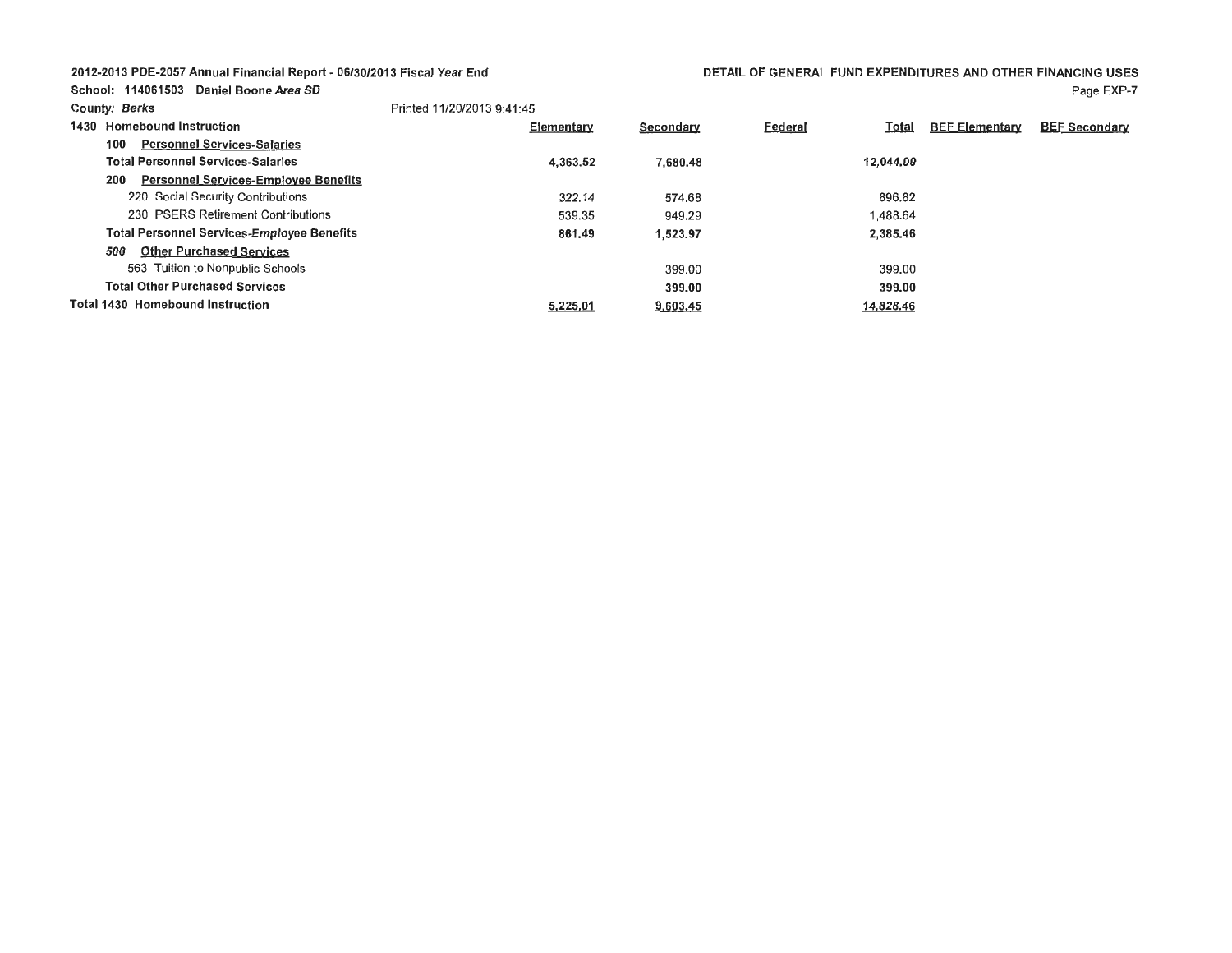2012-2013 PDE-2057 Annual Financial Report - 06/30/2013 Fiscal Year End

School: 114061503 Daniel Boone Area SD

County: Berks

Printed 11/20/2013 9:41:45

DETAIL OF GENERAL FUND EXPENDITURES AND OTHER FINANCING USES

| | Elementary | Secondary | Federal | Total | BEF Elementary | BEF Secondary |
|---|---|---|---|---|---|---|
| 1430 Homebound Instruction | | | | | | |
| 100 Personnel Services-Salaries | | | | | | |
| **Total Personnel Services-Salaries** | **4,363.52** | **7,680.48** | | **12,044.00** | | |
| 200 Personnel Services-Employee Benefits | | | | | | |
| 220 Social Security Contributions | 322.14 | 574.68 | | 896.82 | | |
| 230 PSERS Retirement Contributions | 539.35 | 949.29 | | 1,488.64 | | |
| **Total Personnel Services-Employee Benefits** | **861.49** | **1,523.97** | | **2,385.46** | | |
| 500 Other Purchased Services | | | | | | |
| 563 Tuition to Nonpublic Schools | | 399.00 | | 399.00 | | |
| **Total Other Purchased Services** | | **399.00** | | **399.00** | | |
| **Total 1430 Homebound Instruction** | **5,225.01** | **9,603.45** | | **14,828.46** | | |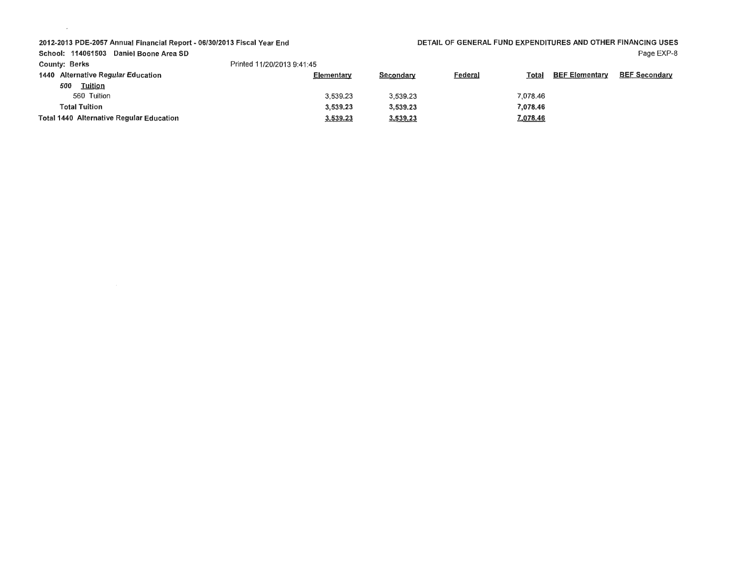2012-2013 PDE-2057 Annual Financial Report - 06/30/2013 Fiscal Year End

School: 114061503 Daniel Boone Area SD

County: Berks

Printed 11/20/2013 9:41:45

DETAIL OF GENERAL FUND EXPENDITURES AND OTHER FINANCING USES

| 1440 Alternative Regular Education | Elementary | Secondary | Federal | Total | BEF Elementary | BEF Secondary |
|---|---|---|---|---|---|---|
| 500 Tuition | | | | | | |
| 560 Tuition | 3,539.23 | 3,539.23 | | 7,078.46 | | |
| **Total Tuition** | **3,539.23** | **3,539.23** | | **7,078.46** | | |
| **Total 1440 Alternative Regular Education** | **3,539.23** | **3,539.23** | | **7,078.46** | | |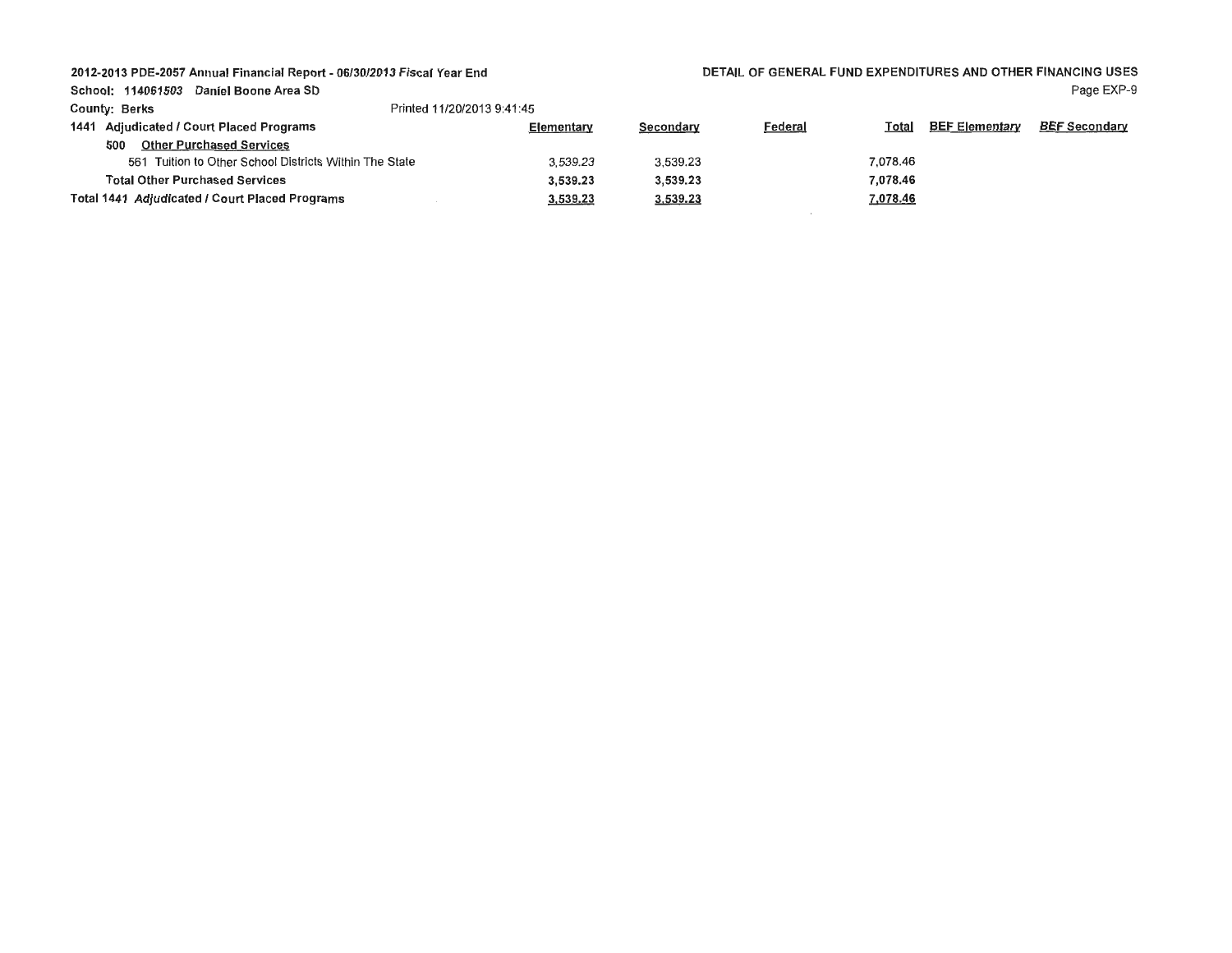2012-2013 PDE-2057 Annual Financial Report - 06/30/2013 Fiscal Year End

DETAIL OF GENERAL FUND EXPENDITURES AND OTHER FINANCING USES

School: 114061503 Daniel Boone Area SD

County: Berks

Printed 11/20/2013 9:41:45

| | Elementary | Secondary | Federal | Total | BEF Elementary | BEF Secondary |
|---|---|---|---|---|---|---|
| 1441 Adjudicated / Court Placed Programs | | | | | | |
| 500 Other Purchased Services | | | | | | |
| 561 Tuition to Other School Districts Within The State | 3,539.23 | 3,539.23 | | 7,078.46 | | |
| **Total Other Purchased Services** | **3,539.23** | **3,539.23** | | **7,078.46** | | |
| **Total 1441 Adjudicated / Court Placed Programs** | **3,539.23** | **3,539.23** | | **7,078.46** | | |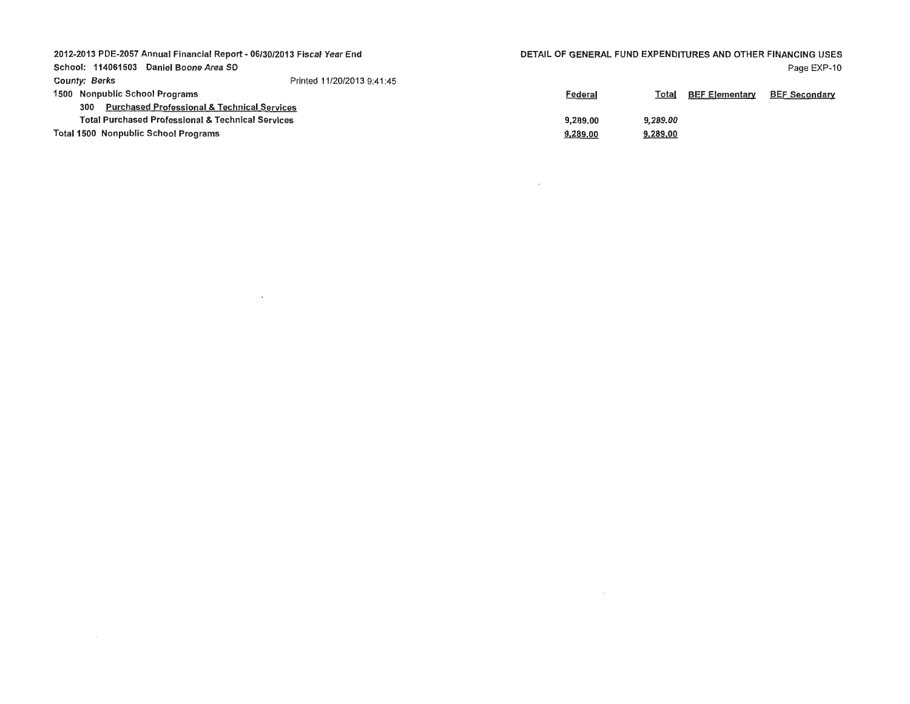2012-2013 PDE-2057 Annual Financial Report - 06/30/2013 Fiscal Year End

School: 114061503 Daniel Boone Area SD

County: Berks Printed 11/20/2013 9:41:45

DETAIL OF GENERAL FUND EXPENDITURES AND OTHER FINANCING USES

Page EXP-10

| | Federal | Total | BEF Elementary | BEF Secondary |
|---|---|---|---|---|
| 1500 Nonpublic School Programs | | | | |
| 300 Purchased Professional & Technical Services | | | | |
| Total Purchased Professional & Technical Services | 9,289.00 | 9,289.00 | | |
| Total 1500 Nonpublic School Programs | 9,289.00 | 9,289.00 | | |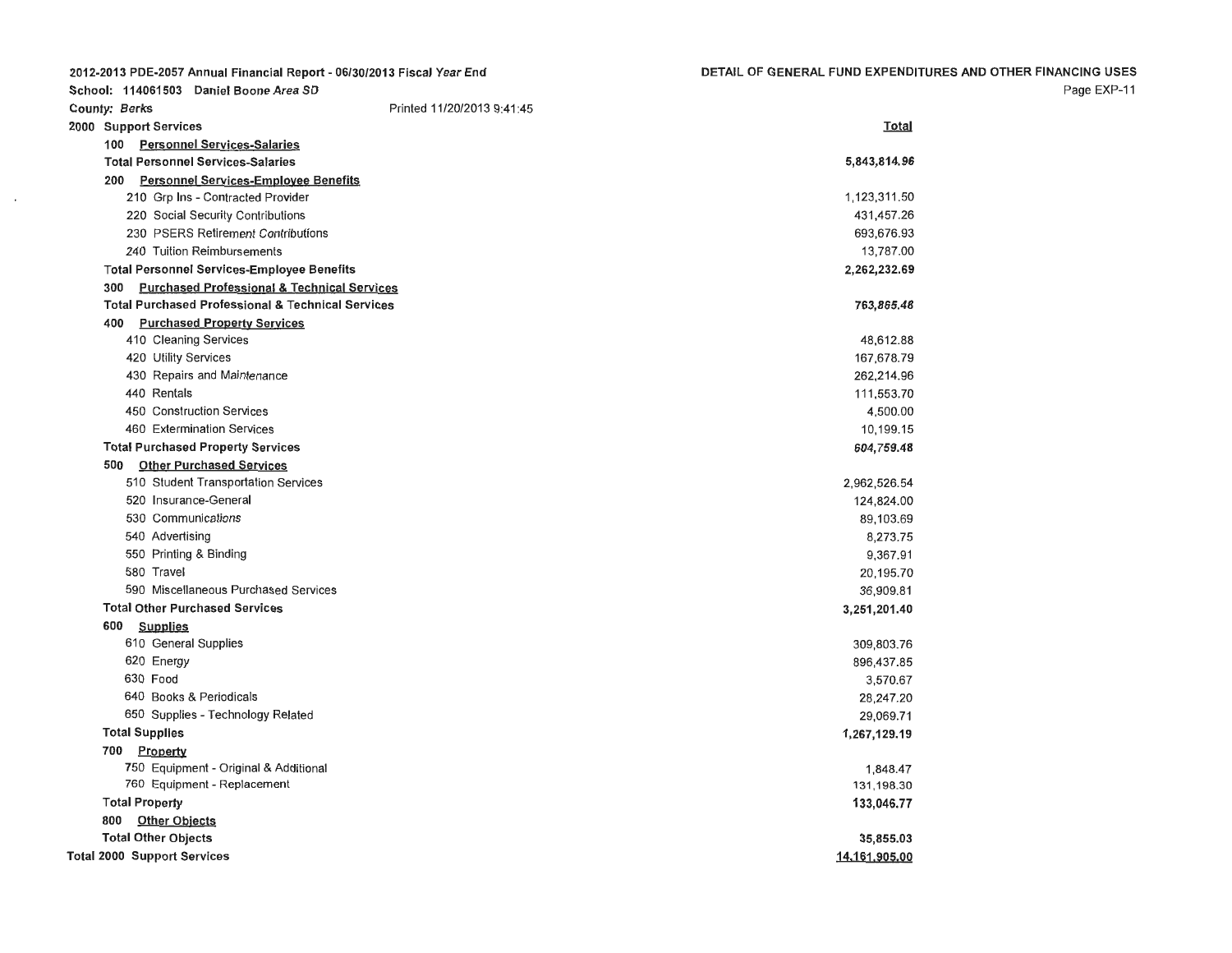2012-2013 PDE-2057 Annual Financial Report - 06/30/2013 Fiscal Year End

School: 114061503 Daniel Boone Area SD

County: Berks Printed 11/20/2013 9:41:45

DETAIL OF GENERAL FUND EXPENDITURES AND OTHER FINANCING USES

Page EXP-11

| | Total |
|---|---|
| **2000 Support Services** | |
| 100 Personnel Services-Salaries | |
| **Total Personnel Services-Salaries** | **5,843,814.96** |
| 200 Personnel Services-Employee Benefits | |
| 210 Grp Ins - Contracted Provider | 1,123,311.50 |
| 220 Social Security Contributions | 431,457.26 |
| 230 PSERS Retirement Contributions | 693,676.93 |
| 240 Tuition Reimbursements | 13,787.00 |
| **Total Personnel Services-Employee Benefits** | **2,262,232.69** |
| 300 Purchased Professional & Technical Services | |
| **Total Purchased Professional & Technical Services** | **763,865.48** |
| 400 Purchased Property Services | |
| 410 Cleaning Services | 48,612.88 |
| 420 Utility Services | 167,678.79 |
| 430 Repairs and Maintenance | 262,214.96 |
| 440 Rentals | 111,553.70 |
| 450 Construction Services | 4,500.00 |
| 460 Extermination Services | 10,199.15 |
| **Total Purchased Property Services** | **604,759.48** |
| 500 Other Purchased Services | |
| 510 Student Transportation Services | 2,962,526.54 |
| 520 Insurance-General | 124,824.00 |
| 530 Communications | 89,103.69 |
| 540 Advertising | 8,273.75 |
| 550 Printing & Binding | 9,367.91 |
| 580 Travel | 20,195.70 |
| 590 Miscellaneous Purchased Services | 36,909.81 |
| **Total Other Purchased Services** | **3,251,201.40** |
| 600 Supplies | |
| 610 General Supplies | 309,803.76 |
| 620 Energy | 896,437.85 |
| 630 Food | 3,570.67 |
| 640 Books & Periodicals | 28,247.20 |
| 650 Supplies - Technology Related | 29,069.71 |
| **Total Supplies** | **1,267,129.19** |
| 700 Property | |
| 750 Equipment - Original & Additional | 1,848.47 |
| 760 Equipment - Replacement | 131,198.30 |
| **Total Property** | **133,046.77** |
| 800 Other Objects | |
| **Total Other Objects** | **35,855.03** |
| **Total 2000 Support Services** | **14,161,905.00** |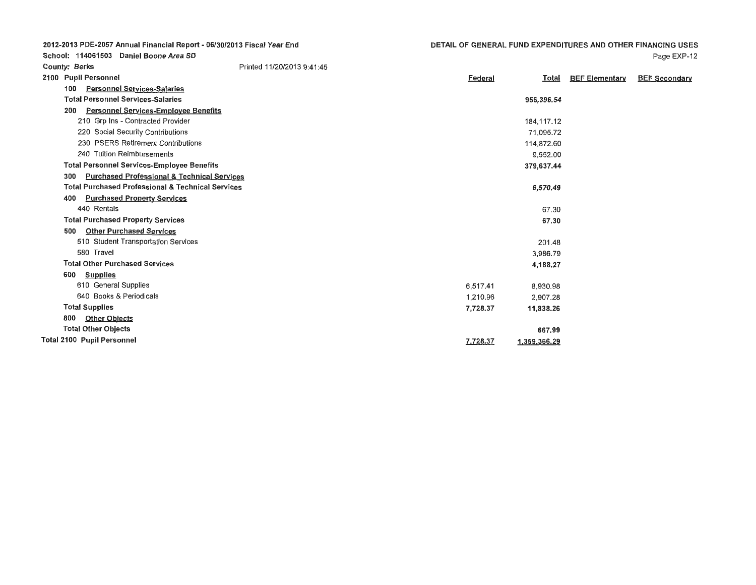2012-2013 PDE-2057 Annual Financial Report - 06/30/2013 Fiscal Year End

School: 114061503 Daniel Boone Area SD

County: Berks

Printed 11/20/2013 9:41:45

DETAIL OF GENERAL FUND EXPENDITURES AND OTHER FINANCING USES

| | Federal | Total | BEF Elementary | BEF Secondary |
|---|---|---|---|---|
| **2100 Pupil Personnel** | | | | |
| 100 Personnel Services-Salaries | | | | |
| **Total Personnel Services-Salaries** | | **956,396.54** | | |
| 200 Personnel Services-Employee Benefits | | | | |
| 210 Grp Ins - Contracted Provider | | 184,117.12 | | |
| 220 Social Security Contributions | | 71,095.72 | | |
| 230 PSERS Retirement Contributions | | 114,872.60 | | |
| 240 Tuition Reimbursements | | 9,552.00 | | |
| **Total Personnel Services-Employee Benefits** | | **379,637.44** | | |
| 300 Purchased Professional & Technical Services | | | | |
| **Total Purchased Professional & Technical Services** | | **6,570.49** | | |
| 400 Purchased Property Services | | | | |
| 440 Rentals | | 67.30 | | |
| **Total Purchased Property Services** | | **67.30** | | |
| 500 Other Purchased Services | | | | |
| 510 Student Transportation Services | | 201.48 | | |
| 580 Travel | | 3,986.79 | | |
| **Total Other Purchased Services** | | **4,188.27** | | |
| 600 Supplies | | | | |
| 610 General Supplies | 6,517.41 | 8,930.98 | | |
| 640 Books & Periodicals | 1,210.96 | 2,907.28 | | |
| **Total Supplies** | **7,728.37** | **11,838.26** | | |
| 800 Other Objects | | | | |
| **Total Other Objects** | | **667.99** | | |
| **Total 2100 Pupil Personnel** | **7,728.37** | **1,359,366.29** | | |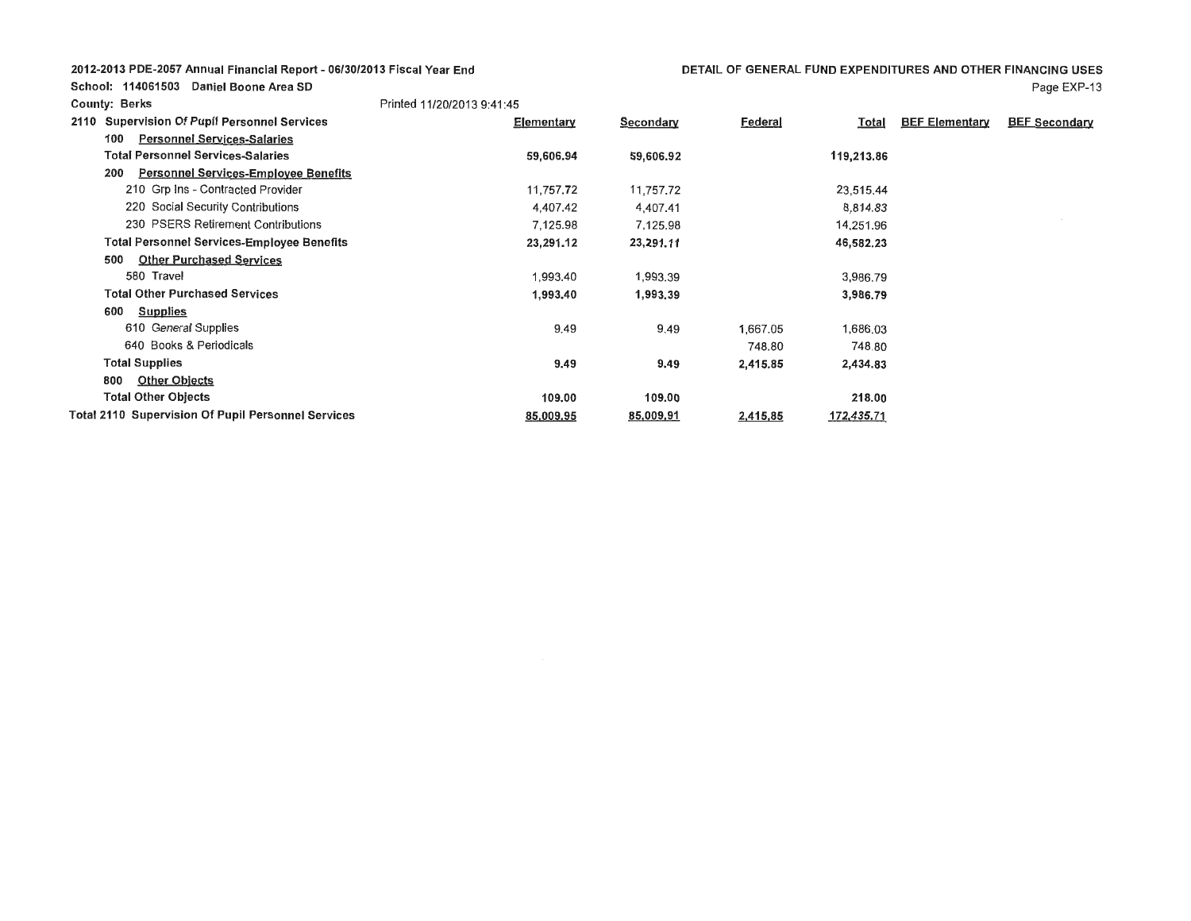2012-2013 PDE-2057 Annual Financial Report - 06/30/2013 Fiscal Year End

School: 114061503 Daniel Boone Area SD

County: Berks

Printed 11/20/2013 9:41:45

DETAIL OF GENERAL FUND EXPENDITURES AND OTHER FINANCING USES

Page EXP-13

| 2110 Supervision Of Pupil Personnel Services | Elementary | Secondary | Federal | Total | BEF Elementary | BEF Secondary |
|---|---|---|---|---|---|---|
| 100 Personnel Services-Salaries | | | | | | |
| Total Personnel Services-Salaries | 59,606.94 | 59,606.92 | | 119,213.86 | | |
| 200 Personnel Services-Employee Benefits | | | | | | |
| 210 Grp Ins - Contracted Provider | 11,757.72 | 11,757.72 | | 23,515.44 | | |
| 220 Social Security Contributions | 4,407.42 | 4,407.41 | | 8,814.83 | | |
| 230 PSERS Retirement Contributions | 7,125.98 | 7,125.98 | | 14,251.96 | | |
| Total Personnel Services-Employee Benefits | 23,291.12 | 23,291.11 | | 46,582.23 | | |
| 500 Other Purchased Services | | | | | | |
| 580 Travel | 1,993.40 | 1,993.39 | | 3,986.79 | | |
| Total Other Purchased Services | 1,993.40 | 1,993.39 | | 3,986.79 | | |
| 600 Supplies | | | | | | |
| 610 General Supplies | 9.49 | 9.49 | 1,667.05 | 1,686.03 | | |
| 640 Books & Periodicals | | | 748.80 | 748.80 | | |
| Total Supplies | 9.49 | 9.49 | 2,415.85 | 2,434.83 | | |
| 800 Other Objects | | | | | | |
| Total Other Objects | 109.00 | 109.00 | | 218.00 | | |
| Total 2110 Supervision Of Pupil Personnel Services | 85,009.95 | 85,009.91 | 2,415.85 | 172,435.71 | | |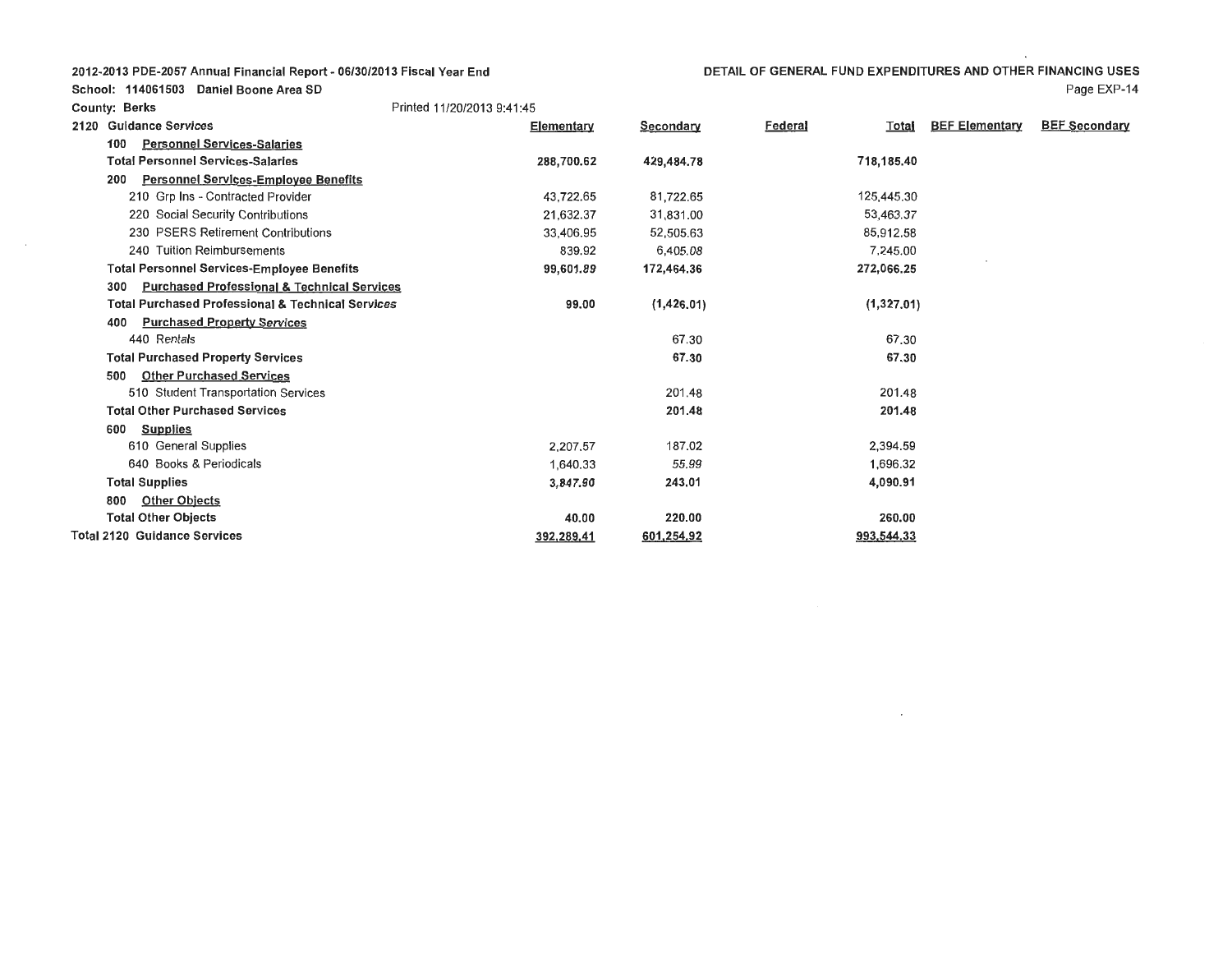2012-2013 PDE-2057 Annual Financial Report - 06/30/2013 Fiscal Year End

School: 114061503 Daniel Boone Area SD

County: Berks

Printed 11/20/2013 9:41:45

DETAIL OF GENERAL FUND EXPENDITURES AND OTHER FINANCING USES

| 2120 Guidance Services | Elementary | Secondary | Federal | Total | BEF Elementary | BEF Secondary |
|---|---|---|---|---|---|---|
| 100 Personnel Services-Salaries | | | | | | |
| **Total Personnel Services-Salaries** | **288,700.62** | **429,484.78** | | **718,185.40** | | |
| 200 Personnel Services-Employee Benefits | | | | | | |
| 210 Grp Ins - Contracted Provider | 43,722.65 | 81,722.65 | | 125,445.30 | | |
| 220 Social Security Contributions | 21,632.37 | 31,831.00 | | 53,463.37 | | |
| 230 PSERS Retirement Contributions | 33,406.95 | 52,505.63 | | 85,912.58 | | |
| 240 Tuition Reimbursements | 839.92 | 6,405.08 | | 7,245.00 | | |
| **Total Personnel Services-Employee Benefits** | **99,601.89** | **172,464.36** | | **272,066.25** | | |
| 300 Purchased Professional & Technical Services | | | | | | |
| **Total Purchased Professional & Technical Services** | **99.00** | **(1,426.01)** | | **(1,327.01)** | | |
| 400 Purchased Property Services | | | | | | |
| 440 Rentals | | 67.30 | | 67.30 | | |
| **Total Purchased Property Services** | | **67.30** | | **67.30** | | |
| 500 Other Purchased Services | | | | | | |
| 510 Student Transportation Services | | 201.48 | | 201.48 | | |
| **Total Other Purchased Services** | | **201.48** | | **201.48** | | |
| 600 Supplies | | | | | | |
| 610 General Supplies | 2,207.57 | 187.02 | | 2,394.59 | | |
| 640 Books & Periodicals | 1,640.33 | 55.99 | | 1,696.32 | | |
| **Total Supplies** | **3,847.90** | **243.01** | | **4,090.91** | | |
| 800 Other Objects | | | | | | |
| **Total Other Objects** | **40.00** | **220.00** | | **260.00** | | |
| **Total 2120 Guidance Services** | **392,289.41** | **601,254.92** | | **993,544.33** | | |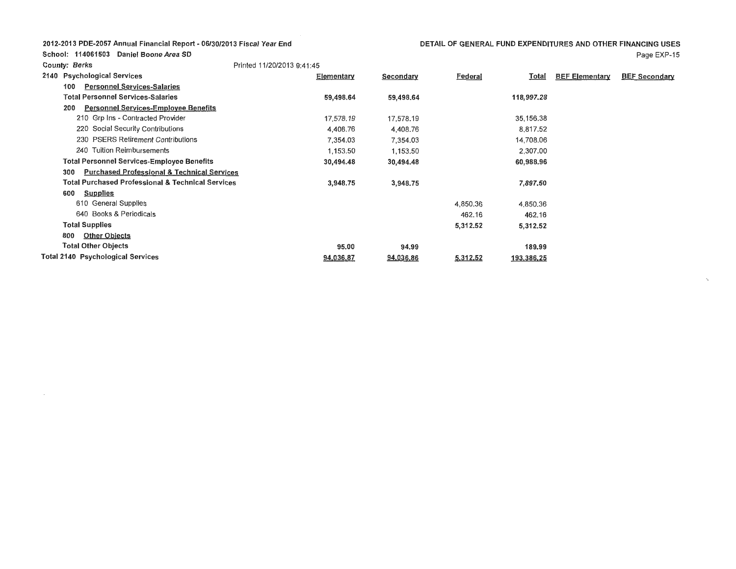2012-2013 PDE-2057 Annual Financial Report - 06/30/2013 Fiscal Year End

DETAIL OF GENERAL FUND EXPENDITURES AND OTHER FINANCING USES

School: 114061503 Daniel Boone Area SD

County: Berks

Printed 11/20/2013 9:41:45

| 2140 Psychological Services | Elementary | Secondary | Federal | Total | BEF Elementary | BEF Secondary |
|---|---|---|---|---|---|---|
| 100 Personnel Services-Salaries | | | | | | |
| **Total Personnel Services-Salaries** | **59,498.64** | **59,498.64** | | **118,997.28** | | |
| 200 Personnel Services-Employee Benefits | | | | | | |
| 210 Grp Ins - Contracted Provider | 17,578.19 | 17,578.19 | | 35,156.38 | | |
| 220 Social Security Contributions | 4,408.76 | 4,408.76 | | 8,817.52 | | |
| 230 PSERS Retirement Contributions | 7,354.03 | 7,354.03 | | 14,708.06 | | |
| 240 Tuition Reimbursements | 1,153.50 | 1,153.50 | | 2,307.00 | | |
| **Total Personnel Services-Employee Benefits** | **30,494.48** | **30,494.48** | | **60,988.96** | | |
| 300 Purchased Professional & Technical Services | | | | | | |
| **Total Purchased Professional & Technical Services** | **3,948.75** | **3,948.75** | | **7,897.50** | | |
| 600 Supplies | | | | | | |
| 610 General Supplies | | | 4,850.36 | 4,850.36 | | |
| 640 Books & Periodicals | | | 462.16 | 462.16 | | |
| **Total Supplies** | | | **5,312.52** | **5,312.52** | | |
| 800 Other Objects | | | | | | |
| **Total Other Objects** | **95.00** | **94.99** | | **189.99** | | |
| **Total 2140 Psychological Services** | **94,036.87** | **94,036.86** | **5,312.52** | **193,386.25** | | |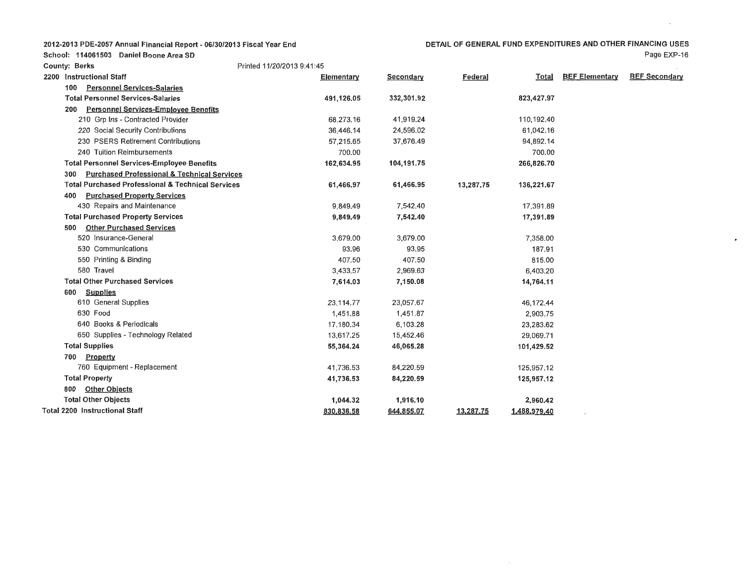2012-2013 PDE-2057 Annual Financial Report - 06/30/2013 Fiscal Year End

DETAIL OF GENERAL FUND EXPENDITURES AND OTHER FINANCING USES

School: 114061503 Daniel Boone Area SD

County: Berks

Printed 11/20/2013 9:41:45

| 2200 Instructional Staff | Elementary | Secondary | Federal | Total | BEF Elementary | BEF Secondary |
|---|---|---|---|---|---|---|
| 100 Personnel Services-Salaries | | | | | | |
| **Total Personnel Services-Salaries** | **491,126.05** | **332,301.92** | | **823,427.97** | | |
| 200 Personnel Services-Employee Benefits | | | | | | |
| 210 Grp Ins - Contracted Provider | 68,273.16 | 41,919.24 | | 110,192.40 | | |
| 220 Social Security Contributions | 36,446.14 | 24,596.02 | | 61,042.16 | | |
| 230 PSERS Retirement Contributions | 57,215.65 | 37,676.49 | | 94,892.14 | | |
| 240 Tuition Reimbursements | 700.00 | | | 700.00 | | |
| **Total Personnel Services-Employee Benefits** | **162,634.95** | **104,191.75** | | **266,826.70** | | |
| 300 Purchased Professional & Technical Services | | | | | | |
| **Total Purchased Professional & Technical Services** | **61,466.97** | **61,466.95** | **13,287.75** | **136,221.67** | | |
| 400 Purchased Property Services | | | | | | |
| 430 Repairs and Maintenance | 9,849.49 | 7,542.40 | | 17,391.89 | | |
| **Total Purchased Property Services** | **9,849.49** | **7,542.40** | | **17,391.89** | | |
| 500 Other Purchased Services | | | | | | |
| 520 Insurance-General | 3,679.00 | 3,679.00 | | 7,358.00 | | |
| 530 Communications | 93.96 | 93.95 | | 187.91 | | |
| 550 Printing & Binding | 407.50 | 407.50 | | 815.00 | | |
| 580 Travel | 3,433.57 | 2,969.63 | | 6,403.20 | | |
| **Total Other Purchased Services** | **7,614.03** | **7,150.08** | | **14,764.11** | | |
| 600 Supplies | | | | | | |
| 610 General Supplies | 23,114.77 | 23,057.67 | | 46,172.44 | | |
| 630 Food | 1,451.88 | 1,451.87 | | 2,903.75 | | |
| 640 Books & Periodicals | 17,180.34 | 6,103.28 | | 23,283.62 | | |
| 650 Supplies - Technology Related | 13,617.25 | 15,452.46 | | 29,069.71 | | |
| **Total Supplies** | **55,364.24** | **46,065.28** | | **101,429.52** | | |
| 700 Property | | | | | | |
| 760 Equipment - Replacement | 41,736.53 | 84,220.59 | | 125,957.12 | | |
| **Total Property** | **41,736.53** | **84,220.59** | | **125,957.12** | | |
| 800 Other Objects | | | | | | |
| **Total Other Objects** | **1,044.32** | **1,916.10** | | **2,960.42** | | |
| **Total 2200 Instructional Staff** | **830,836.58** | **644,855.07** | **13,287.75** | **1,488,979.40** | | |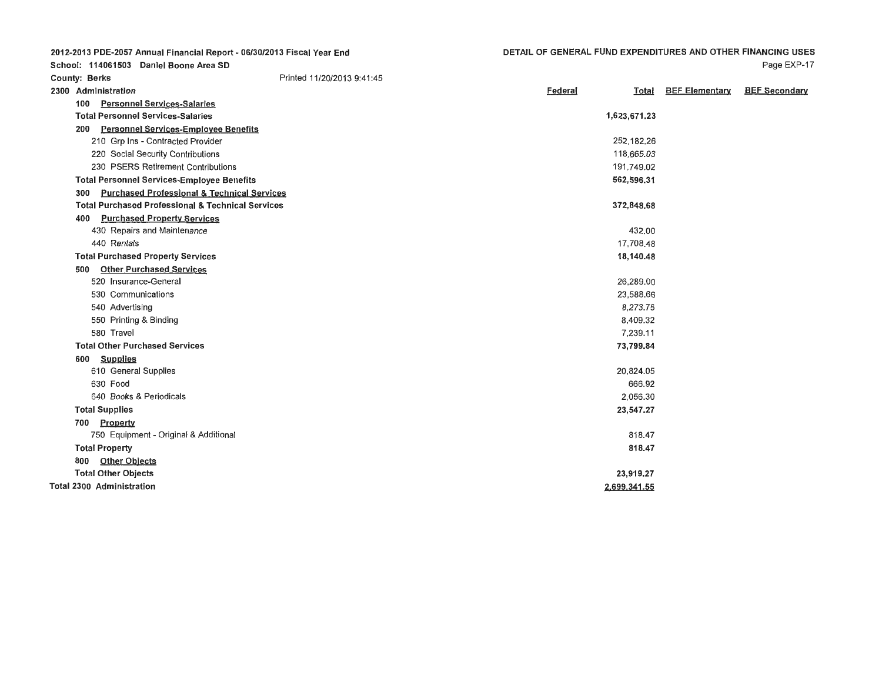2012-2013 PDE-2057 Annual Financial Report - 06/30/2013 Fiscal Year End

School: 114061503 Daniel Boone Area SD

County: Berks Printed 11/20/2013 9:41:45

DETAIL OF GENERAL FUND EXPENDITURES AND OTHER FINANCING USES

| | Federal | Total | BEF Elementary | BEF Secondary |
|---|---|---|---|---|
| **2300 Administration** | | | | |
| **100 Personnel Services-Salaries** | | | | |
| **Total Personnel Services-Salaries** | | **1,623,671.23** | | |
| **200 Personnel Services-Employee Benefits** | | | | |
| 210 Grp Ins - Contracted Provider | | 252,182.26 | | |
| 220 Social Security Contributions | | 118,665.03 | | |
| 230 PSERS Retirement Contributions | | 191,749.02 | | |
| **Total Personnel Services-Employee Benefits** | | **562,596.31** | | |
| **300 Purchased Professional & Technical Services** | | | | |
| **Total Purchased Professional & Technical Services** | | **372,848.68** | | |
| **400 Purchased Property Services** | | | | |
| 430 Repairs and Maintenance | | 432.00 | | |
| 440 Rentals | | 17,708.48 | | |
| **Total Purchased Property Services** | | **18,140.48** | | |
| **500 Other Purchased Services** | | | | |
| 520 Insurance-General | | 26,289.00 | | |
| 530 Communications | | 23,588.66 | | |
| 540 Advertising | | 8,273.75 | | |
| 550 Printing & Binding | | 8,409.32 | | |
| 580 Travel | | 7,239.11 | | |
| **Total Other Purchased Services** | | **73,799.84** | | |
| **600 Supplies** | | | | |
| 610 General Supplies | | 20,824.05 | | |
| 630 Food | | 666.92 | | |
| 640 Books & Periodicals | | 2,056.30 | | |
| **Total Supplies** | | **23,547.27** | | |
| **700 Property** | | | | |
| 750 Equipment - Original & Additional | | 818.47 | | |
| **Total Property** | | **818.47** | | |
| **800 Other Objects** | | | | |
| **Total Other Objects** | | **23,919.27** | | |
| **Total 2300 Administration** | | **2,699,341.55** | | |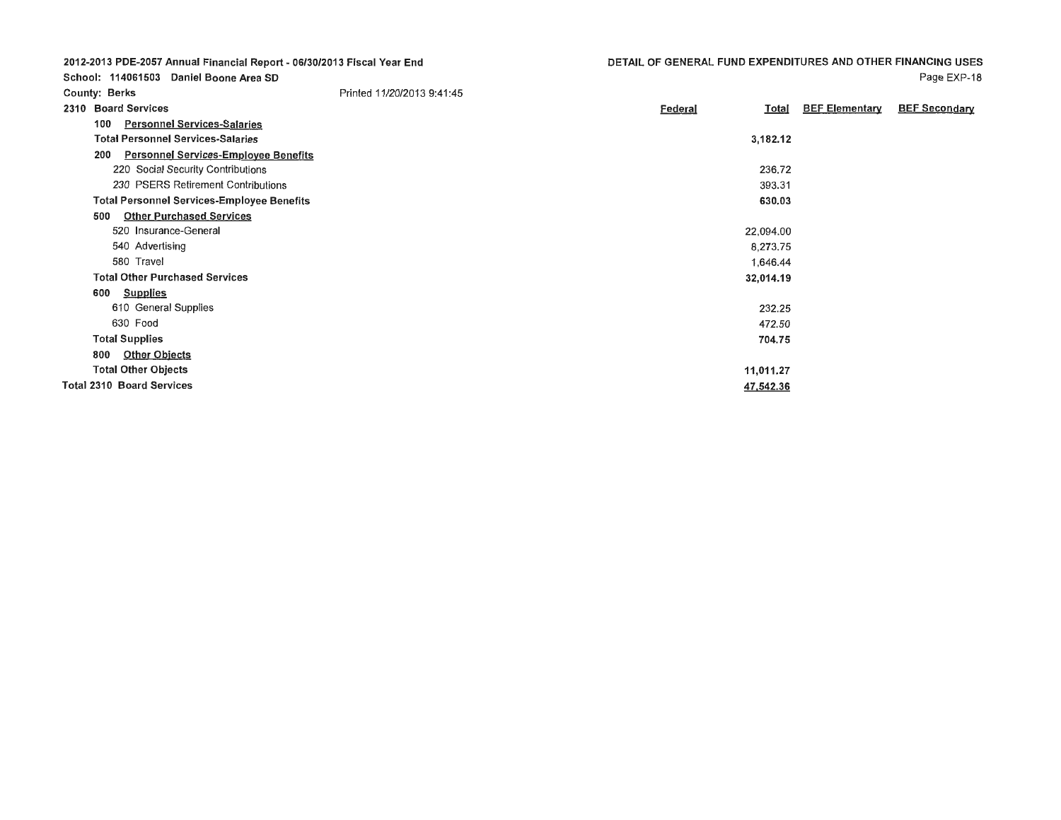2012-2013 PDE-2057 Annual Financial Report - 06/30/2013 Fiscal Year End

School: 114061503 Daniel Boone Area SD

County: Berks

Printed 11/20/2013 9:41:45

DETAIL OF GENERAL FUND EXPENDITURES AND OTHER FINANCING USES

Page EXP-18

| | Federal | Total | BEF Elementary | BEF Secondary |
|---|---|---|---|---|
| **2310 Board Services** | | | | |
| **100 Personnel Services-Salaries** | | | | |
| **Total Personnel Services-Salaries** | | **3,182.12** | | |
| **200 Personnel Services-Employee Benefits** | | | | |
| 220 Social Security Contributions | | 236.72 | | |
| 230 PSERS Retirement Contributions | | 393.31 | | |
| **Total Personnel Services-Employee Benefits** | | **630.03** | | |
| **500 Other Purchased Services** | | | | |
| 520 Insurance-General | | 22,094.00 | | |
| 540 Advertising | | 8,273.75 | | |
| 580 Travel | | 1,646.44 | | |
| **Total Other Purchased Services** | | **32,014.19** | | |
| **600 Supplies** | | | | |
| 610 General Supplies | | 232.25 | | |
| 630 Food | | 472.50 | | |
| **Total Supplies** | | **704.75** | | |
| **800 Other Objects** | | | | |
| **Total Other Objects** | | **11,011.27** | | |
| **Total 2310 Board Services** | | **47,542.36** | | |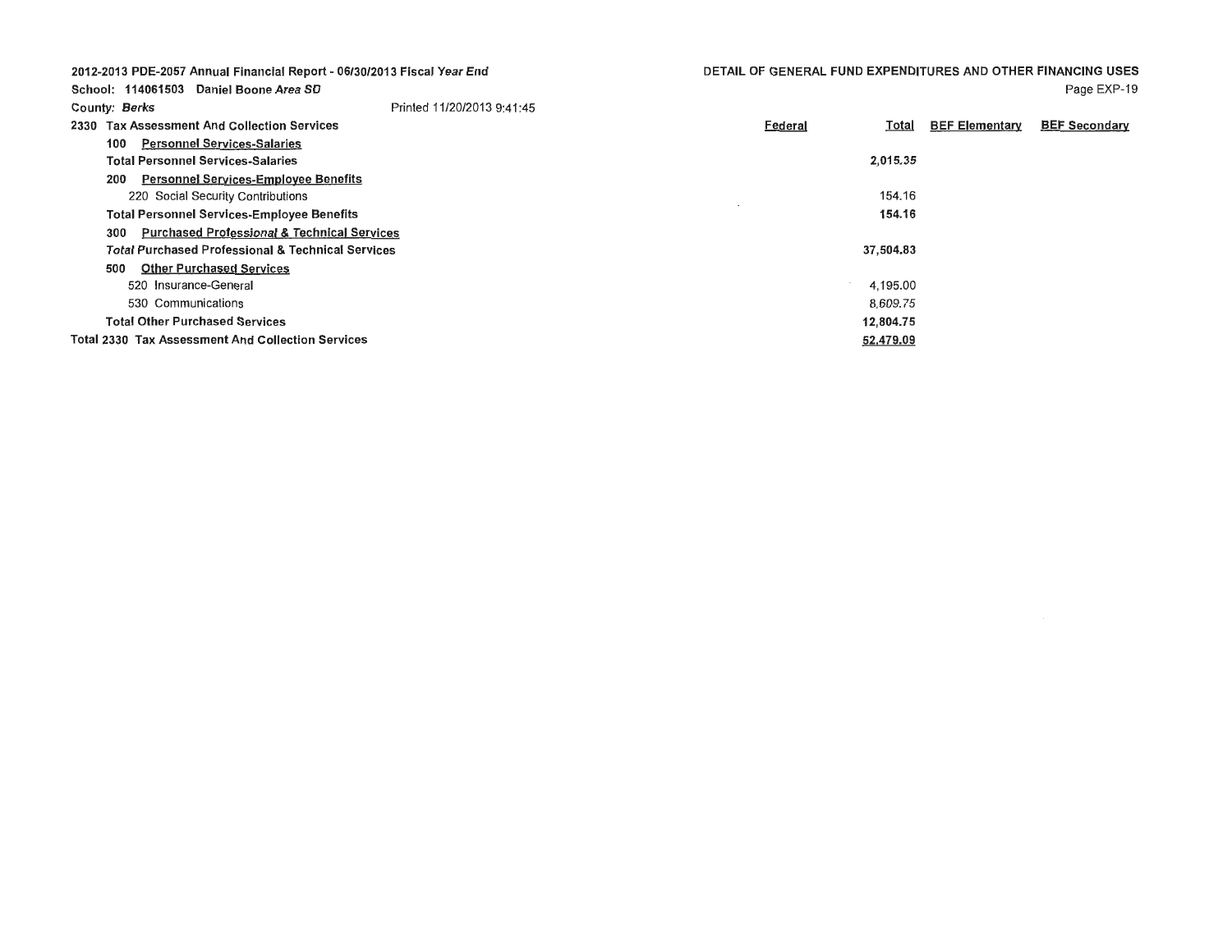2012-2013 PDE-2057 Annual Financial Report - 06/30/2013 Fiscal Year End

School: 114061503 Daniel Boone Area SD

County: Berks Printed 11/20/2013 9:41:45

DETAIL OF GENERAL FUND EXPENDITURES AND OTHER FINANCING USES

| | Federal | Total | BEF Elementary | BEF Secondary |
|---|---|---|---|---|
| **2330 Tax Assessment And Collection Services** | | | | |
| **100 Personnel Services-Salaries** | | | | |
| **Total Personnel Services-Salaries** | | **2,015.35** | | |
| **200 Personnel Services-Employee Benefits** | | | | |
| 220 Social Security Contributions | | 154.16 | | |
| **Total Personnel Services-Employee Benefits** | | **154.16** | | |
| **300 Purchased Professional & Technical Services** | | | | |
| **Total Purchased Professional & Technical Services** | | **37,504.83** | | |
| **500 Other Purchased Services** | | | | |
| 520 Insurance-General | | 4,195.00 | | |
| 530 Communications | | 8,609.75 | | |
| **Total Other Purchased Services** | | **12,804.75** | | |
| **Total 2330 Tax Assessment And Collection Services** | | **52,479.09** | | |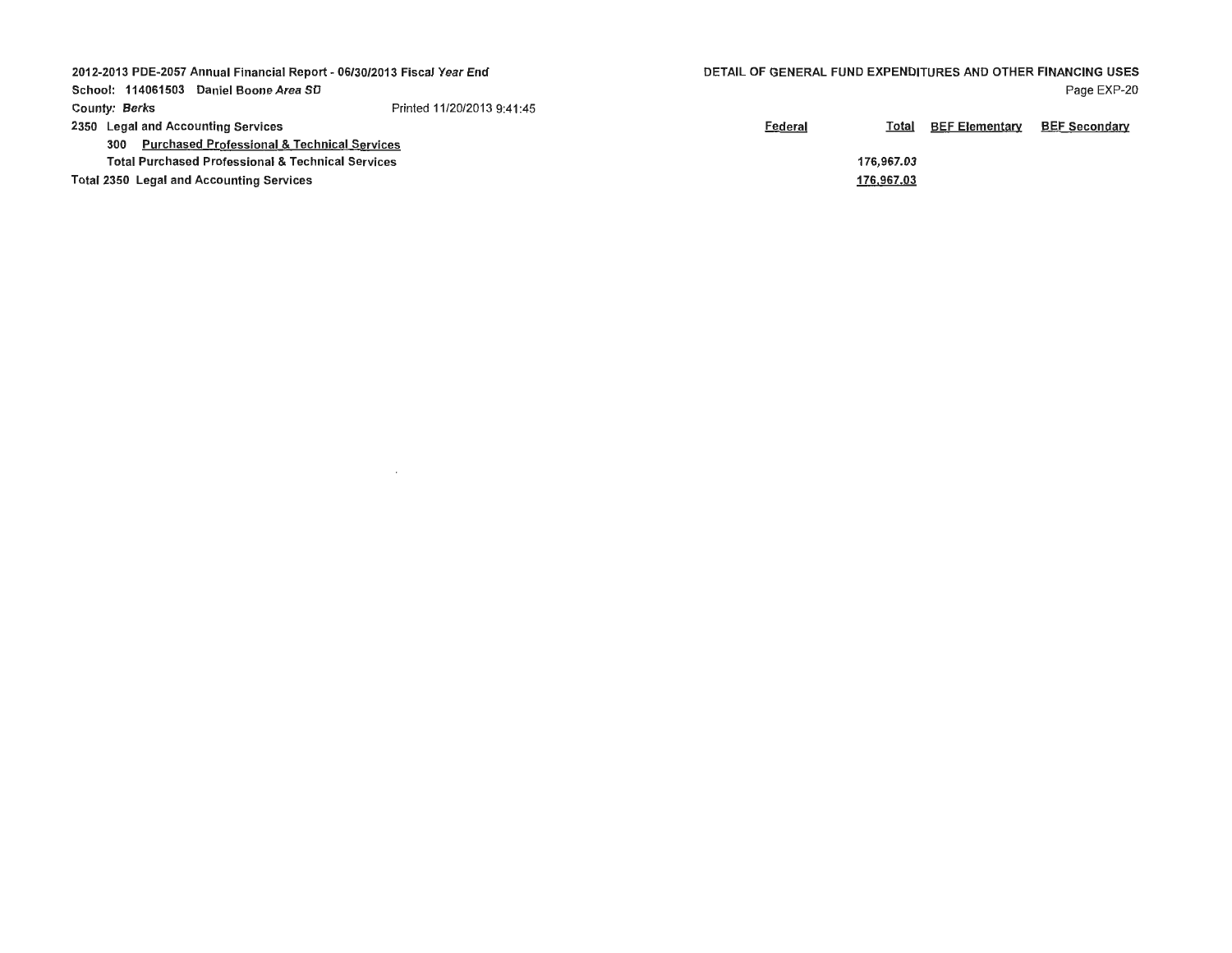2012-2013 PDE-2057 Annual Financial Report - 06/30/2013 Fiscal Year End
School: 114061503 Daniel Boone Area SD
County: Berks Printed 11/20/2013 9:41:45

DETAIL OF GENERAL FUND EXPENDITURES AND OTHER FINANCING USES

| | Federal | Total | BEF Elementary | BEF Secondary |
|---|---|---|---|---|
| **2350 Legal and Accounting Services** | | | | |
| 300 Purchased Professional & Technical Services | | | | |
| Total Purchased Professional & Technical Services | | 176,967.03 | | |
| Total 2350 Legal and Accounting Services | | 176,967.03 | | |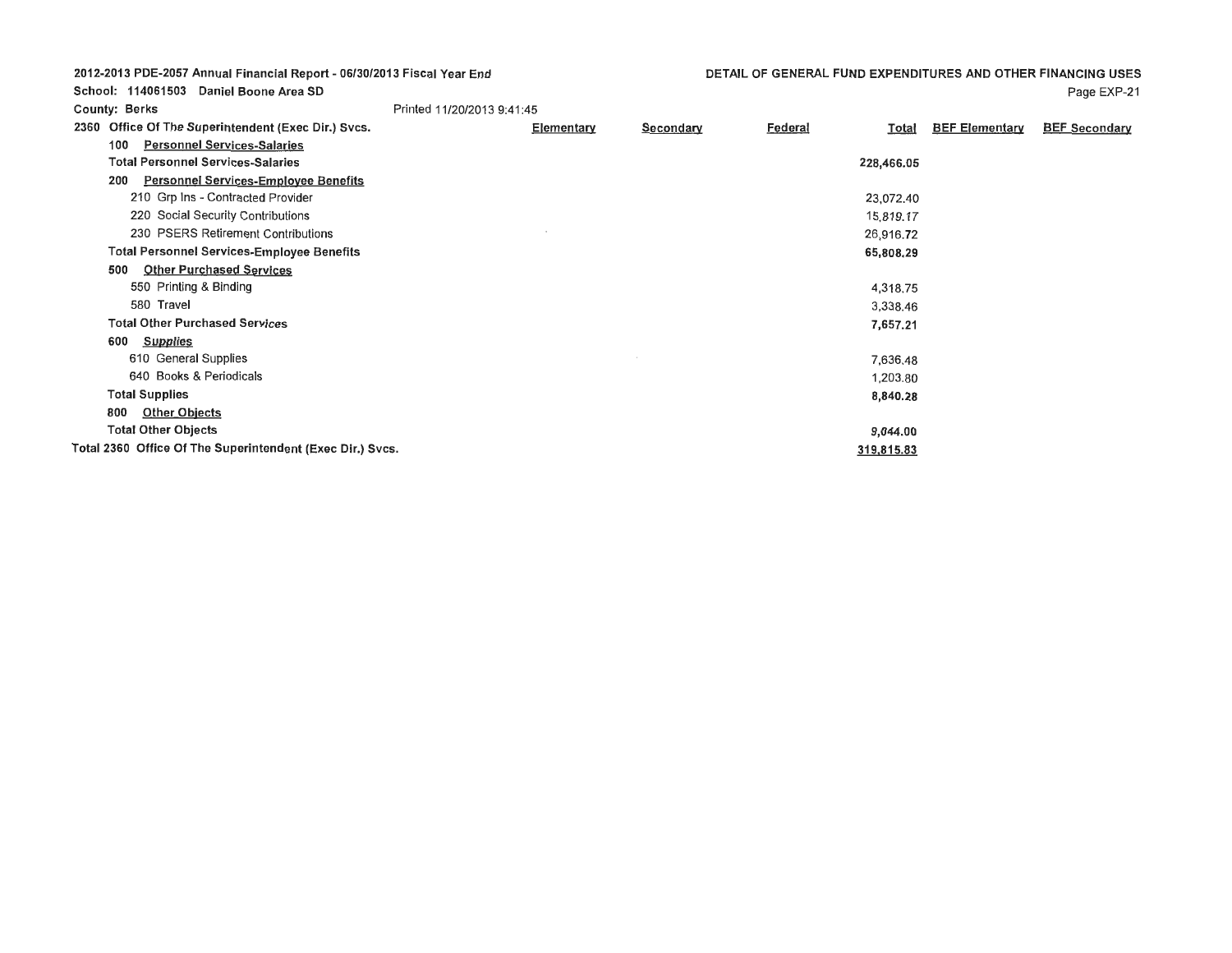2012-2013 PDE-2057 Annual Financial Report - 06/30/2013 Fiscal Year End

School: 114061503 Daniel Boone Area SD

County: Berks

Printed 11/20/2013 9:41:45

DETAIL OF GENERAL FUND EXPENDITURES AND OTHER FINANCING USES

Page EXP-21

| 2360 Office Of The Superintendent (Exec Dir.) Svcs. | Elementary | Secondary | Federal | Total | BEF Elementary | BEF Secondary |
|---|---|---|---|---|---|---|
| 100 Personnel Services-Salaries | | | | | | |
| Total Personnel Services-Salaries | | | | 228,466.05 | | |
| 200 Personnel Services-Employee Benefits | | | | | | |
| 210 Grp Ins - Contracted Provider | | | | 23,072.40 | | |
| 220 Social Security Contributions | | | | 15,819.17 | | |
| 230 PSERS Retirement Contributions | | | | 26,916.72 | | |
| Total Personnel Services-Employee Benefits | | | | 65,808.29 | | |
| 500 Other Purchased Services | | | | | | |
| 550 Printing & Binding | | | | 4,318.75 | | |
| 580 Travel | | | | 3,338.46 | | |
| Total Other Purchased Services | | | | 7,657.21 | | |
| 600 Supplies | | | | | | |
| 610 General Supplies | | | | 7,636.48 | | |
| 640 Books & Periodicals | | | | 1,203.80 | | |
| Total Supplies | | | | 8,840.28 | | |
| 800 Other Objects | | | | | | |
| Total Other Objects | | | | 9,044.00 | | |
| Total 2360 Office Of The Superintendent (Exec Dir.) Svcs. | | | | 319,815.83 | | |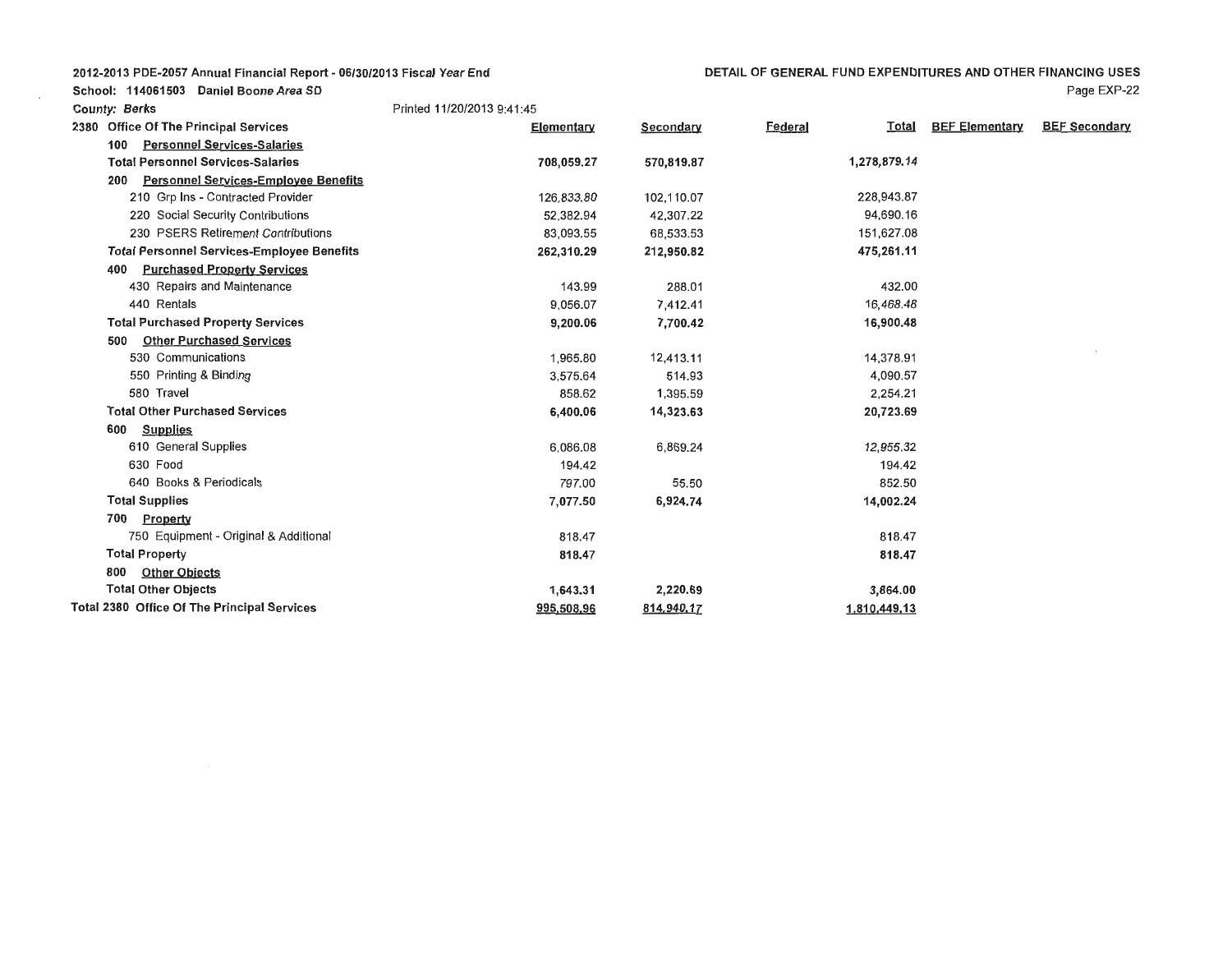2012-2013 PDE-2057 Annual Financial Report - 06/30/2013 Fiscal Year End

School: 114061503 Daniel Boone Area SD

County: Berks

Printed 11/20/2013 9:41:45

DETAIL OF GENERAL FUND EXPENDITURES AND OTHER FINANCING USES

| 2380 Office Of The Principal Services | Elementary | Secondary | Federal | Total | BEF Elementary | BEF Secondary |
|---|---|---|---|---|---|---|
| 100 Personnel Services-Salaries | | | | | | |
| Total Personnel Services-Salaries | 708,059.27 | 570,819.87 | | 1,278,879.14 | | |
| 200 Personnel Services-Employee Benefits | | | | | | |
| 210 Grp Ins - Contracted Provider | 126,833.80 | 102,110.07 | | 228,943.87 | | |
| 220 Social Security Contributions | 52,382.94 | 42,307.22 | | 94,690.16 | | |
| 230 PSERS Retirement Contributions | 83,093.55 | 68,533.53 | | 151,627.08 | | |
| Total Personnel Services-Employee Benefits | 262,310.29 | 212,950.82 | | 475,261.11 | | |
| 400 Purchased Property Services | | | | | | |
| 430 Repairs and Maintenance | 143.99 | 288.01 | | 432.00 | | |
| 440 Rentals | 9,056.07 | 7,412.41 | | 16,468.48 | | |
| Total Purchased Property Services | 9,200.06 | 7,700.42 | | 16,900.48 | | |
| 500 Other Purchased Services | | | | | | |
| 530 Communications | 1,965.80 | 12,413.11 | | 14,378.91 | | |
| 550 Printing & Binding | 3,575.64 | 514.93 | | 4,090.57 | | |
| 580 Travel | 858.62 | 1,395.59 | | 2,254.21 | | |
| Total Other Purchased Services | 6,400.06 | 14,323.63 | | 20,723.69 | | |
| 600 Supplies | | | | | | |
| 610 General Supplies | 6,086.08 | 6,869.24 | | 12,955.32 | | |
| 630 Food | 194.42 | | | 194.42 | | |
| 640 Books & Periodicals | 797.00 | 55.50 | | 852.50 | | |
| Total Supplies | 7,077.50 | 6,924.74 | | 14,002.24 | | |
| 700 Property | | | | | | |
| 750 Equipment - Original & Additional | 818.47 | | | 818.47 | | |
| Total Property | 818.47 | | | 818.47 | | |
| 800 Other Objects | | | | | | |
| Total Other Objects | 1,643.31 | 2,220.69 | | 3,864.00 | | |
| Total 2380 Office Of The Principal Services | 995,508.96 | 814,940.17 | | 1,810,449.13 | | |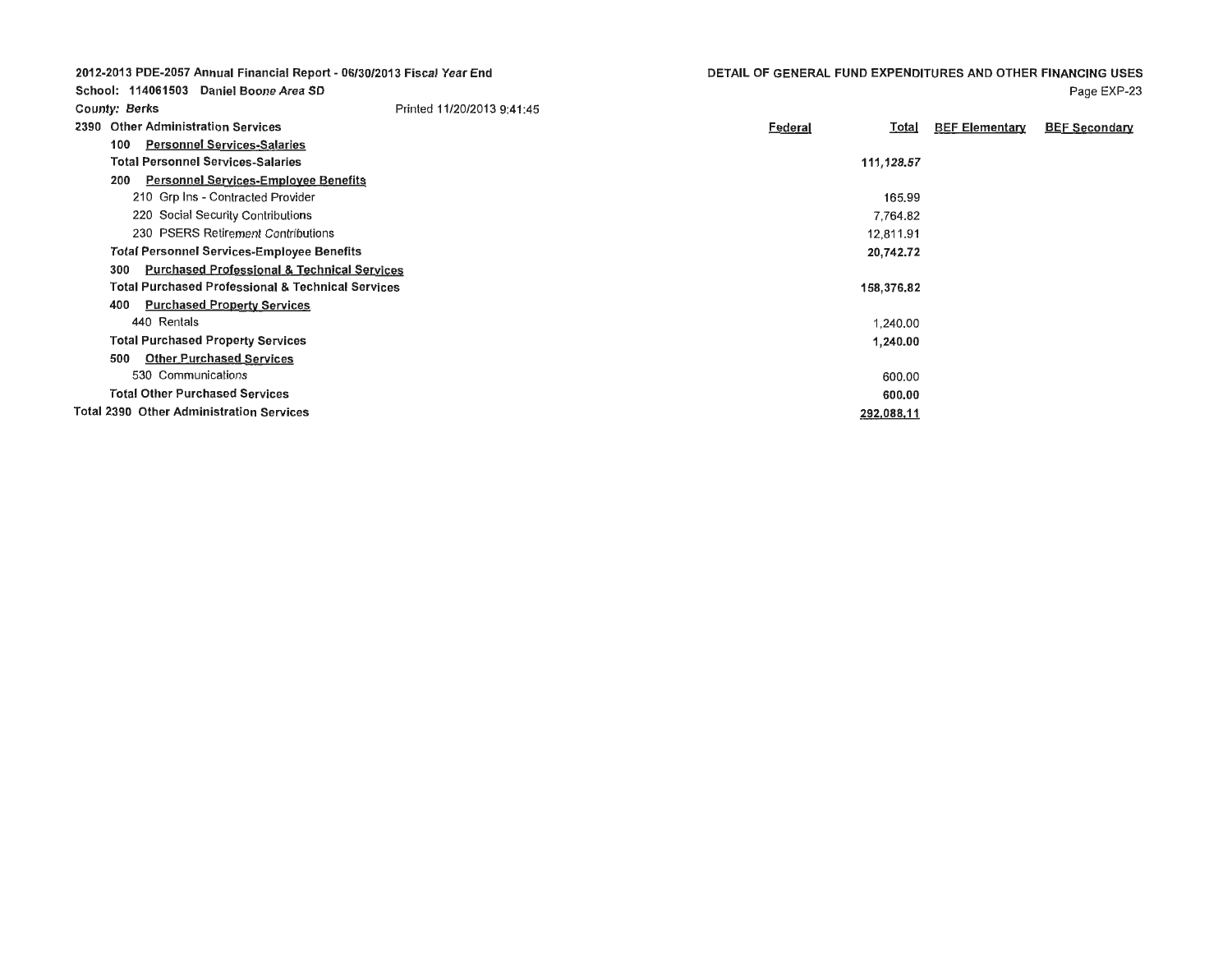2012-2013 PDE-2057 Annual Financial Report - 06/30/2013 Fiscal Year End

School: 114061503 Daniel Boone Area SD

County: Berks

Printed 11/20/2013 9:41:45

DETAIL OF GENERAL FUND EXPENDITURES AND OTHER FINANCING USES

| | Federal | Total | BEF Elementary | BEF Secondary |
|---|---|---|---|---|
| **2390 Other Administration Services** | | | | |
| **100 Personnel Services-Salaries** | | | | |
| **Total Personnel Services-Salaries** | | **111,128.57** | | |
| **200 Personnel Services-Employee Benefits** | | | | |
| 210 Grp Ins - Contracted Provider | | 165.99 | | |
| 220 Social Security Contributions | | 7,764.82 | | |
| 230 PSERS Retirement Contributions | | 12,811.91 | | |
| **Total Personnel Services-Employee Benefits** | | **20,742.72** | | |
| **300 Purchased Professional & Technical Services** | | | | |
| **Total Purchased Professional & Technical Services** | | **158,376.82** | | |
| **400 Purchased Property Services** | | | | |
| 440 Rentals | | 1,240.00 | | |
| **Total Purchased Property Services** | | **1,240.00** | | |
| **500 Other Purchased Services** | | | | |
| 530 Communications | | 600.00 | | |
| **Total Other Purchased Services** | | **600.00** | | |
| **Total 2390 Other Administration Services** | | **292,088.11** | | |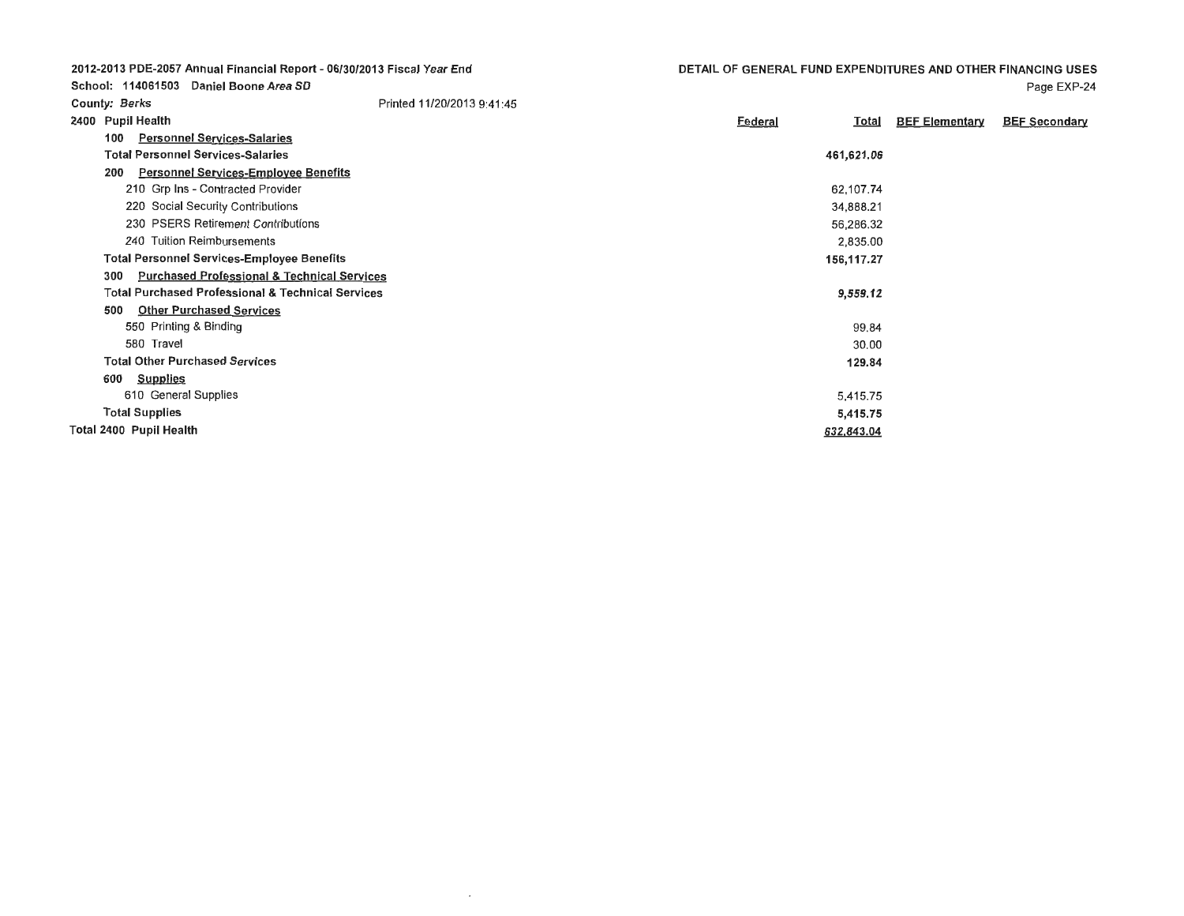2012-2013 PDE-2057 Annual Financial Report - 06/30/2013 Fiscal Year End

School: 114061503 Daniel Boone Area SD

County: Berks Printed 11/20/2013 9:41:45

DETAIL OF GENERAL FUND EXPENDITURES AND OTHER FINANCING USES

Page EXP-24

| | Federal | Total | BEF Elementary | BEF Secondary |
|---|---|---|---|---|
| **2400 Pupil Health** | | | | |
| **100 Personnel Services-Salaries** | | | | |
| **Total Personnel Services-Salaries** | | **461,621.06** | | |
| **200 Personnel Services-Employee Benefits** | | | | |
| 210 Grp Ins - Contracted Provider | | 62,107.74 | | |
| 220 Social Security Contributions | | 34,888.21 | | |
| 230 PSERS Retirement Contributions | | 56,286.32 | | |
| 240 Tuition Reimbursements | | 2,835.00 | | |
| **Total Personnel Services-Employee Benefits** | | **156,117.27** | | |
| **300 Purchased Professional & Technical Services** | | | | |
| **Total Purchased Professional & Technical Services** | | **9,559.12** | | |
| **500 Other Purchased Services** | | | | |
| 550 Printing & Binding | | 99.84 | | |
| 580 Travel | | 30.00 | | |
| **Total Other Purchased Services** | | **129.84** | | |
| **600 Supplies** | | | | |
| 610 General Supplies | | 5,415.75 | | |
| **Total Supplies** | | **5,415.75** | | |
| **Total 2400 Pupil Health** | | **632,843.04** | | |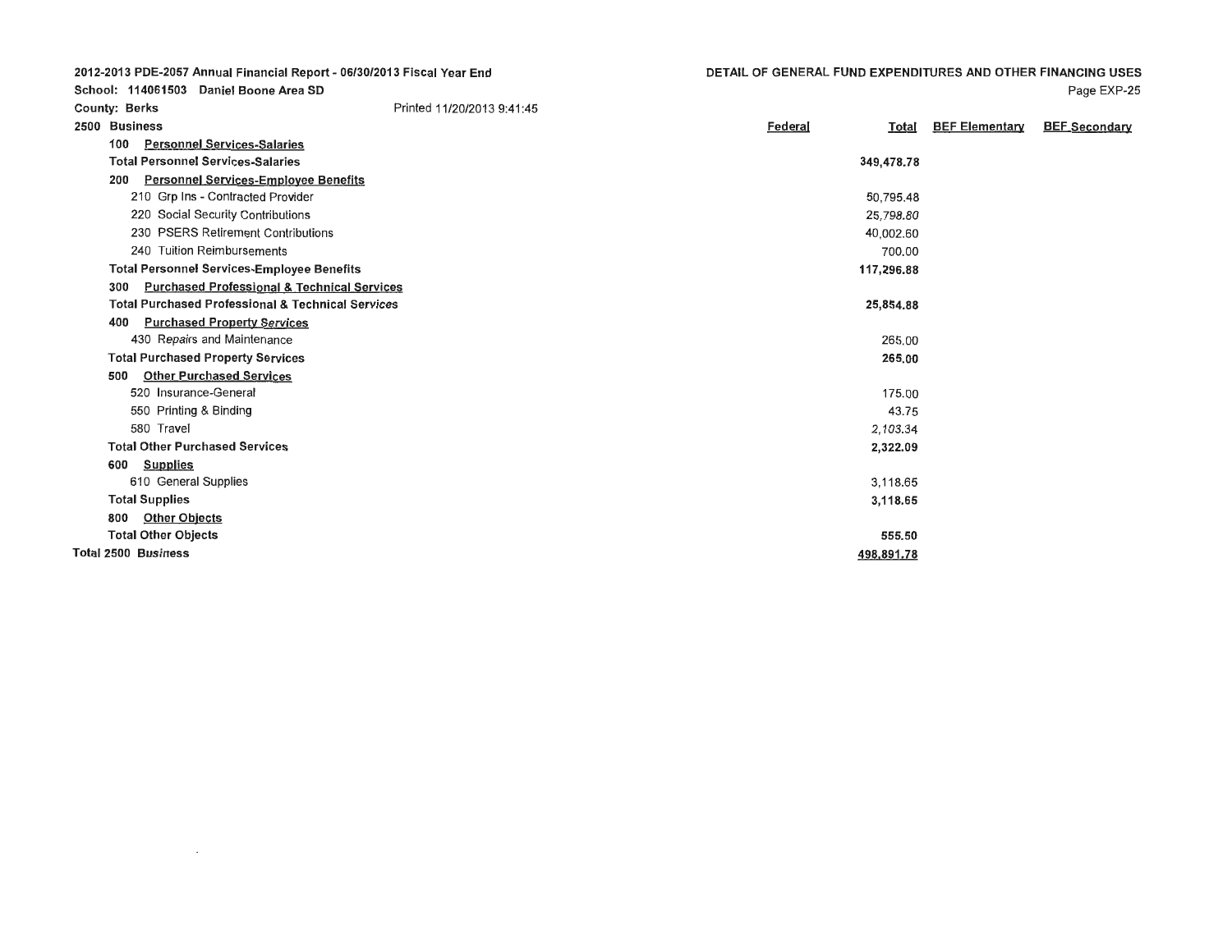2012-2013 PDE-2057 Annual Financial Report - 06/30/2013 Fiscal Year End

School: 114061503 Daniel Boone Area SD

County: Berks — Printed 11/20/2013 9:41:45

**DETAIL OF GENERAL FUND EXPENDITURES AND OTHER FINANCING USES**

Page EXP-25

| 2500 Business | Federal | Total | BEF Elementary | BEF Secondary |
|---|---|---|---|---|
| **100 Personnel Services-Salaries** | | | | |
| **Total Personnel Services-Salaries** | | **349,478.78** | | |
| **200 Personnel Services-Employee Benefits** | | | | |
| 210 Grp Ins - Contracted Provider | | 50,795.48 | | |
| 220 Social Security Contributions | | 25,798.80 | | |
| 230 PSERS Retirement Contributions | | 40,002.60 | | |
| 240 Tuition Reimbursements | | 700.00 | | |
| **Total Personnel Services-Employee Benefits** | | **117,296.88** | | |
| **300 Purchased Professional & Technical Services** | | | | |
| **Total Purchased Professional & Technical Services** | | **25,854.88** | | |
| **400 Purchased Property Services** | | | | |
| 430 Repairs and Maintenance | | 265.00 | | |
| **Total Purchased Property Services** | | **265.00** | | |
| **500 Other Purchased Services** | | | | |
| 520 Insurance-General | | 175.00 | | |
| 550 Printing & Binding | | 43.75 | | |
| 580 Travel | | 2,103.34 | | |
| **Total Other Purchased Services** | | **2,322.09** | | |
| **600 Supplies** | | | | |
| 610 General Supplies | | 3,118.65 | | |
| **Total Supplies** | | **3,118.65** | | |
| **800 Other Objects** | | | | |
| **Total Other Objects** | | **555.50** | | |
| **Total 2500 Business** | | **498,891.78** | | |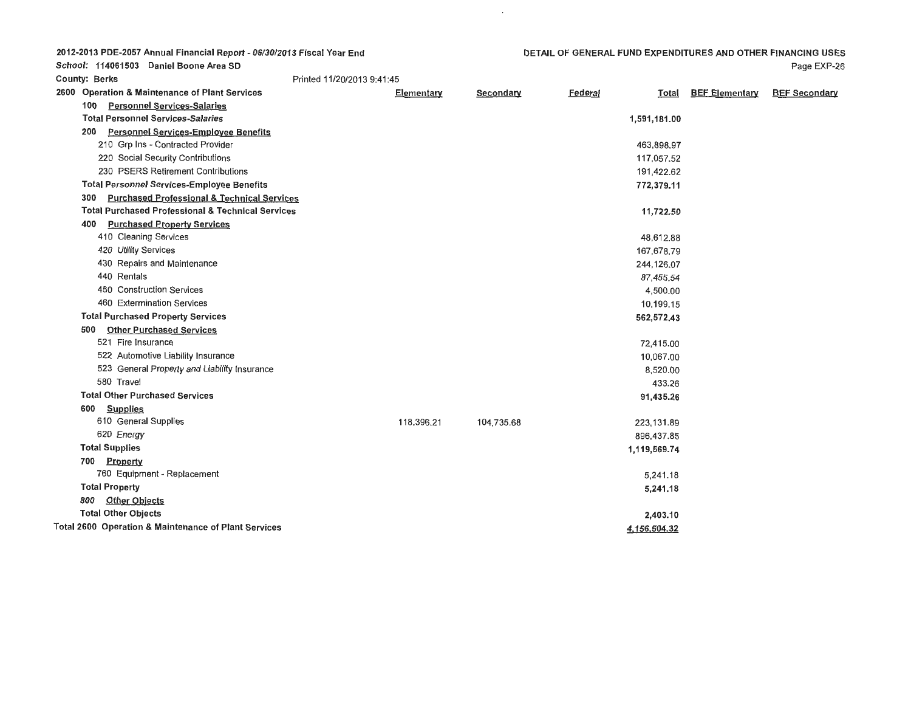2012-2013 PDE-2057 Annual Financial Report - 06/30/2013 Fiscal Year End

DETAIL OF GENERAL FUND EXPENDITURES AND OTHER FINANCING USES

School: 114061503 Daniel Boone Area SD

County: Berks

Printed 11/20/2013 9:41:45

| 2600 Operation & Maintenance of Plant Services | Elementary | Secondary | Federal | Total | BEF Elementary | BEF Secondary |
|---|---|---|---|---|---|---|
| 100 Personnel Services-Salaries | | | | | | |
| **Total Personnel Services-Salaries** | | | | **1,591,181.00** | | |
| 200 Personnel Services-Employee Benefits | | | | | | |
| 210 Grp Ins - Contracted Provider | | | | 463,898.97 | | |
| 220 Social Security Contributions | | | | 117,057.52 | | |
| 230 PSERS Retirement Contributions | | | | 191,422.62 | | |
| **Total Personnel Services-Employee Benefits** | | | | **772,379.11** | | |
| 300 Purchased Professional & Technical Services | | | | | | |
| **Total Purchased Professional & Technical Services** | | | | **11,722.50** | | |
| 400 Purchased Property Services | | | | | | |
| 410 Cleaning Services | | | | 48,612.88 | | |
| 420 Utility Services | | | | 167,678.79 | | |
| 430 Repairs and Maintenance | | | | 244,126.07 | | |
| 440 Rentals | | | | 87,455.54 | | |
| 450 Construction Services | | | | 4,500.00 | | |
| 460 Extermination Services | | | | 10,199.15 | | |
| **Total Purchased Property Services** | | | | **562,572.43** | | |
| 500 Other Purchased Services | | | | | | |
| 521 Fire Insurance | | | | 72,415.00 | | |
| 522 Automotive Liability Insurance | | | | 10,067.00 | | |
| 523 General Property and Liability Insurance | | | | 8,520.00 | | |
| 580 Travel | | | | 433.26 | | |
| **Total Other Purchased Services** | | | | **91,435.26** | | |
| 600 Supplies | | | | | | |
| 610 General Supplies | 118,396.21 | 104,735.68 | | 223,131.89 | | |
| 620 Energy | | | | 896,437.85 | | |
| **Total Supplies** | | | | **1,119,569.74** | | |
| 700 Property | | | | | | |
| 760 Equipment - Replacement | | | | 5,241.18 | | |
| **Total Property** | | | | **5,241.18** | | |
| 800 Other Objects | | | | | | |
| **Total Other Objects** | | | | **2,403.10** | | |
| **Total 2600 Operation & Maintenance of Plant Services** | | | | **4,156,504.32** | | |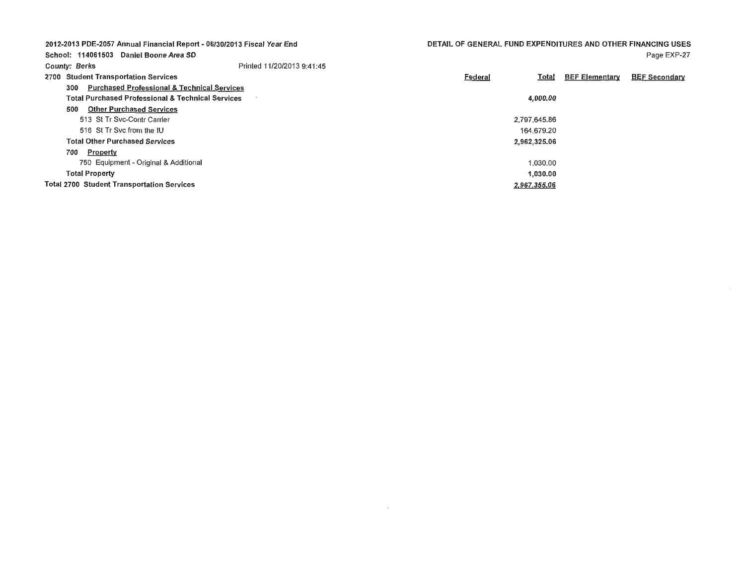2012-2013 PDE-2057 Annual Financial Report - 06/30/2013 Fiscal Year End

School: 114061503 Daniel Boone Area SD

County: Berks Printed 11/20/2013 9:41:45

DETAIL OF GENERAL FUND EXPENDITURES AND OTHER FINANCING USES

Page EXP-27

| | Federal | Total | BEF Elementary | BEF Secondary |
|---|---|---|---|---|
| **2700 Student Transportation Services** | | | | |
| **300 Purchased Professional & Technical Services** | | | | |
| **Total Purchased Professional & Technical Services** | | ***4,000.00*** | | |
| **500 Other Purchased Services** | | | | |
| 513 St Tr Svc-Contr Carrier | | 2,797,645.86 | | |
| 516 St Tr Svc from the IU | | 164,679.20 | | |
| **Total Other Purchased Services** | | **2,962,325.06** | | |
| **700 Property** | | | | |
| 750 Equipment - Original & Additional | | 1,030.00 | | |
| **Total Property** | | **1,030.00** | | |
| **Total 2700 Student Transportation Services** | | ***2,967,355.06*** | | |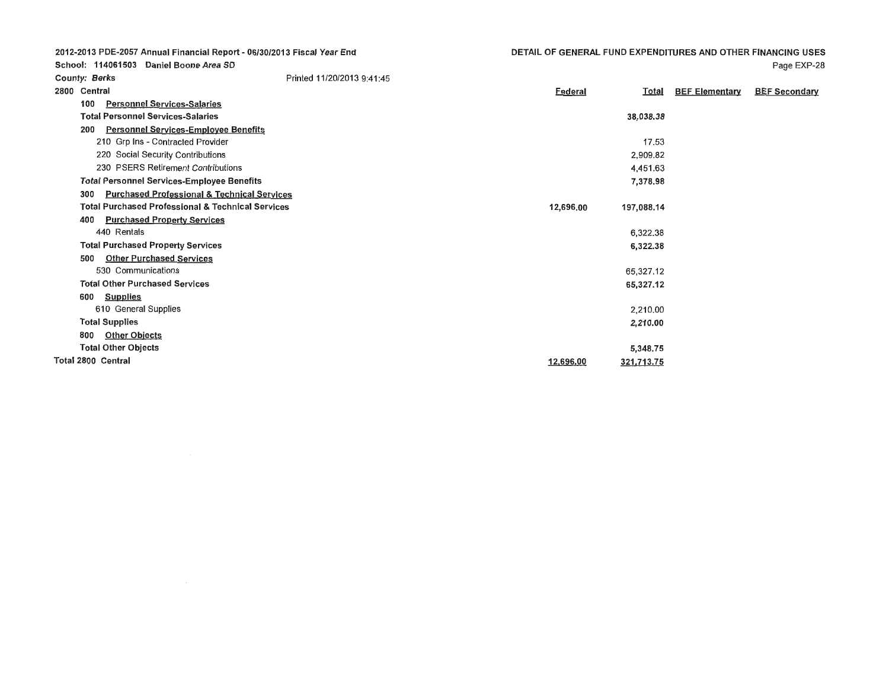2012-2013 PDE-2057 Annual Financial Report - 06/30/2013 Fiscal Year End

School: 114061503 Daniel Boone Area SD

County: Berks

Printed 11/20/2013 9:41:45

DETAIL OF GENERAL FUND EXPENDITURES AND OTHER FINANCING USES

Page EXP-28

| | Federal | Total | BEF Elementary | BEF Secondary |
|---|---|---|---|---|
| **2800 Central** | | | | |
| 100 Personnel Services-Salaries | | | | |
| **Total Personnel Services-Salaries** | | **38,038.38** | | |
| 200 Personnel Services-Employee Benefits | | | | |
| 210 Grp Ins - Contracted Provider | | 17.53 | | |
| 220 Social Security Contributions | | 2,909.82 | | |
| 230 PSERS Retirement Contributions | | 4,451.63 | | |
| **Total Personnel Services-Employee Benefits** | | **7,378.98** | | |
| 300 Purchased Professional & Technical Services | | | | |
| **Total Purchased Professional & Technical Services** | 12,696.00 | **197,088.14** | | |
| 400 Purchased Property Services | | | | |
| 440 Rentals | | 6,322.38 | | |
| **Total Purchased Property Services** | | **6,322.38** | | |
| 500 Other Purchased Services | | | | |
| 530 Communications | | 65,327.12 | | |
| **Total Other Purchased Services** | | **65,327.12** | | |
| 600 Supplies | | | | |
| 610 General Supplies | | 2,210.00 | | |
| **Total Supplies** | | **2,210.00** | | |
| 800 Other Objects | | | | |
| **Total Other Objects** | | **5,348.75** | | |
| **Total 2800 Central** | 12,696.00 | **321,713.75** | | |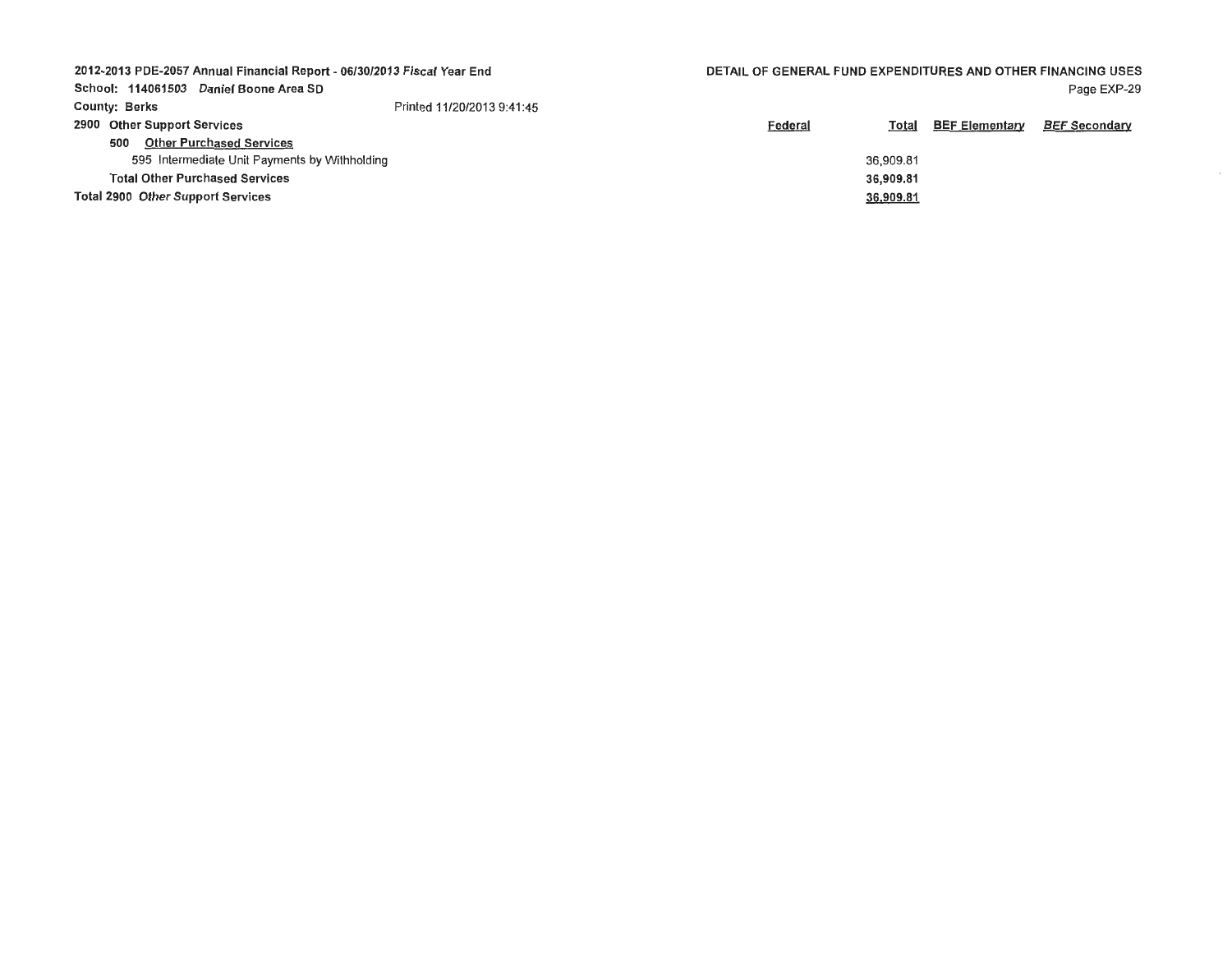2012-2013 PDE-2057 Annual Financial Report - 06/30/2013 Fiscal Year End

School: 114061503 Daniel Boone Area SD

County: Berks — Printed 11/20/2013 9:41:45

DETAIL OF GENERAL FUND EXPENDITURES AND OTHER FINANCING USES

| | Federal | Total | BEF Elementary | BEF Secondary |
|---|---|---|---|---|
| **2900 Other Support Services** | | | | |
| **500 Other Purchased Services** | | | | |
| 595 Intermediate Unit Payments by Withholding | | 36,909.81 | | |
| **Total Other Purchased Services** | | **36,909.81** | | |
| **Total 2900 Other Support Services** | | **36,909.81** | | |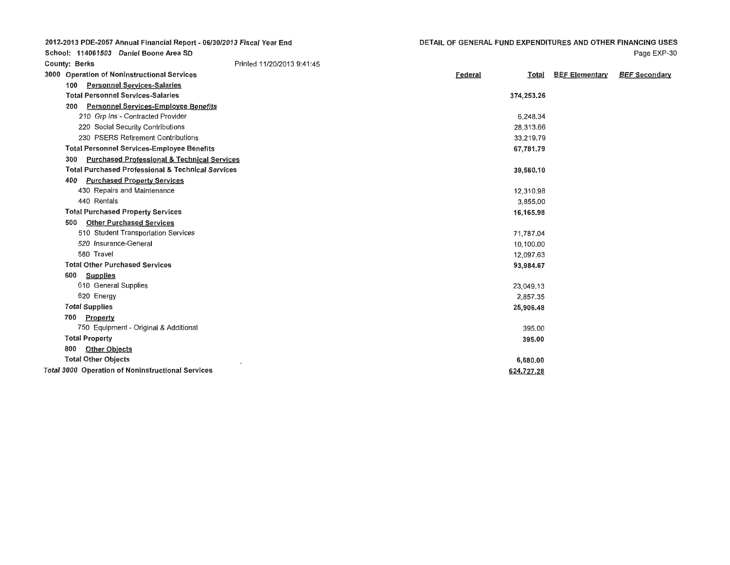2012-2013 PDE-2057 Annual Financial Report - 06/30/2013 Fiscal Year End

School: 114061503 Daniel Boone Area SD

County: Berks　　Printed 11/20/2013 9:41:45

DETAIL OF GENERAL FUND EXPENDITURES AND OTHER FINANCING USES

| 3000 Operation of Noninstructional Services | Federal | Total | BEF Elementary | BEF Secondary |
|---|---|---|---|---|
| 100 Personnel Services-Salaries | | | | |
| **Total Personnel Services-Salaries** | | **374,253.26** | | |
| 200 Personnel Services-Employee Benefits | | | | |
| 210 Grp Ins - Contracted Provider | | 6,248.34 | | |
| 220 Social Security Contributions | | 28,313.66 | | |
| 230 PSERS Retirement Contributions | | 33,219.79 | | |
| **Total Personnel Services-Employee Benefits** | | **67,781.79** | | |
| 300 Purchased Professional & Technical Services | | | | |
| **Total Purchased Professional & Technical Services** | | **39,560.10** | | |
| 400 Purchased Property Services | | | | |
| 430 Repairs and Maintenance | | 12,310.98 | | |
| 440 Rentals | | 3,855.00 | | |
| **Total Purchased Property Services** | | **16,165.98** | | |
| 500 Other Purchased Services | | | | |
| 510 Student Transportation Services | | 71,787.04 | | |
| 520 Insurance-General | | 10,100.00 | | |
| 580 Travel | | 12,097.63 | | |
| **Total Other Purchased Services** | | **93,984.67** | | |
| 600 Supplies | | | | |
| 610 General Supplies | | 23,049.13 | | |
| 620 Energy | | 2,857.35 | | |
| **Total Supplies** | | **25,906.48** | | |
| 700 Property | | | | |
| 750 Equipment - Original & Additional | | 395.00 | | |
| **Total Property** | | **395.00** | | |
| 800 Other Objects | | | | |
| **Total Other Objects** | | **6,680.00** | | |
| **Total 3000 Operation of Noninstructional Services** | | **624,727.28** | | |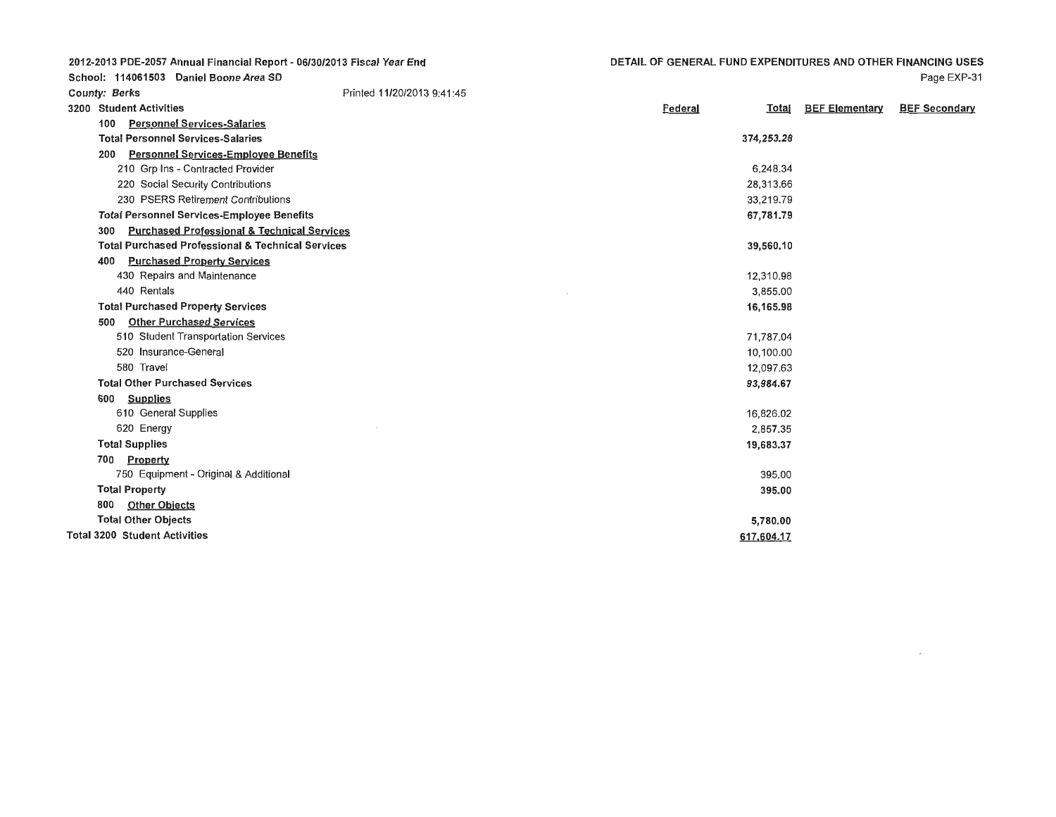2012-2013 PDE-2057 Annual Financial Report - 06/30/2013 Fiscal Year End

School: 114061503 Daniel Boone Area SD

County: Berks

Printed 11/20/2013 9:41:45

DETAIL OF GENERAL FUND EXPENDITURES AND OTHER FINANCING USES

Page EXP-31

| 3200 Student Activities | Federal | Total | BEF Elementary | BEF Secondary |
|---|---|---|---|---|
| 100 Personnel Services-Salaries | | | | |
| **Total Personnel Services-Salaries** | | **374,253.26** | | |
| 200 Personnel Services-Employee Benefits | | | | |
| 210 Grp Ins - Contracted Provider | | 6,248.34 | | |
| 220 Social Security Contributions | | 28,313.66 | | |
| 230 PSERS Retirement Contributions | | 33,219.79 | | |
| **Total Personnel Services-Employee Benefits** | | **67,781.79** | | |
| 300 Purchased Professional & Technical Services | | | | |
| **Total Purchased Professional & Technical Services** | | **39,560.10** | | |
| 400 Purchased Property Services | | | | |
| 430 Repairs and Maintenance | | 12,310.98 | | |
| 440 Rentals | | 3,855.00 | | |
| **Total Purchased Property Services** | | **16,165.98** | | |
| 500 Other Purchased Services | | | | |
| 510 Student Transportation Services | | 71,787.04 | | |
| 520 Insurance-General | | 10,100.00 | | |
| 580 Travel | | 12,097.63 | | |
| **Total Other Purchased Services** | | **93,984.67** | | |
| 600 Supplies | | | | |
| 610 General Supplies | | 16,826.02 | | |
| 620 Energy | | 2,857.35 | | |
| **Total Supplies** | | **19,683.37** | | |
| 700 Property | | | | |
| 750 Equipment - Original & Additional | | 395.00 | | |
| **Total Property** | | **395.00** | | |
| 800 Other Objects | | | | |
| **Total Other Objects** | | **5,780.00** | | |
| **Total 3200 Student Activities** | | **617,604.17** | | |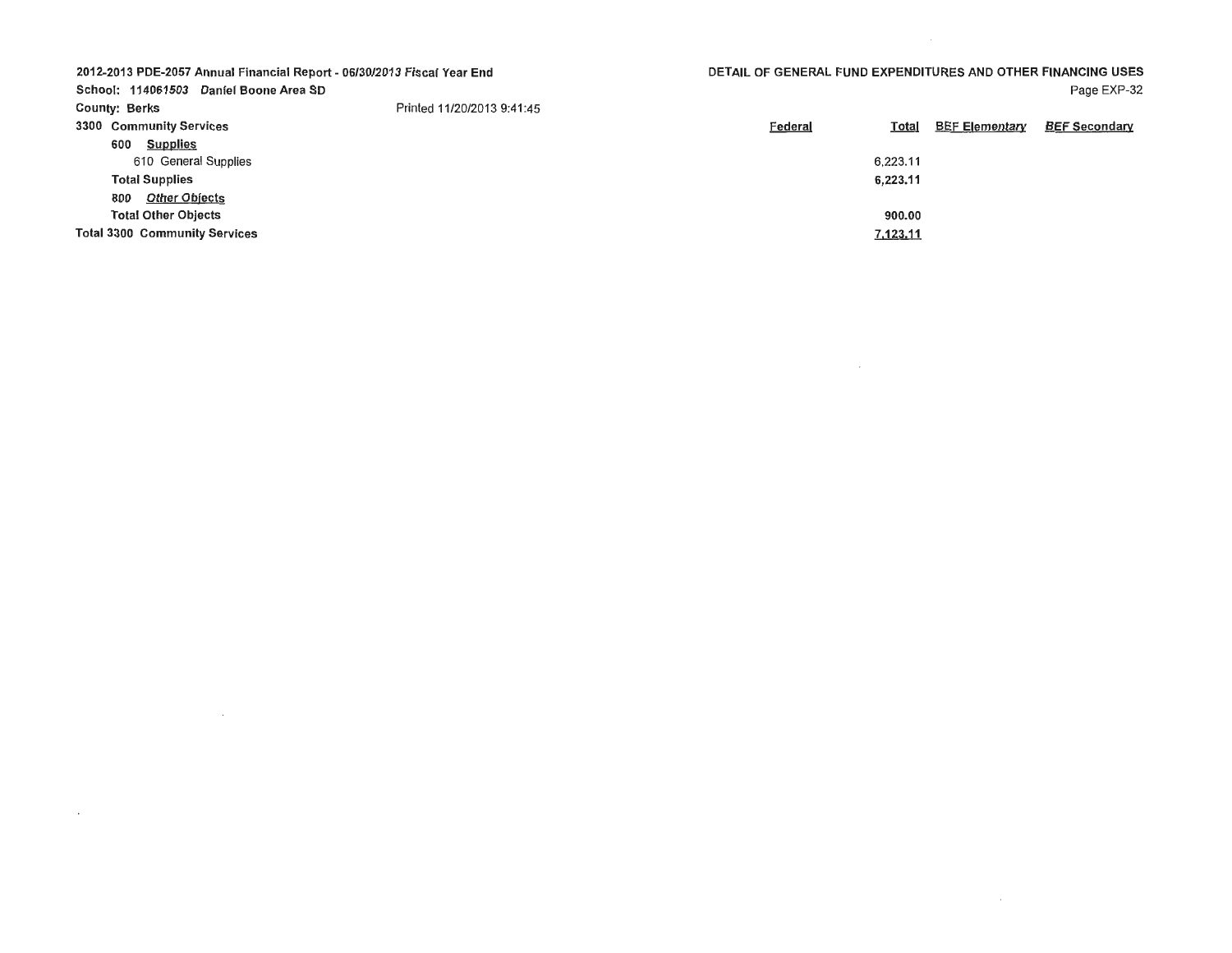2012-2013 PDE-2057 Annual Financial Report - 06/30/2013 Fiscal Year End

School: 114061503 Daniel Boone Area SD

County: Berks

Printed 11/20/2013 9:41:45

**DETAIL OF GENERAL FUND EXPENDITURES AND OTHER FINANCING USES**

| 3300 Community Services | Federal | Total | BEF Elementary | BEF Secondary |
|---|---|---|---|---|
| 600 Supplies | | | | |
| 610 General Supplies | | 6,223.11 | | |
| **Total Supplies** | | **6,223.11** | | |
| 800 Other Objects | | | | |
| **Total Other Objects** | | **900.00** | | |
| **Total 3300 Community Services** | | **7,123.11** | | |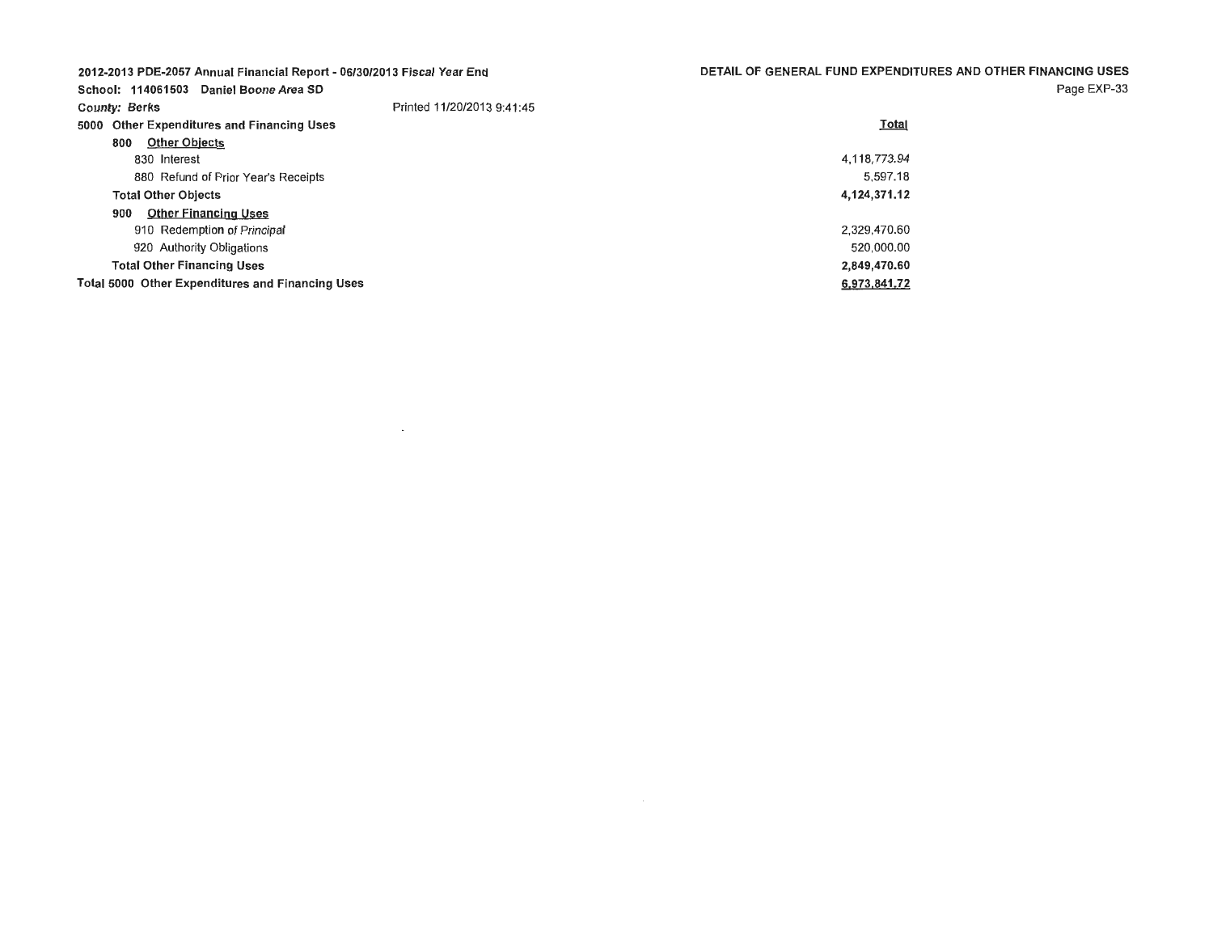2012-2013 PDE-2057 Annual Financial Report - 06/30/2013 Fiscal Year End

School: 114061503 Daniel Boone Area SD

County: Berks

Printed 11/20/2013 9:41:45

**DETAIL OF GENERAL FUND EXPENDITURES AND OTHER FINANCING USES**

| | Total |
|---|---|
| **5000 Other Expenditures and Financing Uses** | |
| **800 Other Objects** | |
| 830 Interest | 4,118,773.94 |
| 880 Refund of Prior Year's Receipts | 5,597.18 |
| **Total Other Objects** | **4,124,371.12** |
| **900 Other Financing Uses** | |
| 910 Redemption of Principal | 2,329,470.60 |
| 920 Authority Obligations | 520,000.00 |
| **Total Other Financing Uses** | **2,849,470.60** |
| **Total 5000 Other Expenditures and Financing Uses** | **6,973,841.72** |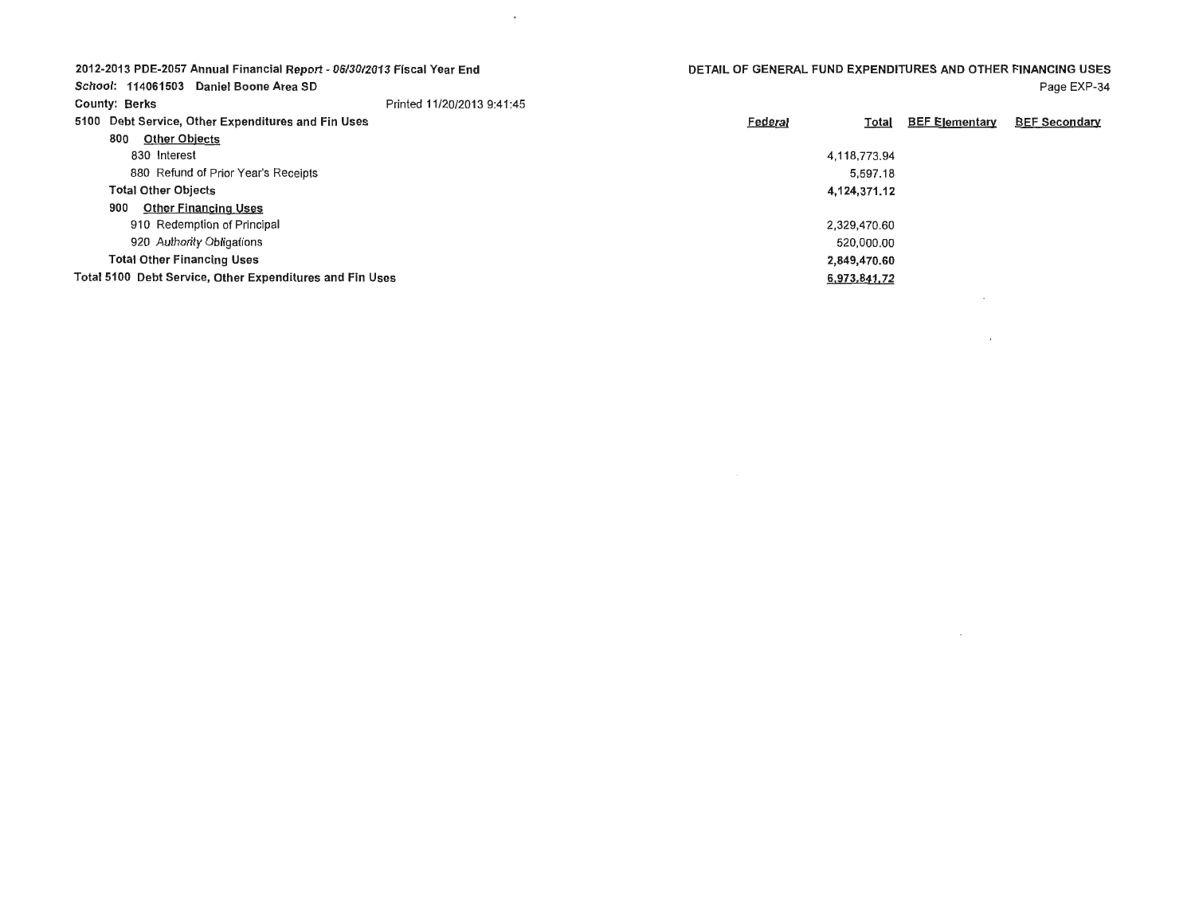2012-2013 PDE-2057 Annual Financial Report - *06/30/2013* Fiscal Year End

*School:* 114061503 Daniel Boone Area SD

County: Berks Printed 11/20/2013 9:41:45

DETAIL OF GENERAL FUND EXPENDITURES AND OTHER FINANCING USES

| | Federal | Total | BEF Elementary | BEF Secondary |
|---|---|---|---|---|
| **5100 Debt Service, Other Expenditures and Fin Uses** | | | | |
| **800 Other Objects** | | | | |
| 830 Interest | | 4,118,773.94 | | |
| 880 Refund of Prior Year's Receipts | | 5,597.18 | | |
| **Total Other Objects** | | **4,124,371.12** | | |
| **900 Other Financing Uses** | | | | |
| 910 Redemption of Principal | | 2,329,470.60 | | |
| 920 *Authority* Obligations | | 520,000.00 | | |
| **Total Other Financing Uses** | | **2,849,470.60** | | |
| **Total 5100 Debt Service, Other Expenditures and Fin Uses** | | **6,973,841.72** | | |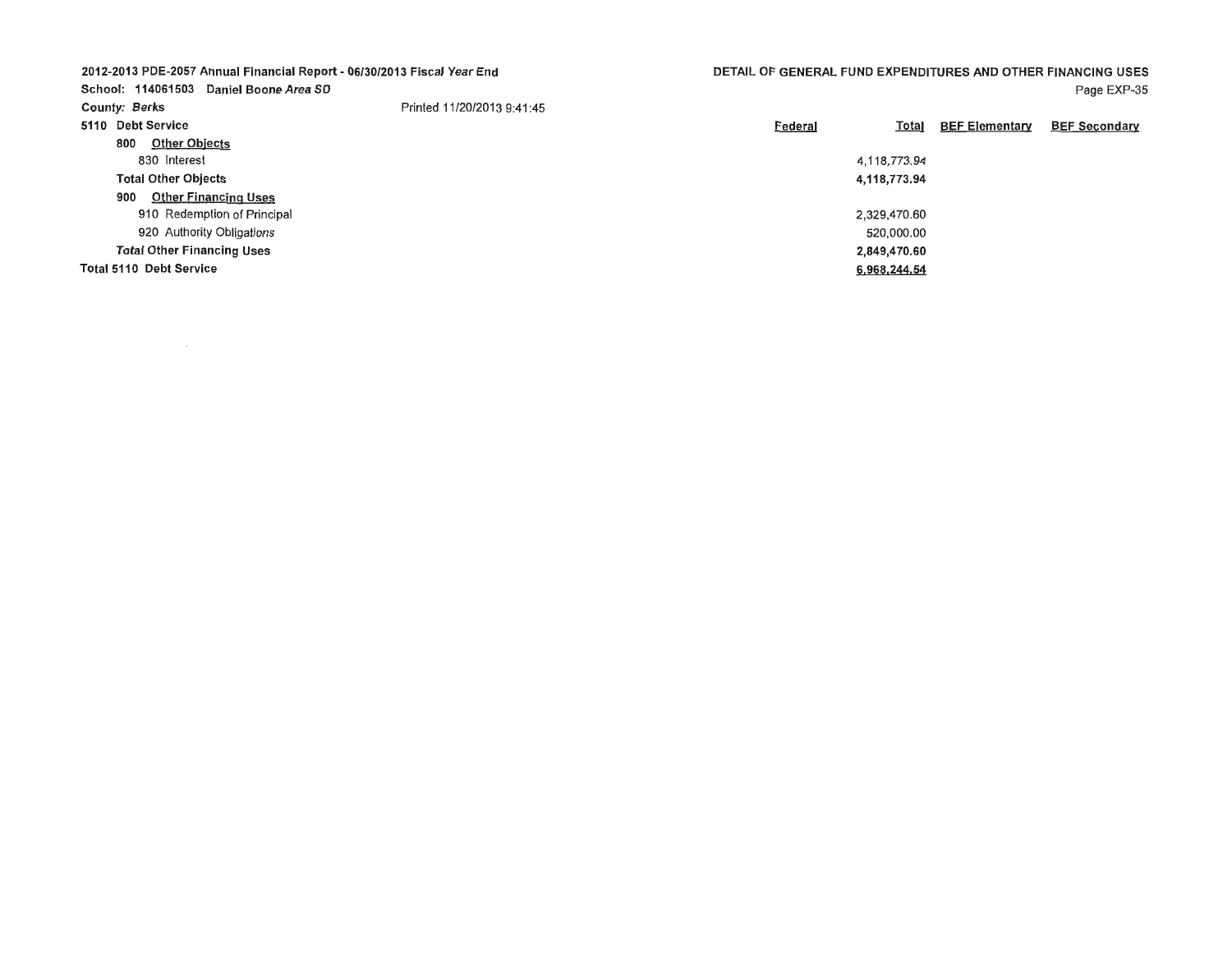2012-2013 PDE-2057 Annual Financial Report - 06/30/2013 Fiscal Year End

School: 114061503 Daniel Boone Area SD

County: Berks

Printed 11/20/2013 9:41:45

DETAIL OF GENERAL FUND EXPENDITURES AND OTHER FINANCING USES

| | Federal | Total | BEF Elementary | BEF Secondary |
|---|---|---|---|---|
| **5110 Debt Service** | | | | |
| **800 Other Objects** | | | | |
| 830 Interest | | 4,118,773.94 | | |
| **Total Other Objects** | | **4,118,773.94** | | |
| **900 Other Financing Uses** | | | | |
| 910 Redemption of Principal | | 2,329,470.60 | | |
| 920 Authority Obligations | | 520,000.00 | | |
| **Total Other Financing Uses** | | **2,849,470.60** | | |
| **Total 5110 Debt Service** | | **6,968,244.54** | | |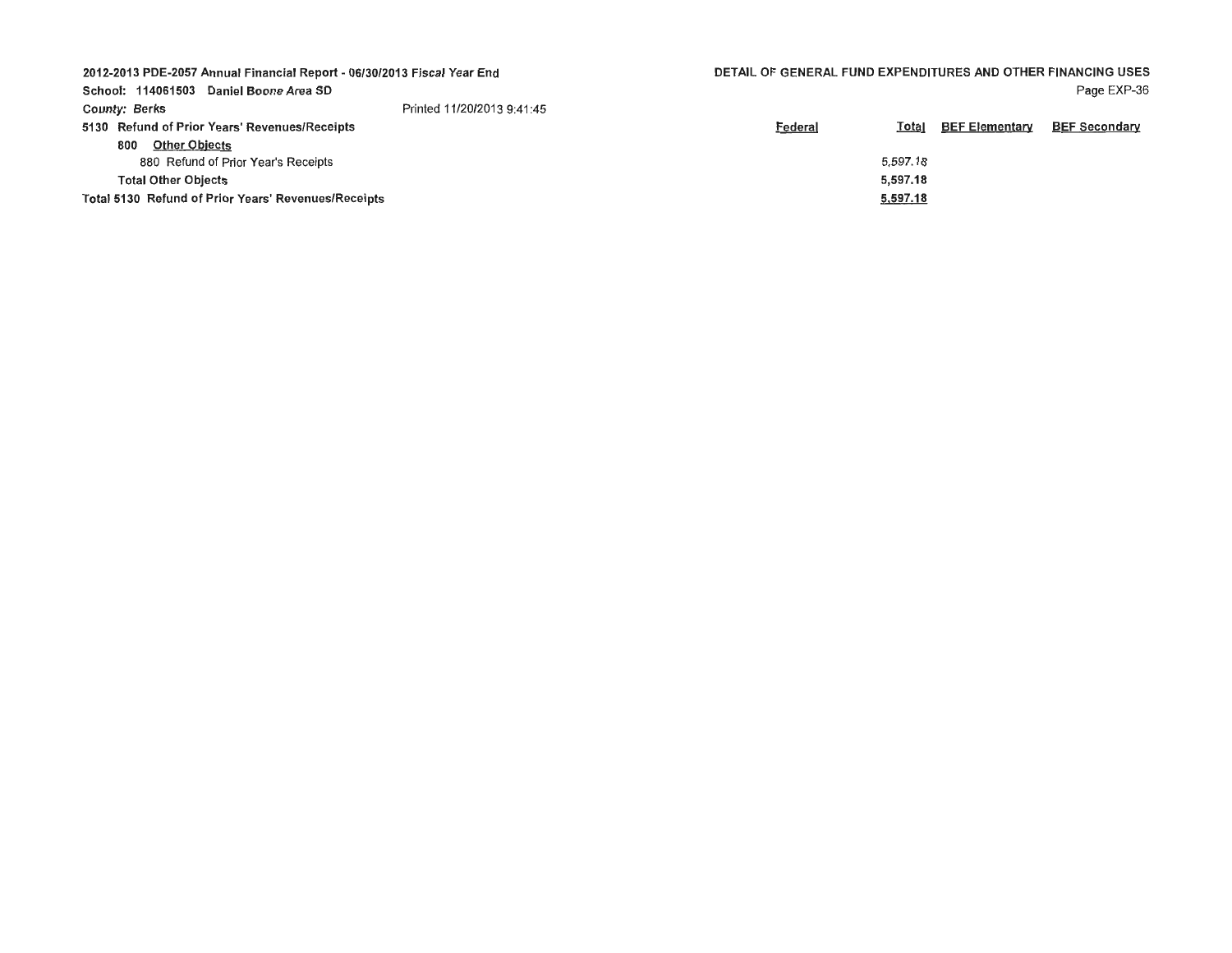2012-2013 PDE-2057 Annual Financial Report - 06/30/2013 Fiscal Year End

School: 114061503 Daniel Boone Area SD

County: Berks Printed 11/20/2013 9:41:45

DETAIL OF GENERAL FUND EXPENDITURES AND OTHER FINANCING USES

| | Federal | Total | BEF Elementary | BEF Secondary |
|---|---|---|---|---|
| **5130 Refund of Prior Years' Revenues/Receipts** | | | | |
| **800 Other Objects** | | | | |
| 880 Refund of Prior Year's Receipts | | 5,597.18 | | |
| **Total Other Objects** | | **5,597.18** | | |
| **Total 5130 Refund of Prior Years' Revenues/Receipts** | | **5,597.18** | | |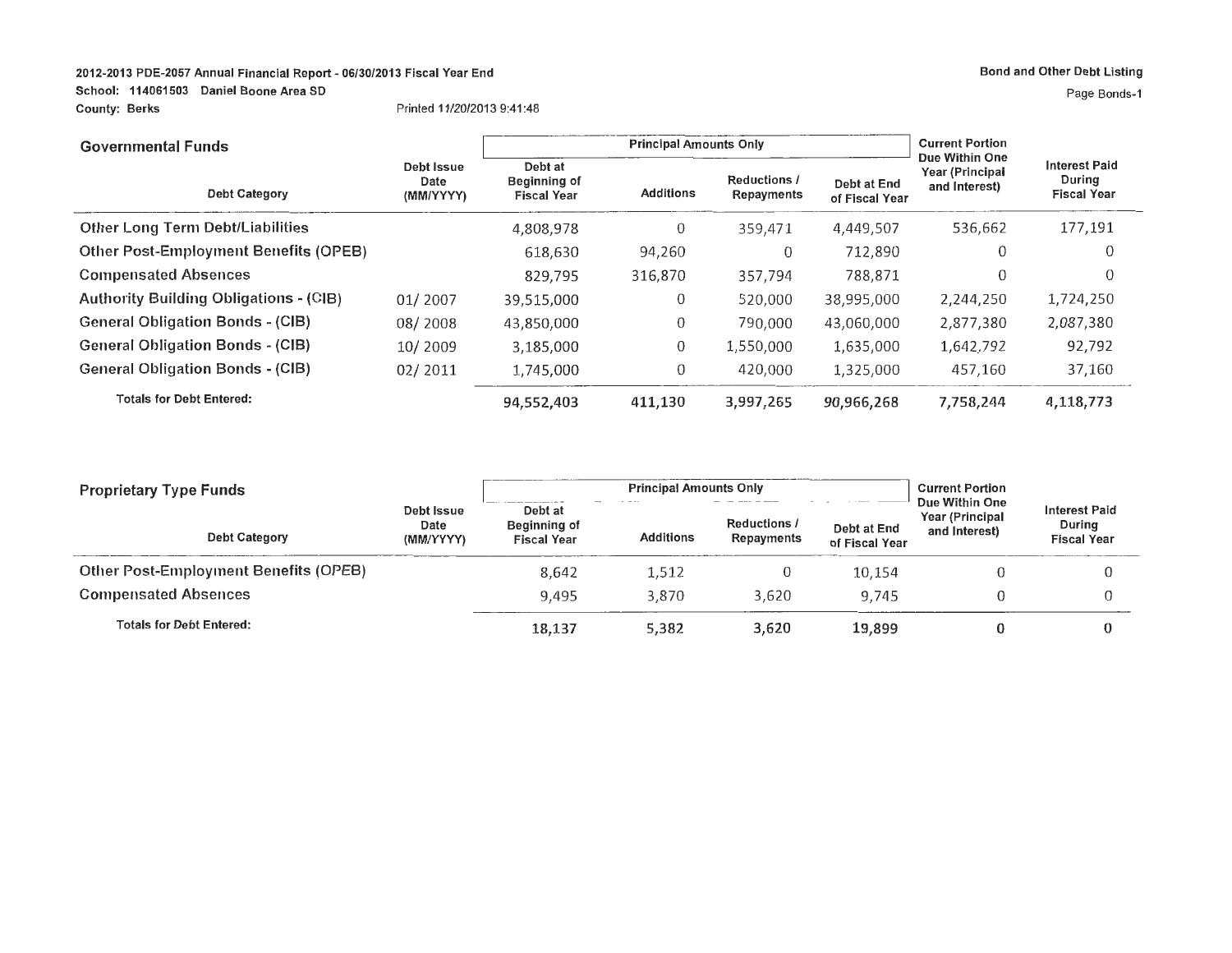2012-2013 PDE-2057 Annual Financial Report - 06/30/2013 Fiscal Year End

School: 114061503 Daniel Boone Area SD

County: Berks

Printed 11/20/2013 9:41:48

**Bond and Other Debt Listing**

## Governmental Funds

| Debt Category | Debt Issue Date (MM/YYYY) | Principal Amounts Only | | | | Current Portion Due Within One Year (Principal and Interest) | Interest Paid During Fiscal Year |
|---|---|---|---|---|---|---|---|
| | | Debt at Beginning of Fiscal Year | Additions | Reductions / Repayments | Debt at End of Fiscal Year | | |
| Other Long Term Debt/Liabilities | | 4,808,978 | 0 | 359,471 | 4,449,507 | 536,662 | 177,191 |
| Other Post-Employment Benefits (OPEB) | | 618,630 | 94,260 | 0 | 712,890 | 0 | 0 |
| Compensated Absences | | 829,795 | 316,870 | 357,794 | 788,871 | 0 | 0 |
| Authority Building Obligations - (CIB) | 01/ 2007 | 39,515,000 | 0 | 520,000 | 38,995,000 | 2,244,250 | 1,724,250 |
| General Obligation Bonds - (CIB) | 08/ 2008 | 43,850,000 | 0 | 790,000 | 43,060,000 | 2,877,380 | 2,087,380 |
| General Obligation Bonds - (CIB) | 10/ 2009 | 3,185,000 | 0 | 1,550,000 | 1,635,000 | 1,642,792 | 92,792 |
| General Obligation Bonds - (CIB) | 02/ 2011 | 1,745,000 | 0 | 420,000 | 1,325,000 | 457,160 | 37,160 |
| **Totals for Debt Entered:** | | 94,552,403 | 411,130 | 3,997,265 | 90,966,268 | 7,758,244 | 4,118,773 |

## Proprietary Type Funds

| Debt Category | Debt Issue Date (MM/YYYY) | Principal Amounts Only | | | | Current Portion Due Within One Year (Principal and Interest) | Interest Paid During Fiscal Year |
|---|---|---|---|---|---|---|---|
| | | Debt at Beginning of Fiscal Year | Additions | Reductions / Repayments | Debt at End of Fiscal Year | | |
| Other Post-Employment Benefits (OPEB) | | 8,642 | 1,512 | 0 | 10,154 | 0 | 0 |
| Compensated Absences | | 9,495 | 3,870 | 3,620 | 9,745 | 0 | 0 |
| **Totals for Debt Entered:** | | 18,137 | 5,382 | 3,620 | 19,899 | 0 | 0 |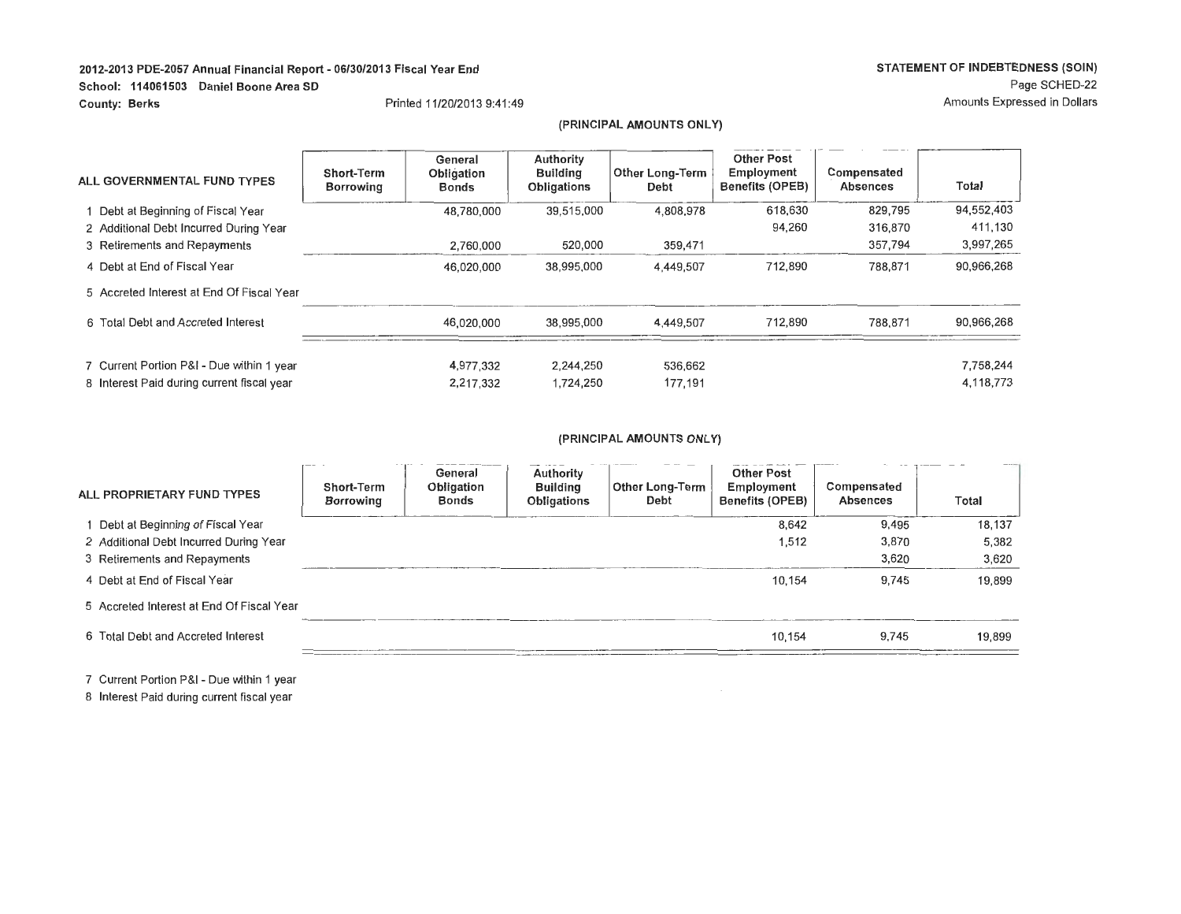2012-2013 PDE-2057 Annual Financial Report - 06/30/2013 Fiscal Year End
School: 114061503 Daniel Boone Area SD
County: Berks

Printed 11/20/2013 9:41:49

STATEMENT OF INDEBTEDNESS (SOIN)
Page SCHED-22
Amounts Expressed in Dollars

(PRINCIPAL AMOUNTS ONLY)

| ALL GOVERNMENTAL FUND TYPES | Short-Term Borrowing | General Obligation Bonds | Authority Building Obligations | Other Long-Term Debt | Other Post Employment Benefits (OPEB) | Compensated Absences | Total |
|---|---|---|---|---|---|---|---|
| 1 Debt at Beginning of Fiscal Year | | 48,780,000 | 39,515,000 | 4,808,978 | 618,630 | 829,795 | 94,552,403 |
| 2 Additional Debt Incurred During Year | | | | | 94,260 | 316,870 | 411,130 |
| 3 Retirements and Repayments | | 2,760,000 | 520,000 | 359,471 | | 357,794 | 3,997,265 |
| 4 Debt at End of Fiscal Year | | 46,020,000 | 38,995,000 | 4,449,507 | 712,890 | 788,871 | 90,966,268 |
| 5 Accreted Interest at End Of Fiscal Year | | | | | | | |
| 6 Total Debt and Accreted Interest | | 46,020,000 | 38,995,000 | 4,449,507 | 712,890 | 788,871 | 90,966,268 |
| 7 Current Portion P&I - Due within 1 year | | 4,977,332 | 2,244,250 | 536,662 | | | 7,758,244 |
| 8 Interest Paid during current fiscal year | | 2,217,332 | 1,724,250 | 177,191 | | | 4,118,773 |

(PRINCIPAL AMOUNTS ONLY)

| ALL PROPRIETARY FUND TYPES | Short-Term Borrowing | General Obligation Bonds | Authority Building Obligations | Other Long-Term Debt | Other Post Employment Benefits (OPEB) | Compensated Absences | Total |
|---|---|---|---|---|---|---|---|
| 1 Debt at Beginning of Fiscal Year | | | | | 8,642 | 9,495 | 18,137 |
| 2 Additional Debt Incurred During Year | | | | | 1,512 | 3,870 | 5,382 |
| 3 Retirements and Repayments | | | | | | 3,620 | 3,620 |
| 4 Debt at End of Fiscal Year | | | | | 10,154 | 9,745 | 19,899 |
| 5 Accreted Interest at End Of Fiscal Year | | | | | | | |
| 6 Total Debt and Accreted Interest | | | | | 10,154 | 9,745 | 19,899 |
| 7 Current Portion P&I - Due within 1 year | | | | | | | |
| 8 Interest Paid during current fiscal year | | | | | | | |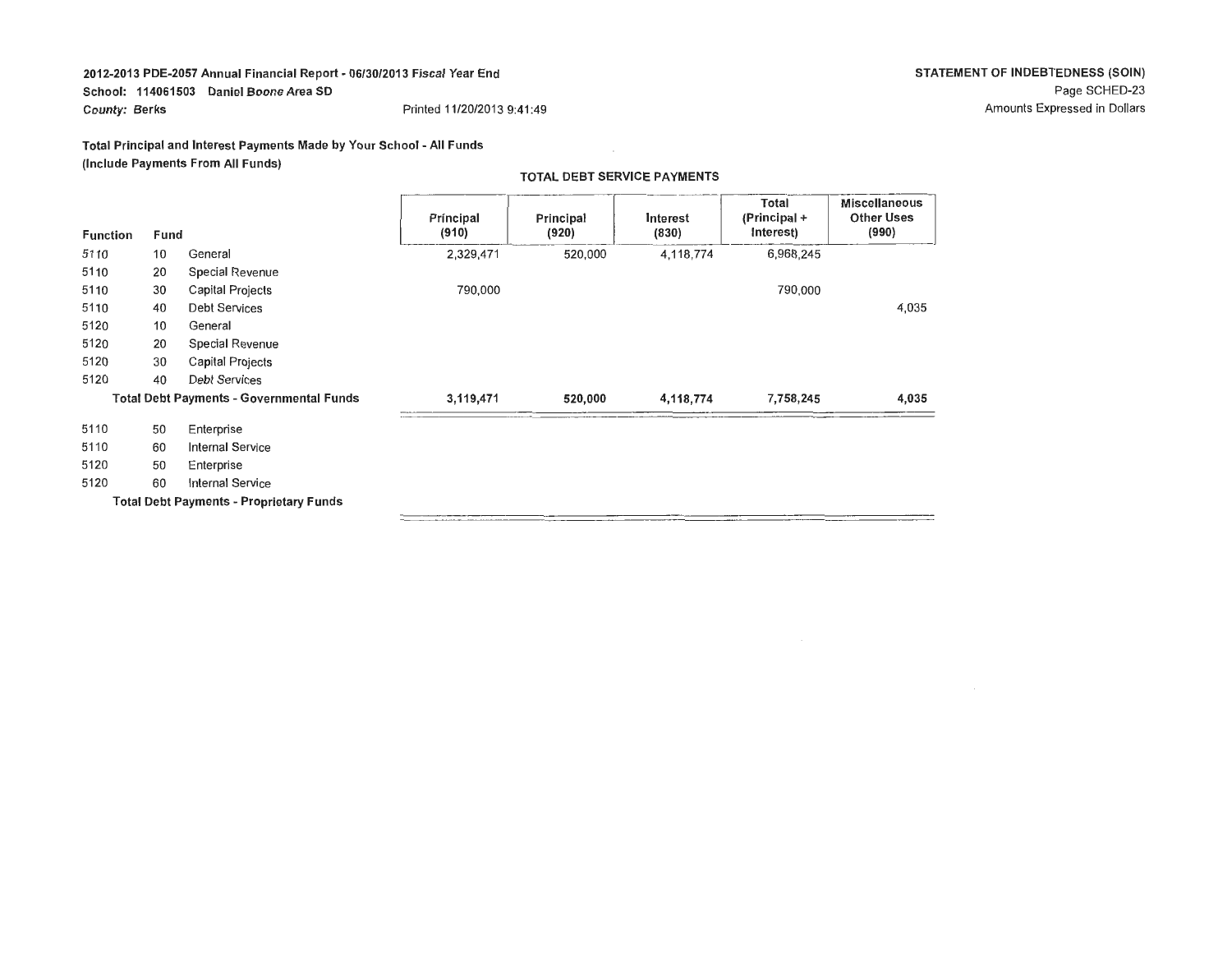**2012-2013 PDE-2057 Annual Financial Report - 06/30/2013 Fiscal Year End**
**School: 114061503 Daniel Boone Area SD**
**County: Berks** Printed 11/20/2013 9:41:49

**STATEMENT OF INDEBTEDNESS (SOIN)**
Page SCHED-23
Amounts Expressed in Dollars

**Total Principal and Interest Payments Made by Your School - All Funds**
**(Include Payments From All Funds)**

**TOTAL DEBT SERVICE PAYMENTS**

| Function | Fund | | Principal (910) | Principal (920) | Interest (830) | Total (Principal + Interest) | Miscellaneous Other Uses (990) |
|---|---|---|---|---|---|---|---|
| 5110 | 10 | General | 2,329,471 | 520,000 | 4,118,774 | 6,968,245 | |
| 5110 | 20 | Special Revenue | | | | | |
| 5110 | 30 | Capital Projects | 790,000 | | | 790,000 | |
| 5110 | 40 | Debt Services | | | | | 4,035 |
| 5120 | 10 | General | | | | | |
| 5120 | 20 | Special Revenue | | | | | |
| 5120 | 30 | Capital Projects | | | | | |
| 5120 | 40 | Debt Services | | | | | |
| **Total Debt Payments - Governmental Funds** | | | **3,119,471** | **520,000** | **4,118,774** | **7,758,245** | **4,035** |
| 5110 | 50 | Enterprise | | | | | |
| 5110 | 60 | Internal Service | | | | | |
| 5120 | 50 | Enterprise | | | | | |
| 5120 | 60 | Internal Service | | | | | |
| **Total Debt Payments - Proprietary Funds** | | | | | | | |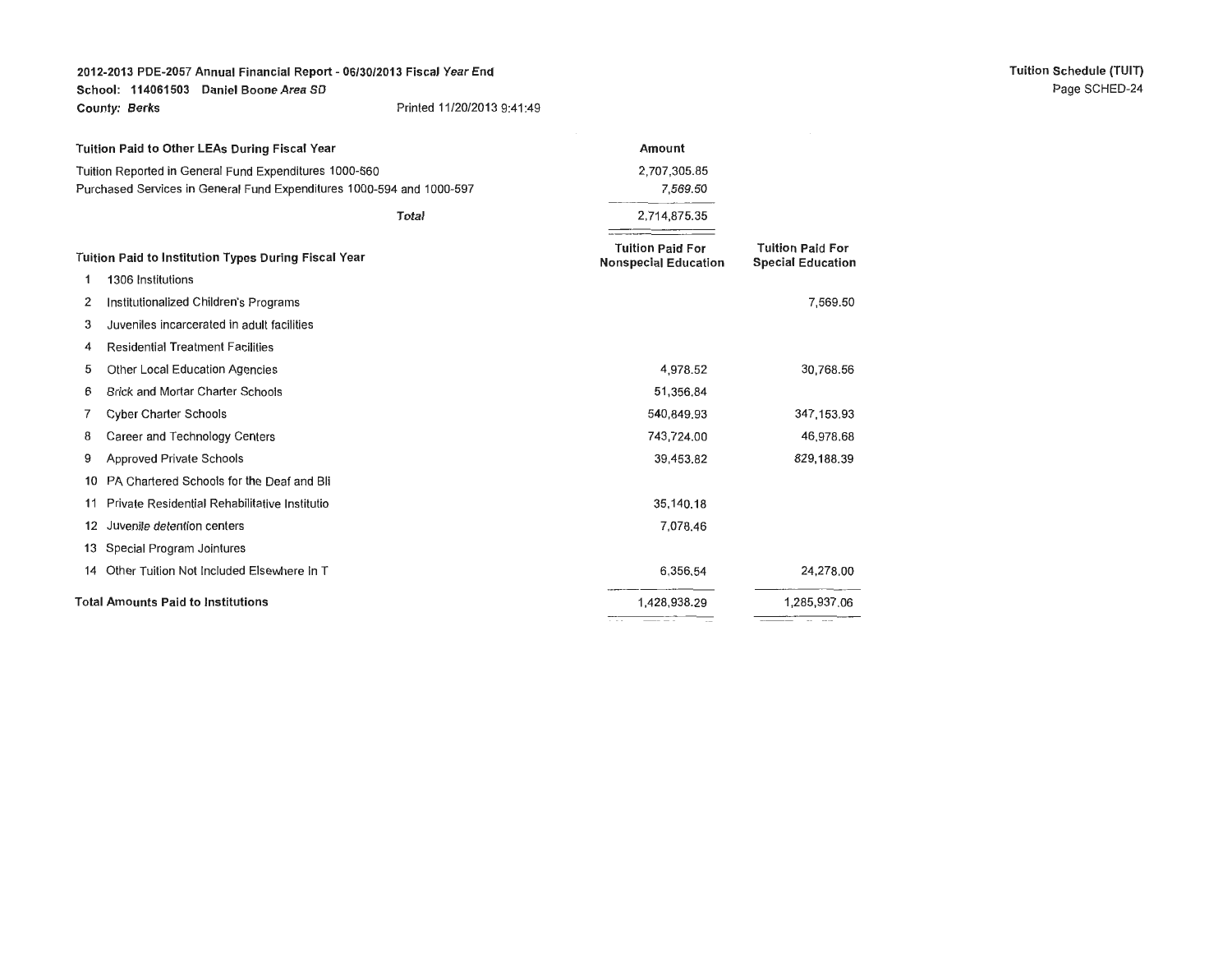**2012-2013 PDE-2057 Annual Financial Report - 06/30/2013 Fiscal Year End**
**School: 114061503 Daniel Boone Area SD**
**County: Berks** Printed 11/20/2013 9:41:49

**Tuition Schedule (TUIT)**
Page SCHED-24

| Tuition Paid to Other LEAs During Fiscal Year | Amount |
|---|---|
| Tuition Reported in General Fund Expenditures 1000-560 | 2,707,305.85 |
| Purchased Services in General Fund Expenditures 1000-594 and 1000-597 | *7,569.50* |
| ***Total*** | 2,714,875.35 |

| | Tuition Paid to Institution Types During Fiscal Year | Tuition Paid For Nonspecial Education | Tuition Paid For Special Education |
|---|---|---|---|
| 1 | 1306 Institutions | | |
| 2 | Institutionalized Children's Programs | | 7,569.50 |
| 3 | Juveniles incarcerated in adult facilities | | |
| 4 | Residential Treatment Facilities | | |
| 5 | Other Local Education Agencies | 4,978.52 | 30,768.56 |
| 6 | Brick and Mortar Charter Schools | 51,356.84 | |
| 7 | Cyber Charter Schools | 540,849.93 | 347,153.93 |
| 8 | Career and Technology Centers | 743,724.00 | 46,978.68 |
| 9 | Approved Private Schools | 39,453.82 | 829,188.39 |
| 10 | PA Chartered Schools for the Deaf and Bli | | |
| 11 | Private Residential Rehabilitative Institutio | 35,140.18 | |
| 12 | Juvenile detention centers | 7,078.46 | |
| 13 | Special Program Jointures | | |
| 14 | Other Tuition Not Included Elsewhere In T | 6,356.54 | 24,278.00 |
| | **Total Amounts Paid to Institutions** | 1,428,938.29 | 1,285,937.06 |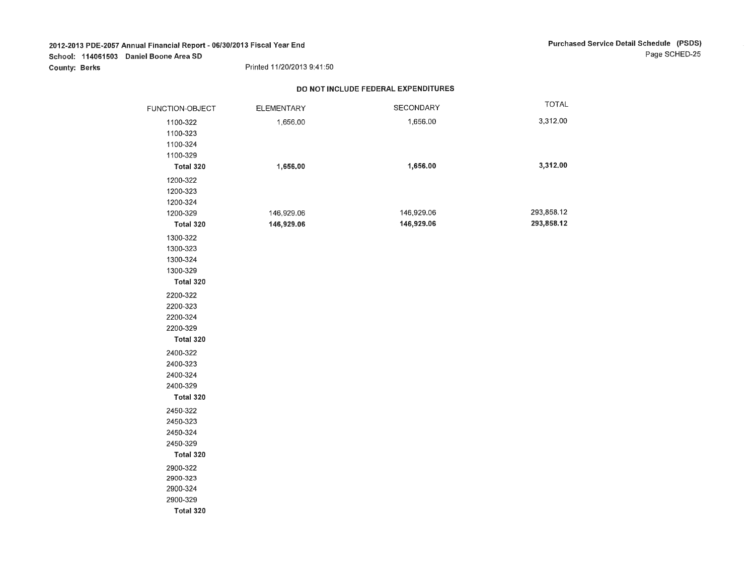2012-2013 PDE-2057 Annual Financial Report - 06/30/2013 Fiscal Year End
School: 114061503 Daniel Boone Area SD
County: Berks

Printed 11/20/2013 9:41:50

Purchased Service Detail Schedule (PSDS)
Page SCHED-25

**DO NOT INCLUDE FEDERAL EXPENDITURES**

| FUNCTION-OBJECT | ELEMENTARY | SECONDARY | TOTAL |
|---|---|---|---|
| 1100-322 | 1,656.00 | 1,656.00 | 3,312.00 |
| 1100-323 | | | |
| 1100-324 | | | |
| 1100-329 | | | |
| **Total 320** | **1,656.00** | **1,656.00** | **3,312.00** |
| 1200-322 | | | |
| 1200-323 | | | |
| 1200-324 | | | |
| 1200-329 | 146,929.06 | 146,929.06 | 293,858.12 |
| **Total 320** | **146,929.06** | **146,929.06** | **293,858.12** |
| 1300-322 | | | |
| 1300-323 | | | |
| 1300-324 | | | |
| 1300-329 | | | |
| **Total 320** | | | |
| 2200-322 | | | |
| 2200-323 | | | |
| 2200-324 | | | |
| 2200-329 | | | |
| **Total 320** | | | |
| 2400-322 | | | |
| 2400-323 | | | |
| 2400-324 | | | |
| 2400-329 | | | |
| **Total 320** | | | |
| 2450-322 | | | |
| 2450-323 | | | |
| 2450-324 | | | |
| 2450-329 | | | |
| **Total 320** | | | |
| 2900-322 | | | |
| 2900-323 | | | |
| 2900-324 | | | |
| 2900-329 | | | |
| **Total 320** | | | |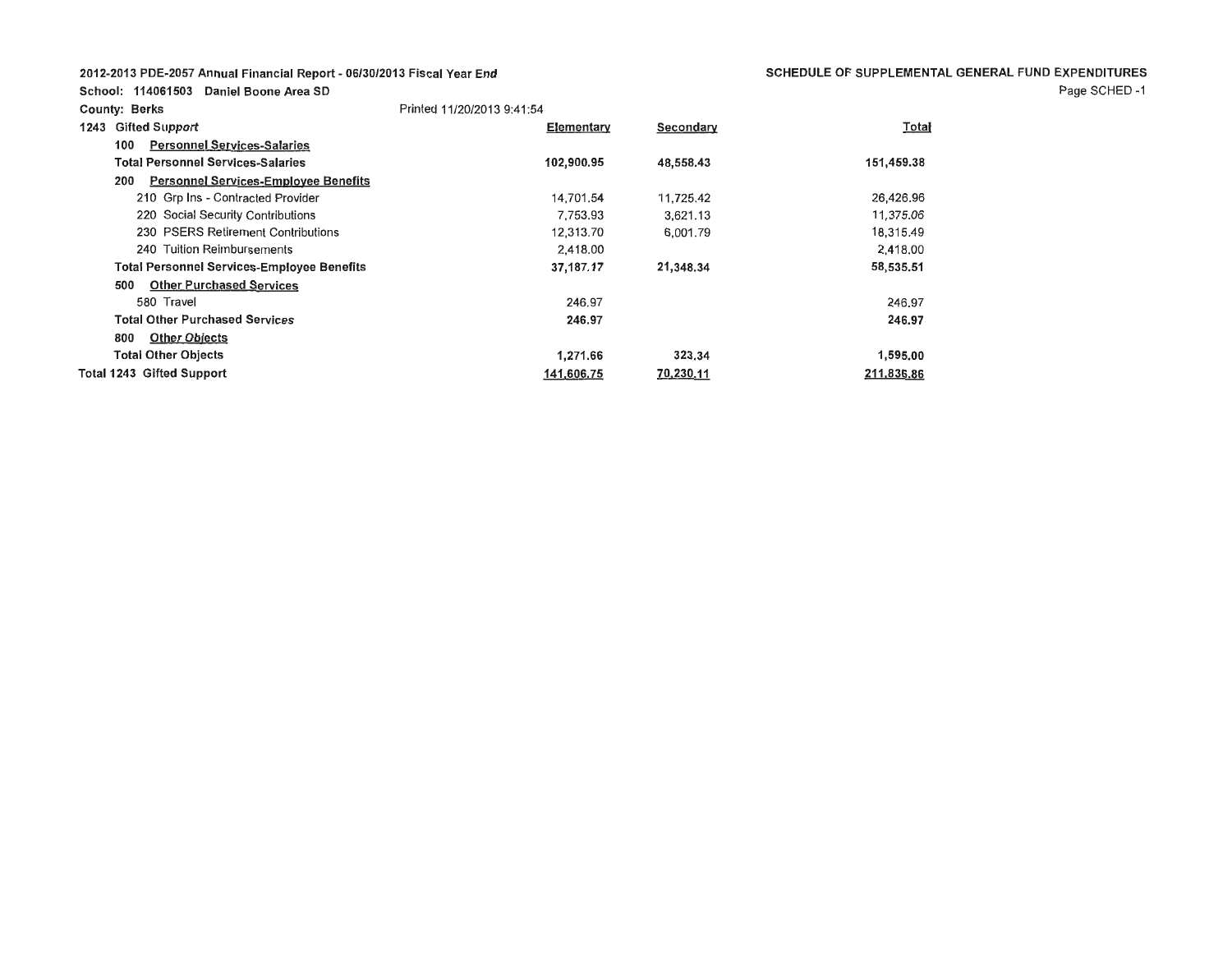2012-2013 PDE-2057 Annual Financial Report - 06/30/2013 Fiscal Year End

School: 114061503 Daniel Boone Area SD

County: Berks

Printed 11/20/2013 9:41:54

**SCHEDULE OF SUPPLEMENTAL GENERAL FUND EXPENDITURES**

| | Elementary | Secondary | Total |
|---|---|---|---|
| **1243 Gifted Support** | | | |
| 100 Personnel Services-Salaries | | | |
| **Total Personnel Services-Salaries** | **102,900.95** | **48,558.43** | **151,459.38** |
| 200 Personnel Services-Employee Benefits | | | |
| 210 Grp Ins - Contracted Provider | 14,701.54 | 11,725.42 | 26,426.96 |
| 220 Social Security Contributions | 7,753.93 | 3,621.13 | 11,375.06 |
| 230 PSERS Retirement Contributions | 12,313.70 | 6,001.79 | 18,315.49 |
| 240 Tuition Reimbursements | 2,418.00 | | 2,418.00 |
| **Total Personnel Services-Employee Benefits** | **37,187.17** | **21,348.34** | **58,535.51** |
| 500 Other Purchased Services | | | |
| 580 Travel | 246.97 | | 246.97 |
| **Total Other Purchased Services** | **246.97** | | **246.97** |
| 800 Other Objects | | | |
| **Total Other Objects** | **1,271.66** | **323.34** | **1,595.00** |
| **Total 1243 Gifted Support** | **141,606.75** | **70,230.11** | **211,836.86** |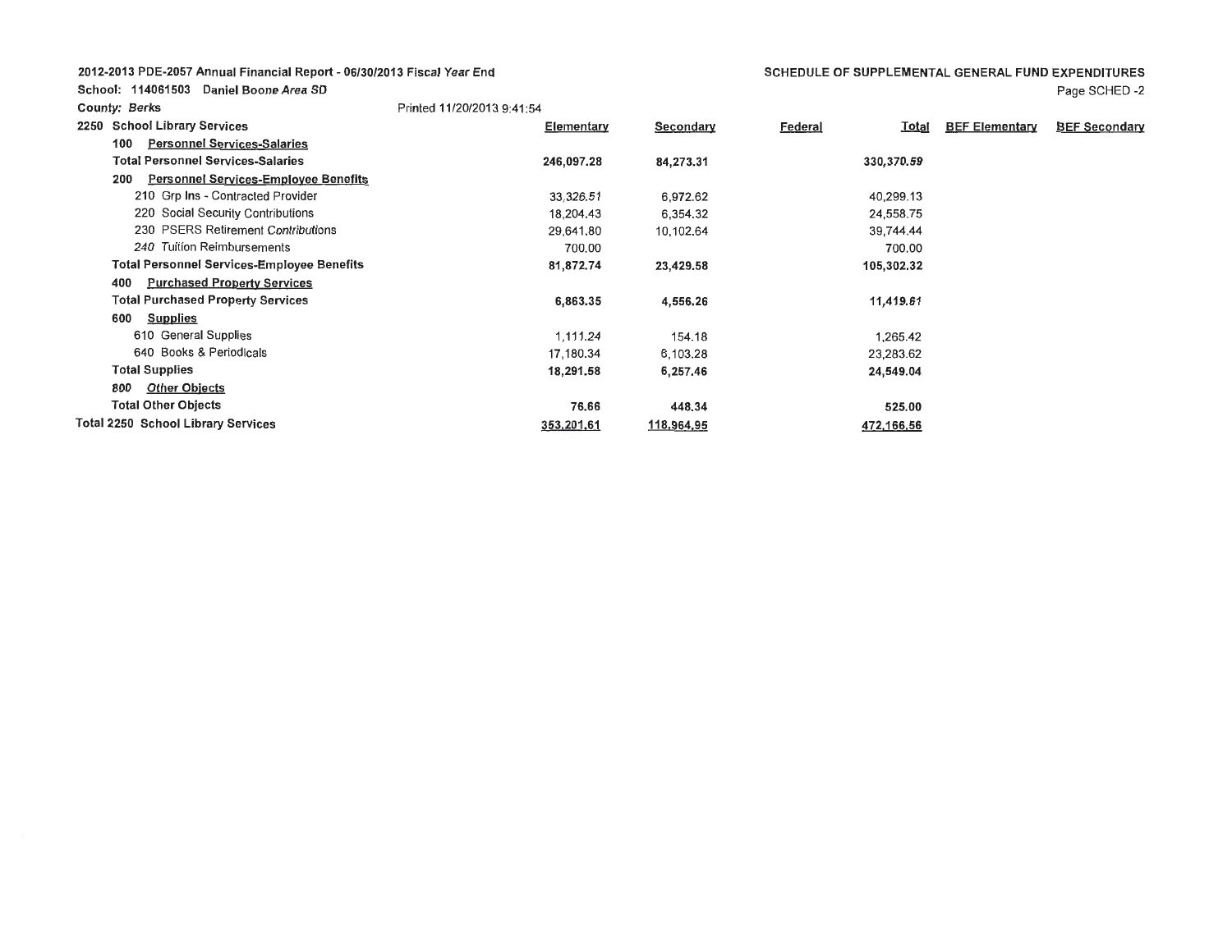2012-2013 PDE-2057 Annual Financial Report - 06/30/2013 Fiscal Year End

SCHEDULE OF SUPPLEMENTAL GENERAL FUND EXPENDITURES

School: 114061503 Daniel Boone Area SD

County: Berks

Printed 11/20/2013 9:41:54

| 2250 School Library Services | Elementary | Secondary | Federal | Total | BEF Elementary | BEF Secondary |
|---|---|---|---|---|---|---|
| 100 Personnel Services-Salaries | | | | | | |
| Total Personnel Services-Salaries | 246,097.28 | 84,273.31 | | 330,370.59 | | |
| 200 Personnel Services-Employee Benefits | | | | | | |
| 210 Grp Ins - Contracted Provider | 33,326.51 | 6,972.62 | | 40,299.13 | | |
| 220 Social Security Contributions | 18,204.43 | 6,354.32 | | 24,558.75 | | |
| 230 PSERS Retirement Contributions | 29,641.80 | 10,102.64 | | 39,744.44 | | |
| 240 Tuition Reimbursements | 700.00 | | | 700.00 | | |
| Total Personnel Services-Employee Benefits | 81,872.74 | 23,429.58 | | 105,302.32 | | |
| 400 Purchased Property Services | | | | | | |
| Total Purchased Property Services | 6,863.35 | 4,556.26 | | 11,419.61 | | |
| 600 Supplies | | | | | | |
| 610 General Supplies | 1,111.24 | 154.18 | | 1,265.42 | | |
| 640 Books & Periodicals | 17,180.34 | 6,103.28 | | 23,283.62 | | |
| Total Supplies | 18,291.58 | 6,257.46 | | 24,549.04 | | |
| 800 Other Objects | | | | | | |
| Total Other Objects | 76.66 | 448.34 | | 525.00 | | |
| Total 2250 School Library Services | 353,201.61 | 118,964.95 | | 472,166.56 | | |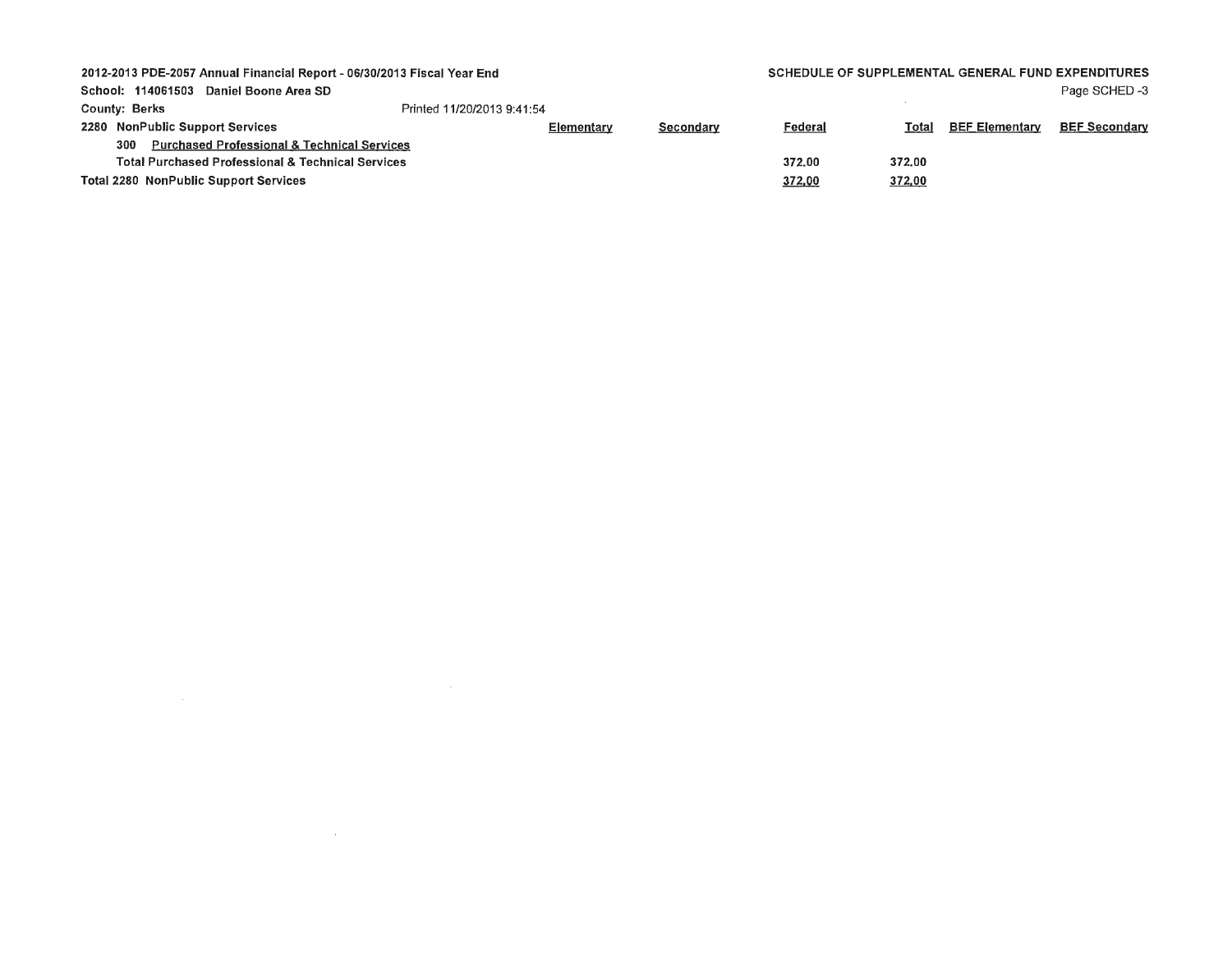2012-2013 PDE-2057 Annual Financial Report - 06/30/2013 Fiscal Year End

School: 114061503 Daniel Boone Area SD

County: Berks

Printed 11/20/2013 9:41:54

## SCHEDULE OF SUPPLEMENTAL GENERAL FUND EXPENDITURES

| 2280 NonPublic Support Services | Elementary | Secondary | Federal | Total | BEF Elementary | BEF Secondary |
|---|---|---|---|---|---|---|
| 300 Purchased Professional & Technical Services | | | | | | |
| Total Purchased Professional & Technical Services | | | 372.00 | 372.00 | | |
| **Total 2280 NonPublic Support Services** | | | 372.00 | 372.00 | | |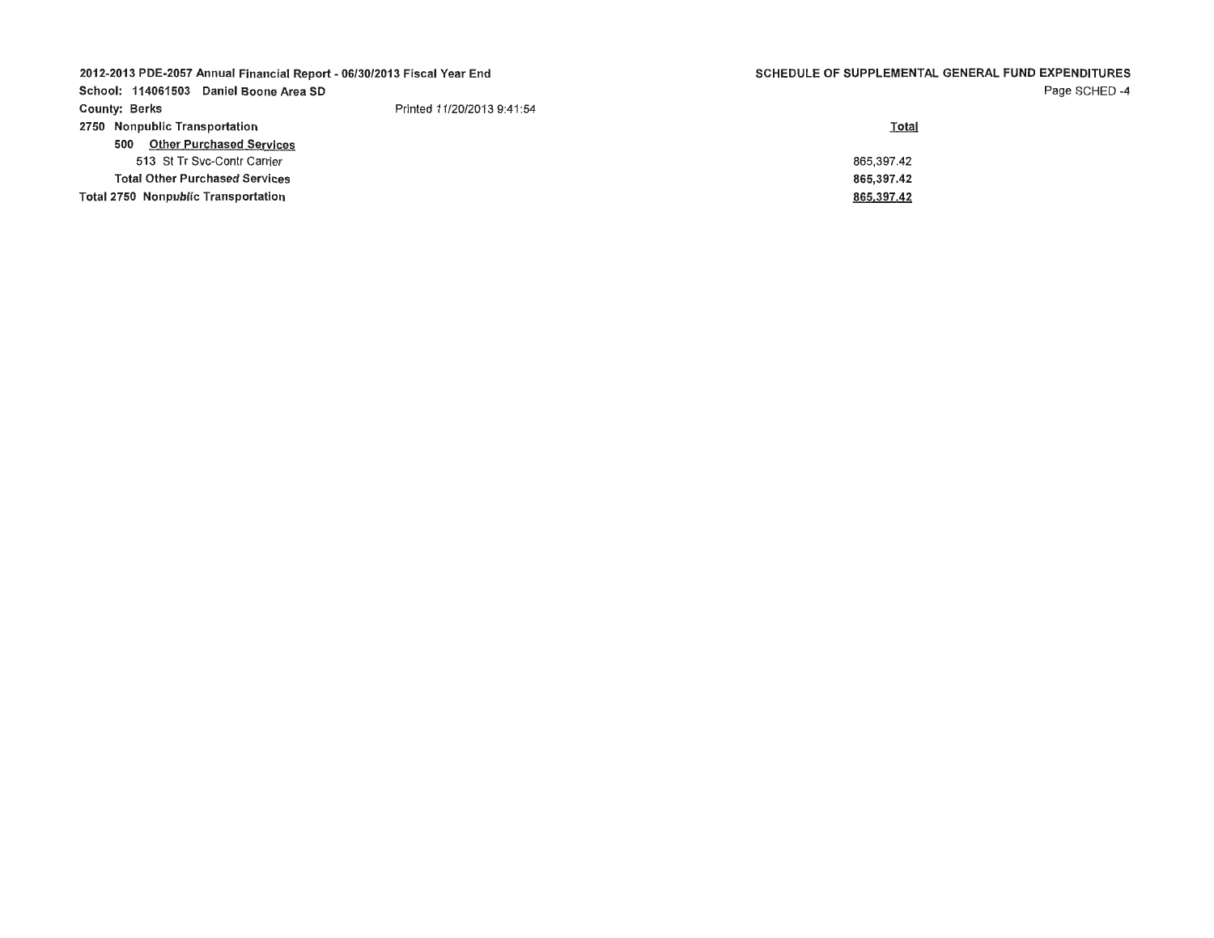2012-2013 PDE-2057 Annual Financial Report - 06/30/2013 Fiscal Year End

School: 114061503 Daniel Boone Area SD

County: Berks

Printed 11/20/2013 9:41:54

## SCHEDULE OF SUPPLEMENTAL GENERAL FUND EXPENDITURES

Page SCHED -4

| | Total |
|---|---|
| **2750 Nonpublic Transportation** | |
| **500 Other Purchased Services** | |
| 513 St Tr Svc-Contr Carrier | 865,397.42 |
| **Total Other Purchased Services** | **865,397.42** |
| **Total 2750 Nonpublic Transportation** | **865,397.42** |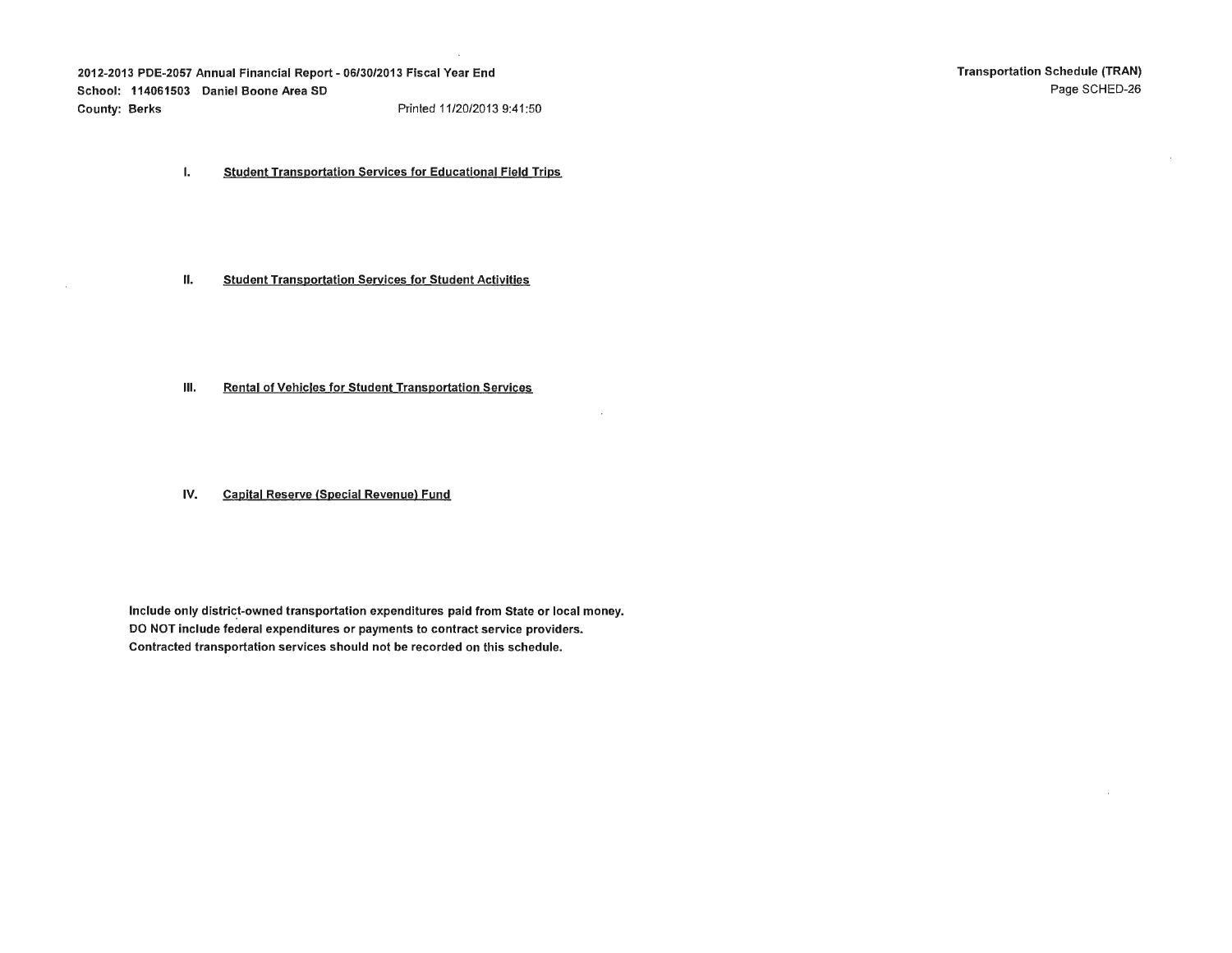Transportation Schedule (TRAN)

I. **Student Transportation Services for Educational Field Trips**

II. **Student Transportation Services for Student Activities**

III. **Rental of Vehicles for Student Transportation Services**

IV. **Capital Reserve (Special Revenue) Fund**

**Include only district-owned transportation expenditures paid from State or local money.**
**DO NOT include federal expenditures or payments to contract service providers.**
**Contracted transportation services should not be recorded on this schedule.**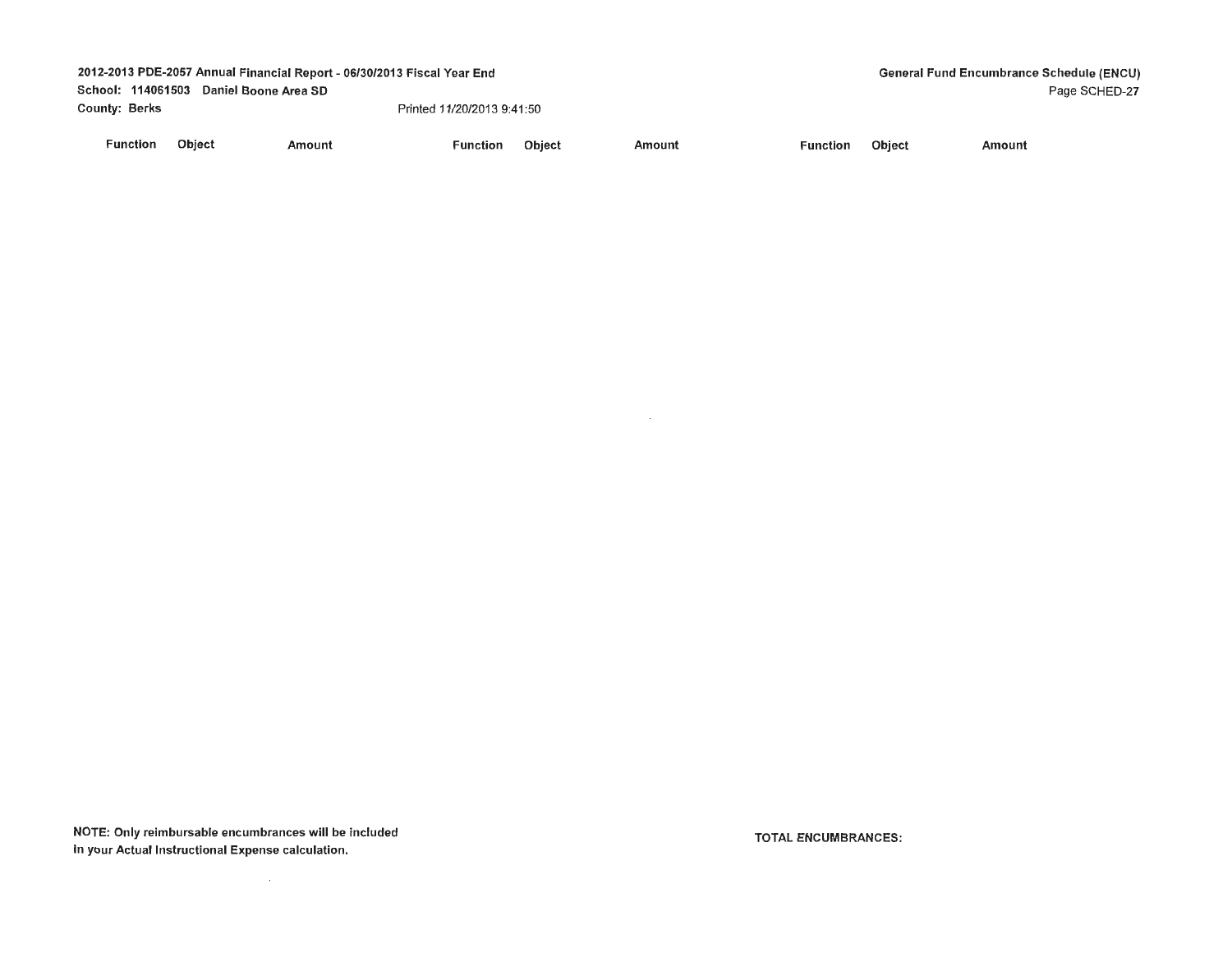2012-2013 PDE-2057 Annual Financial Report - 06/30/2013 Fiscal Year End
School: 114061503 Daniel Boone Area SD
County: Berks

Printed 11/20/2013 9:41:50

General Fund Encumbrance Schedule (ENCU)
Page SCHED-27

| Function | Object | Amount | Function | Object | Amount | Function | Object | Amount |
|---|---|---|---|---|---|---|---|---|

**NOTE: Only reimbursable encumbrances will be included in your Actual Instructional Expense calculation.**

**TOTAL ENCUMBRANCES:**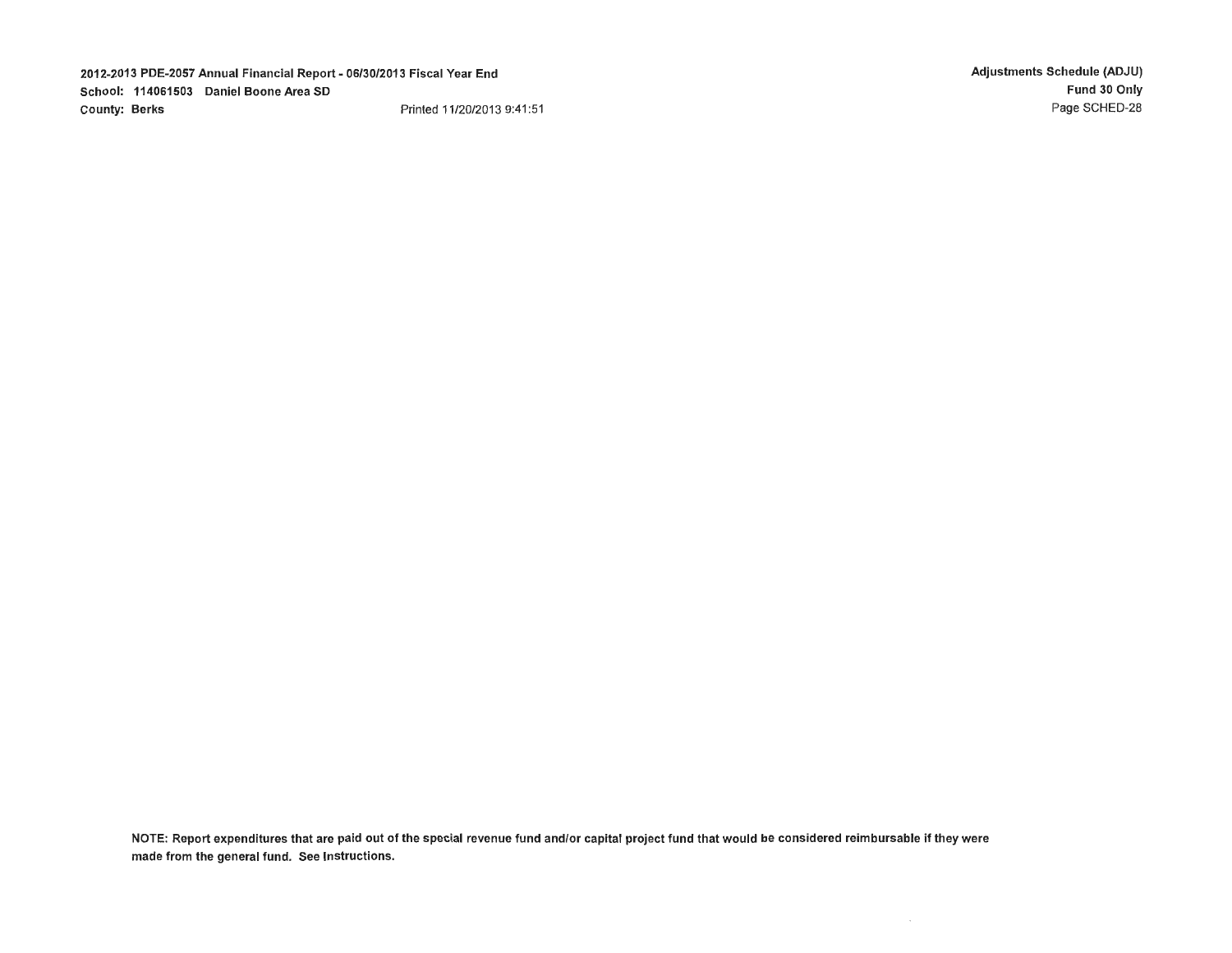2012-2013 PDE-2057 Annual Financial Report - 06/30/2013 Fiscal Year End

School: 114061503 Daniel Boone Area SD

County: Berks

Printed 11/20/2013 9:41:51

Adjustments Schedule (ADJU)

Fund 30 Only

NOTE: Report expenditures that are paid out of the special revenue fund and/or capital project fund that would be considered reimbursable if they were made from the general fund. See Instructions.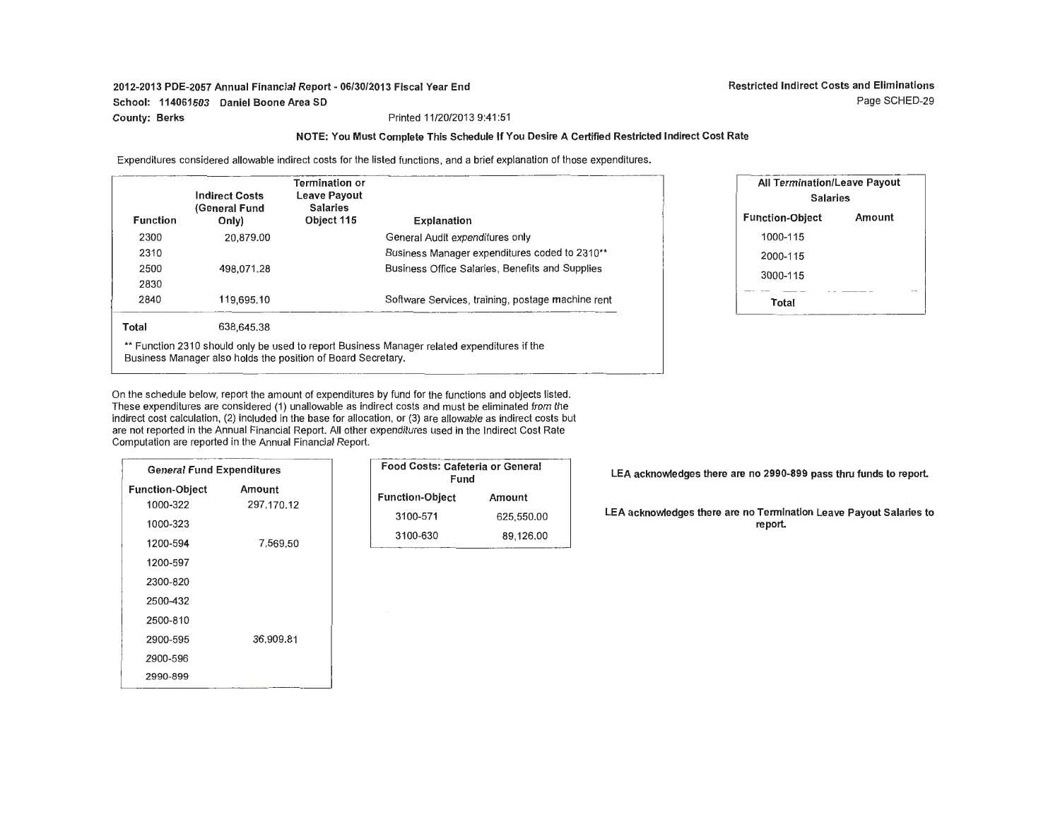2012-2013 PDE-2057 Annual Financial Report - 06/30/2013 Fiscal Year End

School: 114061503 Daniel Boone Area SD

County: Berks

Printed 11/20/2013 9:41:51

**Restricted Indirect Costs and Eliminations**

**NOTE: You Must Complete This Schedule If You Desire A Certified Restricted Indirect Cost Rate**

Expenditures considered allowable indirect costs for the listed functions, and a brief explanation of those expenditures.

| Function | Indirect Costs (General Fund Only) | Termination or Leave Payout Salaries Object 115 | Explanation |
|---|---|---|---|
| 2300 | 20,879.00 | | General Audit expenditures only |
| 2310 | | | Business Manager expenditures coded to 2310** |
| 2500 | 498,071.28 | | Business Office Salaries, Benefits and Supplies |
| 2830 | | | |
| 2840 | 119,695.10 | | Software Services, training, postage machine rent |
| **Total** | 638,645.38 | | |

** Function 2310 should only be used to report Business Manager related expenditures if the Business Manager also holds the position of Board Secretary.

| All Termination/Leave Payout Salaries | |
|---|---|
| **Function-Object** | **Amount** |
| 1000-115 | |
| 2000-115 | |
| 3000-115 | |
| **Total** | |

On the schedule below, report the amount of expenditures by fund for the functions and objects listed. These expenditures are considered (1) unallowable as indirect costs and must be eliminated from the indirect cost calculation, (2) included in the base for allocation, or (3) are allowable as indirect costs but are not reported in the Annual Financial Report. All other expenditures used in the Indirect Cost Rate Computation are reported in the Annual Financial Report.

| General Fund Expenditures | |
|---|---|
| **Function-Object** | **Amount** |
| 1000-322 | 297,170.12 |
| 1000-323 | |
| 1200-594 | 7,569.50 |
| 1200-597 | |
| 2300-820 | |
| 2500-432 | |
| 2500-810 | |
| 2900-595 | 36,909.81 |
| 2900-596 | |
| 2990-899 | |

| Food Costs: Cafeteria or General Fund | |
|---|---|
| **Function-Object** | **Amount** |
| 3100-571 | 625,550.00 |
| 3100-630 | 89,126.00 |

**LEA acknowledges there are no 2990-899 pass thru funds to report.**

**LEA acknowledges there are no Termination Leave Payout Salaries to report.**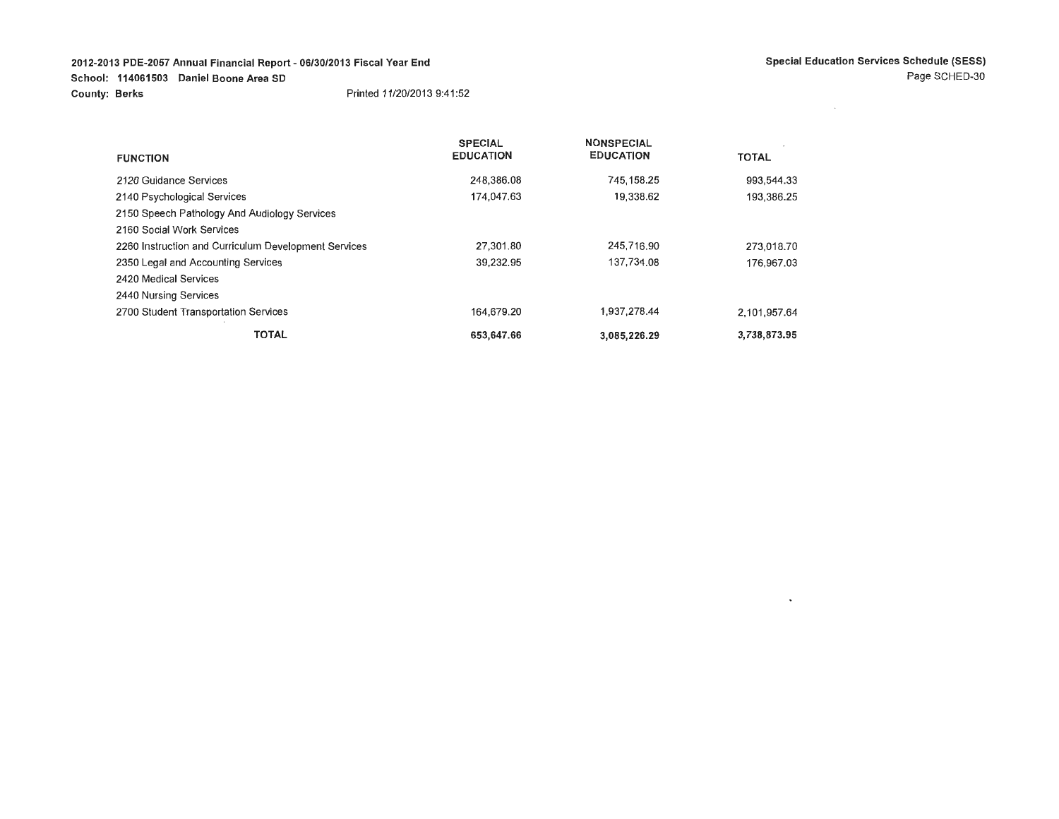**2012-2013 PDE-2057 Annual Financial Report - 06/30/2013 Fiscal Year End**
**School: 114061503 Daniel Boone Area SD**
**County: Berks**
Printed 11/20/2013 9:41:52

**Special Education Services Schedule (SESS)**
Page SCHED-30

| FUNCTION | SPECIAL EDUCATION | NONSPECIAL EDUCATION | TOTAL |
|---|---|---|---|
| 2120 Guidance Services | 248,386.08 | 745,158.25 | 993,544.33 |
| 2140 Psychological Services | 174,047.63 | 19,338.62 | 193,386.25 |
| 2150 Speech Pathology And Audiology Services | | | |
| 2160 Social Work Services | | | |
| 2260 Instruction and Curriculum Development Services | 27,301.80 | 245,716.90 | 273,018.70 |
| 2350 Legal and Accounting Services | 39,232.95 | 137,734.08 | 176,967.03 |
| 2420 Medical Services | | | |
| 2440 Nursing Services | | | |
| 2700 Student Transportation Services | 164,679.20 | 1,937,278.44 | 2,101,957.64 |
| **TOTAL** | **653,647.66** | **3,085,226.29** | **3,738,873.95** |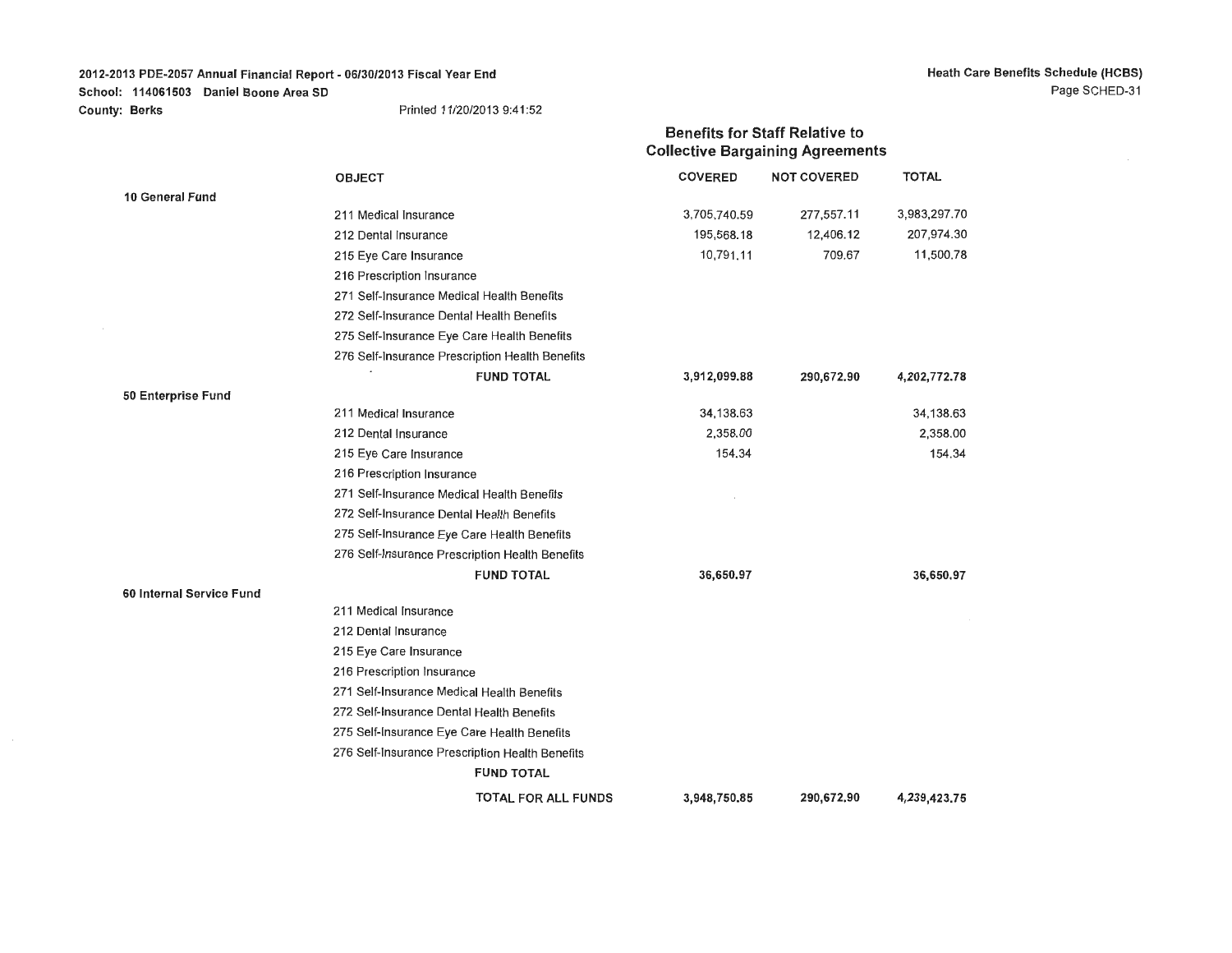2012-2013 PDE-2057 Annual Financial Report - 06/30/2013 Fiscal Year End
School: 114061503 Daniel Boone Area SD
County: Berks
Printed 11/20/2013 9:41:52

Heath Care Benefits Schedule (HCBS)
Page SCHED-31

## Benefits for Staff Relative to Collective Bargaining Agreements

| | OBJECT | COVERED | NOT COVERED | TOTAL |
|---|---|---|---|---|
| **10 General Fund** | | | | |
| | 211 Medical Insurance | 3,705,740.59 | 277,557.11 | 3,983,297.70 |
| | 212 Dental Insurance | 195,568.18 | 12,406.12 | 207,974.30 |
| | 215 Eye Care Insurance | 10,791.11 | 709.67 | 11,500.78 |
| | 216 Prescription Insurance | | | |
| | 271 Self-Insurance Medical Health Benefits | | | |
| | 272 Self-Insurance Dental Health Benefits | | | |
| | 275 Self-Insurance Eye Care Health Benefits | | | |
| | 276 Self-Insurance Prescription Health Benefits | | | |
| | **FUND TOTAL** | **3,912,099.88** | **290,672.90** | **4,202,772.78** |
| **50 Enterprise Fund** | | | | |
| | 211 Medical Insurance | 34,138.63 | | 34,138.63 |
| | 212 Dental Insurance | 2,358.00 | | 2,358.00 |
| | 215 Eye Care Insurance | 154.34 | | 154.34 |
| | 216 Prescription Insurance | | | |
| | 271 Self-Insurance Medical Health Benefits | | | |
| | 272 Self-Insurance Dental Health Benefits | | | |
| | 275 Self-Insurance Eye Care Health Benefits | | | |
| | 276 Self-Insurance Prescription Health Benefits | | | |
| | **FUND TOTAL** | **36,650.97** | | **36,650.97** |
| **60 Internal Service Fund** | | | | |
| | 211 Medical Insurance | | | |
| | 212 Dental Insurance | | | |
| | 215 Eye Care Insurance | | | |
| | 216 Prescription Insurance | | | |
| | 271 Self-Insurance Medical Health Benefits | | | |
| | 272 Self-Insurance Dental Health Benefits | | | |
| | 275 Self-Insurance Eye Care Health Benefits | | | |
| | 276 Self-Insurance Prescription Health Benefits | | | |
| | **FUND TOTAL** | | | |
| | **TOTAL FOR ALL FUNDS** | **3,948,750.85** | **290,672.90** | **4,239,423.75** |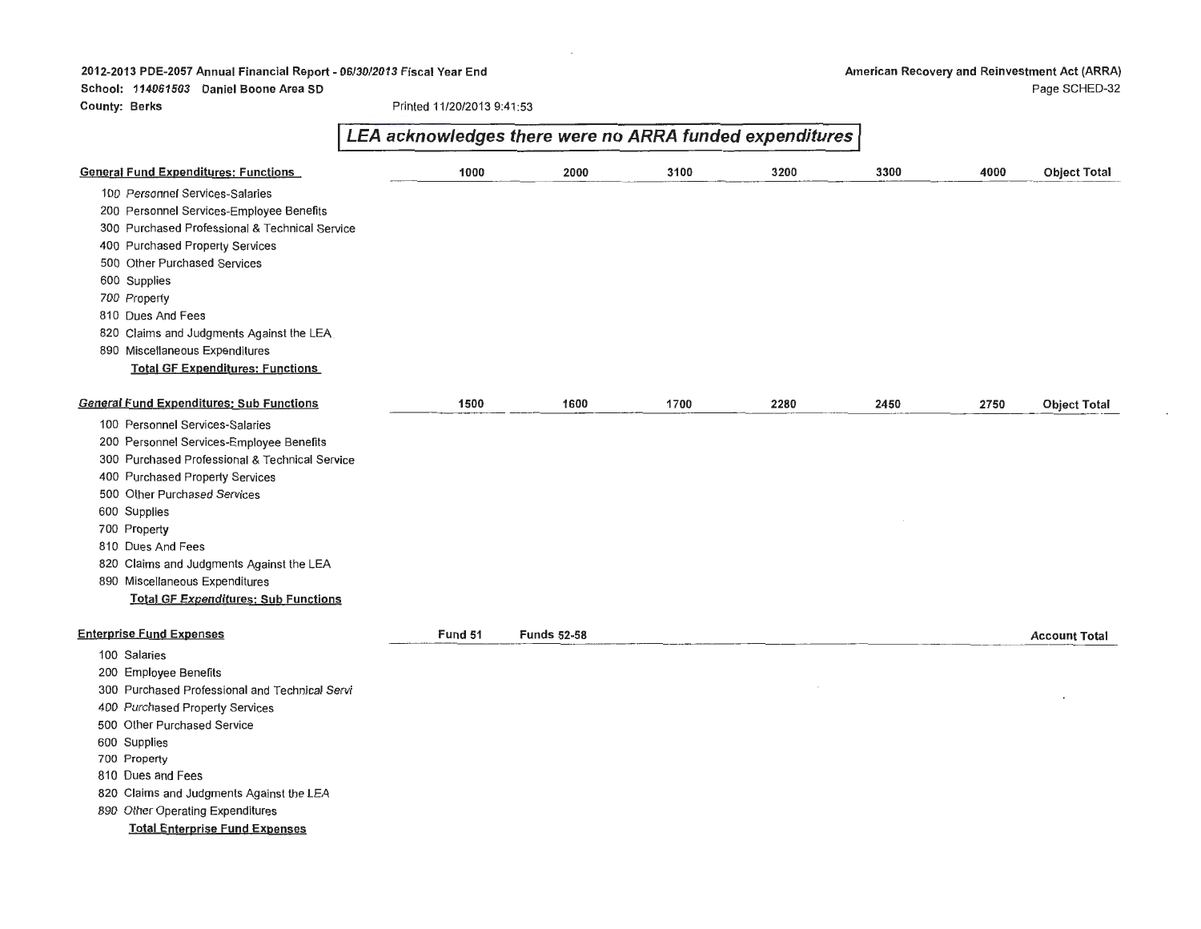2012-2013 PDE-2057 Annual Financial Report - 06/30/2013 Fiscal Year End

School: 114061503 Daniel Boone Area SD

County: Berks

Printed 11/20/2013 9:41:53

American Recovery and Reinvestment Act (ARRA)

Page SCHED-32

**LEA acknowledges there were no ARRA funded expenditures**

| General Fund Expenditures: Functions | 1000 | 2000 | 3100 | 3200 | 3300 | 4000 | Object Total |
|---|---|---|---|---|---|---|---|
| 100 Personnel Services-Salaries | | | | | | | |
| 200 Personnel Services-Employee Benefits | | | | | | | |
| 300 Purchased Professional & Technical Service | | | | | | | |
| 400 Purchased Property Services | | | | | | | |
| 500 Other Purchased Services | | | | | | | |
| 600 Supplies | | | | | | | |
| 700 Property | | | | | | | |
| 810 Dues And Fees | | | | | | | |
| 820 Claims and Judgments Against the LEA | | | | | | | |
| 890 Miscellaneous Expenditures | | | | | | | |
| **Total GF Expenditures: Functions** | | | | | | | |

| General Fund Expenditures: Sub Functions | 1500 | 1600 | 1700 | 2280 | 2450 | 2750 | Object Total |
|---|---|---|---|---|---|---|---|
| 100 Personnel Services-Salaries | | | | | | | |
| 200 Personnel Services-Employee Benefits | | | | | | | |
| 300 Purchased Professional & Technical Service | | | | | | | |
| 400 Purchased Property Services | | | | | | | |
| 500 Other Purchased Services | | | | | | | |
| 600 Supplies | | | | | | | |
| 700 Property | | | | | | | |
| 810 Dues And Fees | | | | | | | |
| 820 Claims and Judgments Against the LEA | | | | | | | |
| 890 Miscellaneous Expenditures | | | | | | | |
| **Total GF Expenditures: Sub Functions** | | | | | | | |

| Enterprise Fund Expenses | Fund 51 | Funds 52-58 | Account Total |
|---|---|---|---|
| 100 Salaries | | | |
| 200 Employee Benefits | | | |
| 300 Purchased Professional and Technical Servi | | | |
| 400 Purchased Property Services | | | |
| 500 Other Purchased Service | | | |
| 600 Supplies | | | |
| 700 Property | | | |
| 810 Dues and Fees | | | |
| 820 Claims and Judgments Against the LEA | | | |
| 890 Other Operating Expenditures | | | |
| **Total Enterprise Fund Expenses** | | | |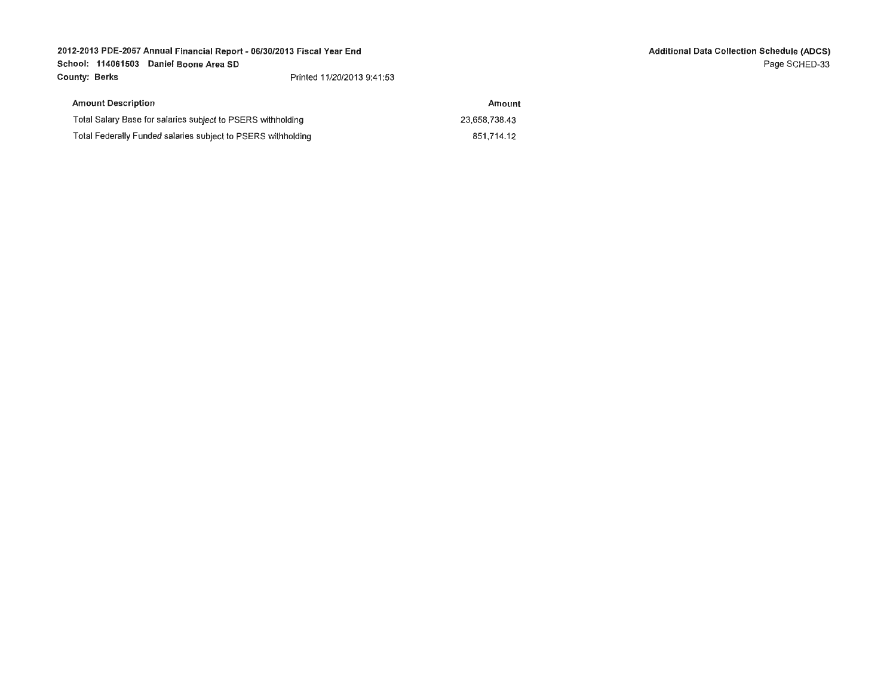**2012-2013 PDE-2057 Annual Financial Report - 06/30/2013 Fiscal Year End**
**School: 114061503 Daniel Boone Area SD**
**County: Berks** Printed 11/20/2013 9:41:53

**Additional Data Collection Schedule (ADCS)**
Page SCHED-33

| Amount Description | Amount |
| --- | --- |
| Total Salary Base for salaries subject to PSERS withholding | 23,658,738.43 |
| Total Federally Funded salaries subject to PSERS withholding | 851,714.12 |